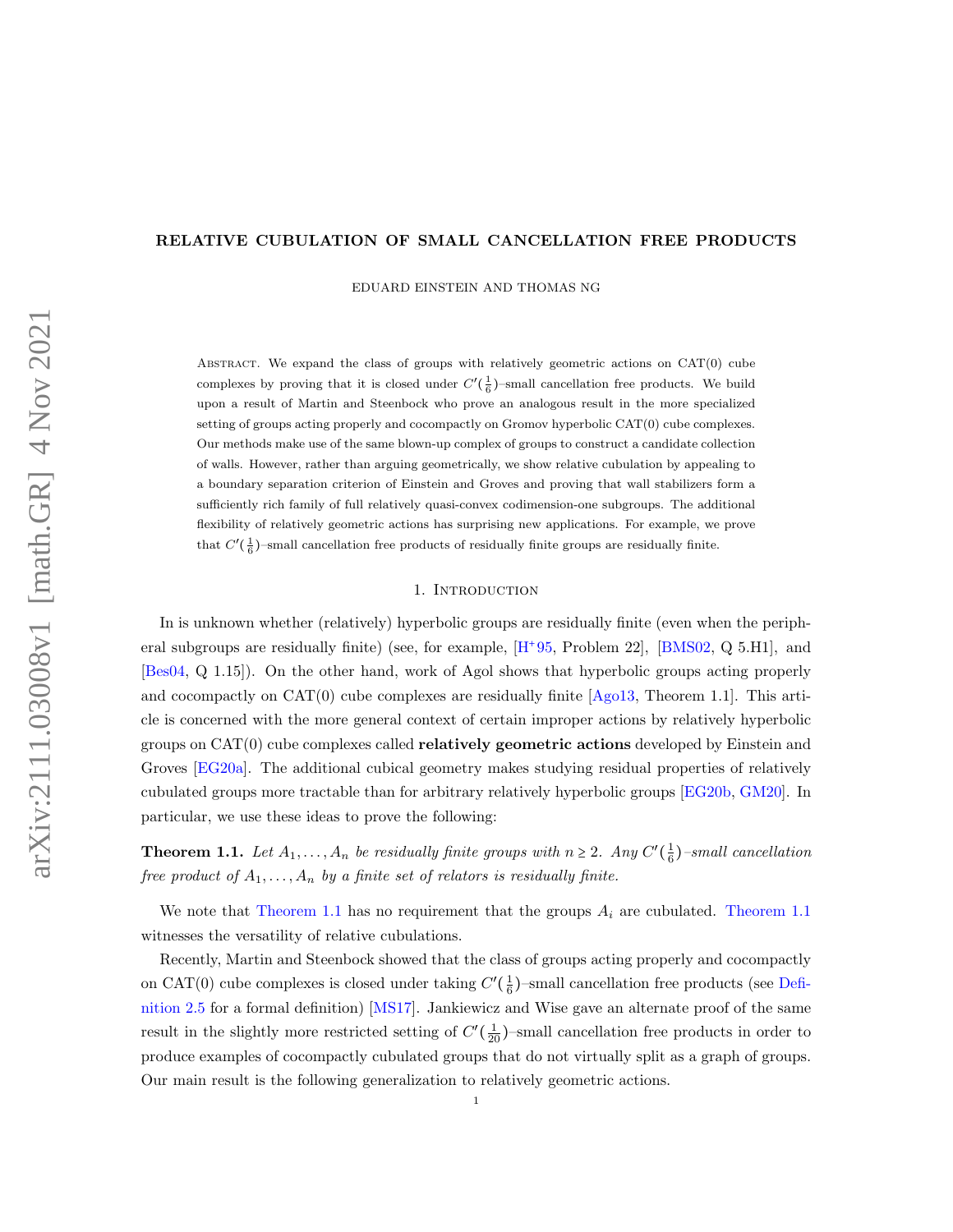# RELATIVE CUBULATION OF SMALL CANCELLATION FREE PRODUCTS

EDUARD EINSTEIN AND THOMAS NG

Abstract. We expand the class of groups with relatively geometric actions on CAT(0) cube complexes by proving that it is closed under $C'(\frac{1}{6})$–small cancellation free products. We build upon a result of Martin and Steenbock who prove an analogous result in the more specialized setting of groups acting properly and cocompactly on Gromov hyperbolic CAT(0) cube complexes. Our methods make use of the same blown-up complex of groups to construct a candidate collection of walls. However, rather than arguing geometrically, we show relative cubulation by appealing to a boundary separation criterion of Einstein and Groves and proving that wall stabilizers form a sufficiently rich family of full relatively quasi-convex codimension-one subgroups. The additional flexibility of relatively geometric actions has surprising new applications. For example, we prove that $C'(\frac{1}{6})$–small cancellation free products of residually finite groups are residually finite.

## 1. Introduction

In is unknown whether (relatively) hyperbolic groups are residually finite (even when the peripheral subgroups are residually finite) (see, for example, [H+95, Problem 22], [BMS02, Q 5.H1], and [Bes04, Q 1.15]). On the other hand, work of Agol shows that hyperbolic groups acting properly and cocompactly on CAT(0) cube complexes are residually finite [Ago13, Theorem 1.1]. This article is concerned with the more general context of certain improper actions by relatively hyperbolic groups on CAT(0) cube complexes called **relatively geometric actions** developed by Einstein and Groves [EG20a]. The additional cubical geometry makes studying residual properties of relatively cubulated groups more tractable than for arbitrary relatively hyperbolic groups [EG20b, GM20]. In particular, we use these ideas to prove the following:

**Theorem 1.1.** *Let $A_1, \ldots, A_n$ be residually finite groups with $n \geq 2$. Any $C'(\frac{1}{6})$–small cancellation free product of $A_1, \ldots, A_n$ by a finite set of relators is residually finite.*

We note that Theorem 1.1 has no requirement that the groups $A_i$ are cubulated. Theorem 1.1 witnesses the versatility of relative cubulations.

Recently, Martin and Steenbock showed that the class of groups acting properly and cocompactly on CAT(0) cube complexes is closed under taking $C'(\frac{1}{6})$–small cancellation free products (see Definition 2.5 for a formal definition) [MS17]. Jankiewicz and Wise gave an alternate proof of the same result in the slightly more restricted setting of $C'(\frac{1}{20})$–small cancellation free products in order to produce examples of cocompactly cubulated groups that do not virtually split as a graph of groups. Our main result is the following generalization to relatively geometric actions.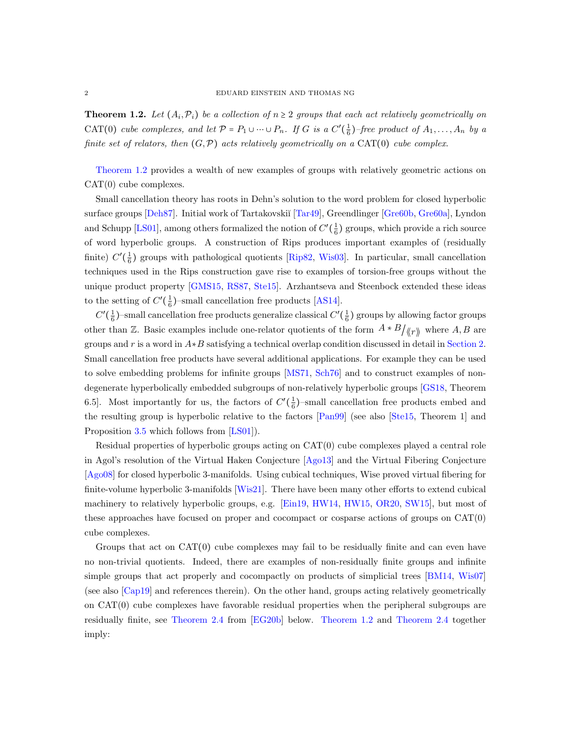**Theorem 1.2.** *Let $(A_i, \mathcal{P}_i)$ be a collection of $n \geq 2$ groups that each act relatively geometrically on $\mathrm{CAT}(0)$ cube complexes, and let $\mathcal{P} = P_1 \cup \cdots \cup P_n$. If $G$ is a $C'(\frac{1}{6})$–free product of $A_1, \ldots, A_n$ by a finite set of relators, then $(G, \mathcal{P})$ acts relatively geometrically on a $\mathrm{CAT}(0)$ cube complex.*

Theorem 1.2 provides a wealth of new examples of groups with relatively geometric actions on $\mathrm{CAT}(0)$ cube complexes.

Small cancellation theory has roots in Dehn's solution to the word problem for closed hyperbolic surface groups [Deh87]. Initial work of Tartakovskiĭ [Tar49], Greendlinger [Gre60b, Gre60a], Lyndon and Schupp [LS01], among others formalized the notion of $C'(\frac{1}{6})$ groups, which provide a rich source of word hyperbolic groups. A construction of Rips produces important examples of (residually finite) $C'(\frac{1}{6})$ groups with pathological quotients [Rip82, Wis03]. In particular, small cancellation techniques used in the Rips construction gave rise to examples of torsion-free groups without the unique product property [GMS15, RS87, Ste15]. Arzhantseva and Steenbock extended these ideas to the setting of $C'(\frac{1}{6})$–small cancellation free products [AS14].

$C'(\frac{1}{6})$–small cancellation free products generalize classical $C'(\frac{1}{6})$ groups by allowing factor groups other than $\mathbb{Z}$. Basic examples include one-relator quotients of the form $A * B / \langle\langle r \rangle\rangle$ where $A, B$ are groups and $r$ is a word in $A * B$ satisfying a technical overlap condition discussed in detail in Section 2. Small cancellation free products have several additional applications. For example they can be used to solve embedding problems for infinite groups [MS71, Sch76] and to construct examples of non-degenerate hyperbolically embedded subgroups of non-relatively hyperbolic groups [GS18, Theorem 6.5]. Most importantly for us, the factors of $C'(\frac{1}{6})$–small cancellation free products embed and the resulting group is hyperbolic relative to the factors [Pan99] (see also [Ste15, Theorem 1] and Proposition 3.5 which follows from [LS01]).

Residual properties of hyperbolic groups acting on $\mathrm{CAT}(0)$ cube complexes played a central role in Agol's resolution of the Virtual Haken Conjecture [Ago13] and the Virtual Fibering Conjecture [Ago08] for closed hyperbolic 3-manifolds. Using cubical techniques, Wise proved virtual fibering for finite-volume hyperbolic 3-manifolds [Wis21]. There have been many other efforts to extend cubical machinery to relatively hyperbolic groups, e.g. [Ein19, HW14, HW15, OR20, SW15], but most of these approaches have focused on proper and cocompact or cosparse actions of groups on $\mathrm{CAT}(0)$ cube complexes.

Groups that act on $\mathrm{CAT}(0)$ cube complexes may fail to be residually finite and can even have no non-trivial quotients. Indeed, there are examples of non-residually finite groups and infinite simple groups that act properly and cocompactly on products of simplicial trees [BM14, Wis07] (see also [Cap19] and references therein). On the other hand, groups acting relatively geometrically on $\mathrm{CAT}(0)$ cube complexes have favorable residual properties when the peripheral subgroups are residually finite, see Theorem 2.4 from [EG20b] below. Theorem 1.2 and Theorem 2.4 together imply: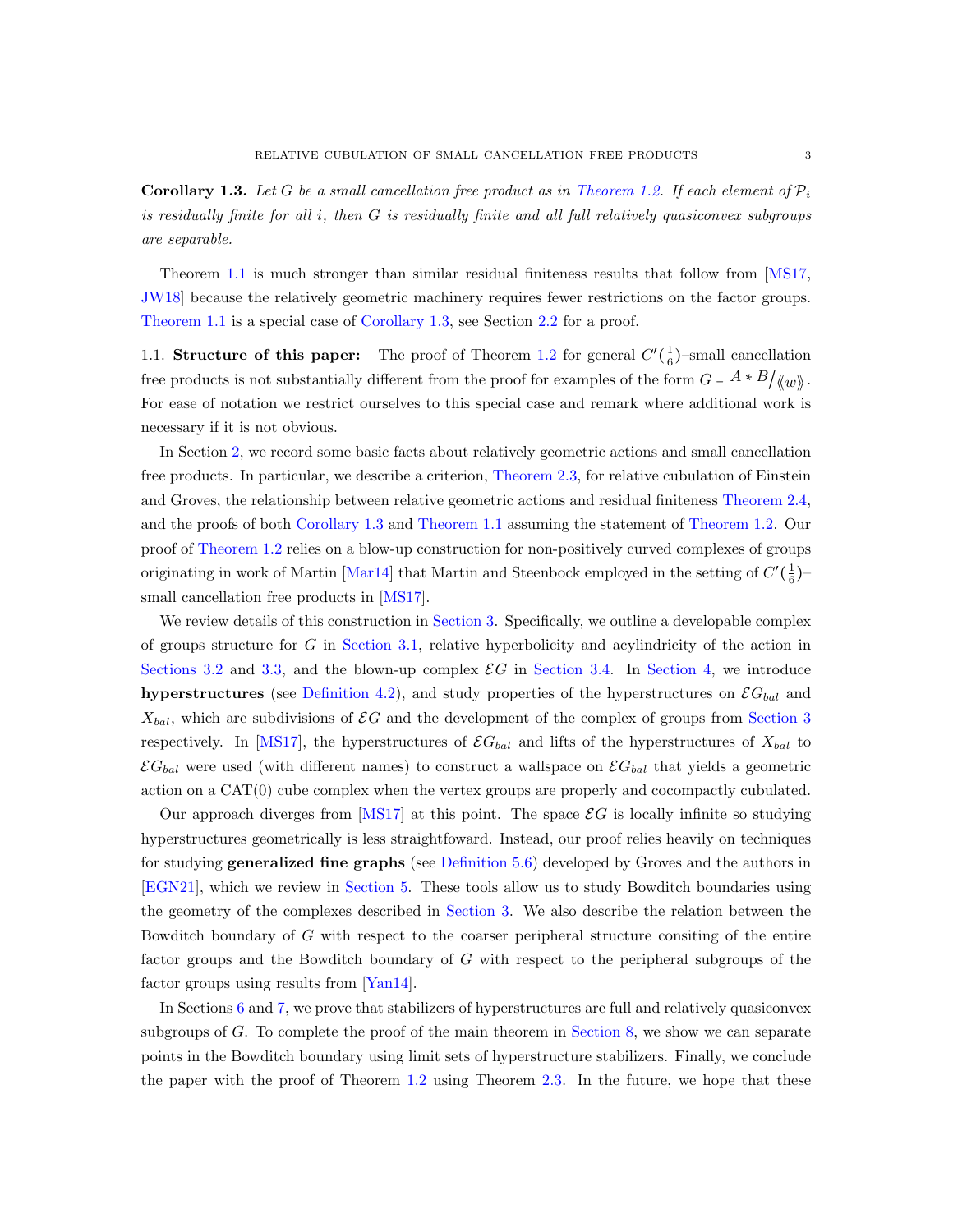**Corollary 1.3.** *Let $G$ be a small cancellation free product as in Theorem 1.2. If each element of $\mathcal{P}_i$ is residually finite for all $i$, then $G$ is residually finite and all full relatively quasiconvex subgroups are separable.*

Theorem 1.1 is much stronger than similar residual finiteness results that follow from [MS17, JW18] because the relatively geometric machinery requires fewer restrictions on the factor groups. Theorem 1.1 is a special case of Corollary 1.3, see Section 2.2 for a proof.

1.1. **Structure of this paper:** The proof of Theorem 1.2 for general $C'(\frac{1}{6})$–small cancellation free products is not substantially different from the proof for examples of the form $G = {}^{A * B}\big/_{\langle\langle w \rangle\rangle}$. For ease of notation we restrict ourselves to this special case and remark where additional work is necessary if it is not obvious.

In Section 2, we record some basic facts about relatively geometric actions and small cancellation free products. In particular, we describe a criterion, Theorem 2.3, for relative cubulation of Einstein and Groves, the relationship between relative geometric actions and residual finiteness Theorem 2.4, and the proofs of both Corollary 1.3 and Theorem 1.1 assuming the statement of Theorem 1.2. Our proof of Theorem 1.2 relies on a blow-up construction for non-positively curved complexes of groups originating in work of Martin [Mar14] that Martin and Steenbock employed in the setting of $C'(\frac{1}{6})$–small cancellation free products in [MS17].

We review details of this construction in Section 3. Specifically, we outline a developable complex of groups structure for $G$ in Section 3.1, relative hyperbolicity and acylindricity of the action in Sections 3.2 and 3.3, and the blown-up complex $\mathcal{E}G$ in Section 3.4. In Section 4, we introduce **hyperstructures** (see Definition 4.2), and study properties of the hyperstructures on $\mathcal{E}G_{bal}$ and $X_{bal}$, which are subdivisions of $\mathcal{E}G$ and the development of the complex of groups from Section 3 respectively. In [MS17], the hyperstructures of $\mathcal{E}G_{bal}$ and lifts of the hyperstructures of $X_{bal}$ to $\mathcal{E}G_{bal}$ were used (with different names) to construct a wallspace on $\mathcal{E}G_{bal}$ that yields a geometric action on a CAT(0) cube complex when the vertex groups are properly and cocompactly cubulated.

Our approach diverges from [MS17] at this point. The space $\mathcal{E}G$ is locally infinite so studying hyperstructures geometrically is less straightfoward. Instead, our proof relies heavily on techniques for studying **generalized fine graphs** (see Definition 5.6) developed by Groves and the authors in [EGN21], which we review in Section 5. These tools allow us to study Bowditch boundaries using the geometry of the complexes described in Section 3. We also describe the relation between the Bowditch boundary of $G$ with respect to the coarser peripheral structure consiting of the entire factor groups and the Bowditch boundary of $G$ with respect to the peripheral subgroups of the factor groups using results from [Yan14].

In Sections 6 and 7, we prove that stabilizers of hyperstructures are full and relatively quasiconvex subgroups of $G$. To complete the proof of the main theorem in Section 8, we show we can separate points in the Bowditch boundary using limit sets of hyperstructure stabilizers. Finally, we conclude the paper with the proof of Theorem 1.2 using Theorem 2.3. In the future, we hope that these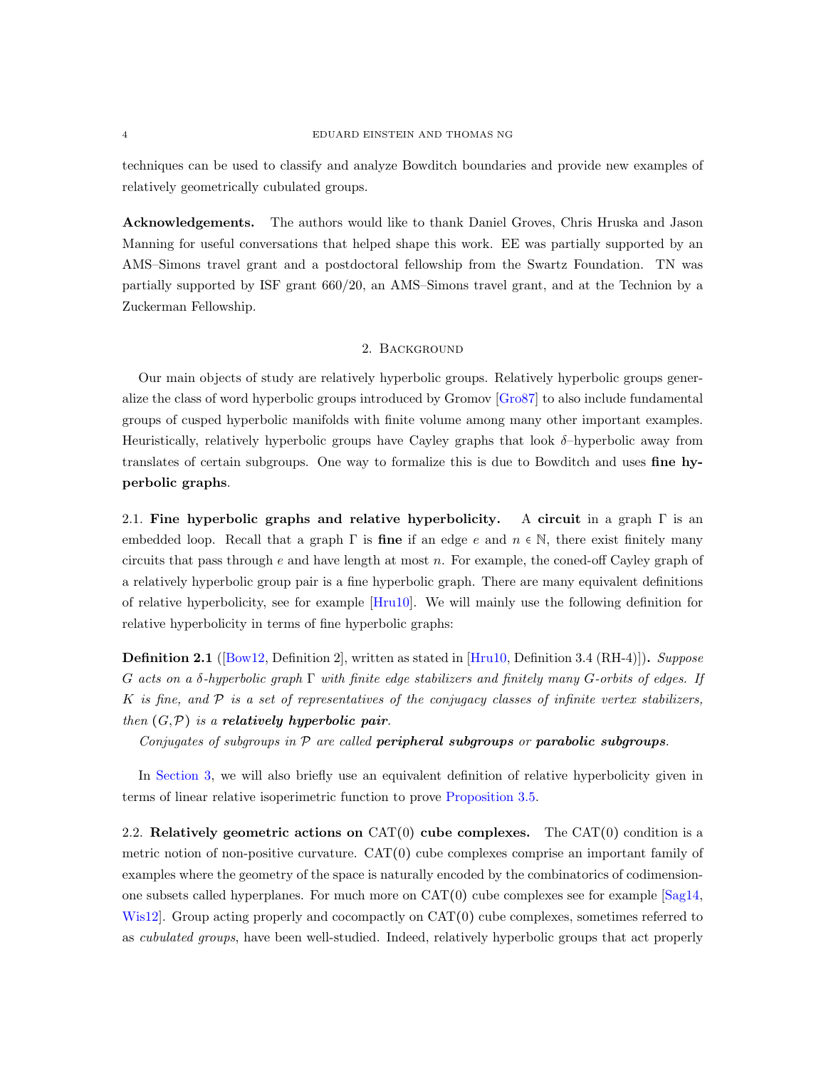techniques can be used to classify and analyze Bowditch boundaries and provide new examples of relatively geometrically cubulated groups.

**Acknowledgements.** The authors would like to thank Daniel Groves, Chris Hruska and Jason Manning for useful conversations that helped shape this work. EE was partially supported by an AMS–Simons travel grant and a postdoctoral fellowship from the Swartz Foundation. TN was partially supported by ISF grant 660/20, an AMS–Simons travel grant, and at the Technion by a Zuckerman Fellowship.

## 2. Background

Our main objects of study are relatively hyperbolic groups. Relatively hyperbolic groups generalize the class of word hyperbolic groups introduced by Gromov [Gro87] to also include fundamental groups of cusped hyperbolic manifolds with finite volume among many other important examples. Heuristically, relatively hyperbolic groups have Cayley graphs that look $\delta$–hyperbolic away from translates of certain subgroups. One way to formalize this is due to Bowditch and uses **fine hyperbolic graphs**.

### 2.1. Fine hyperbolic graphs and relative hyperbolicity.

A **circuit** in a graph $\Gamma$ is an embedded loop. Recall that a graph $\Gamma$ is **fine** if an edge $e$ and $n \in \mathbb{N}$, there exist finitely many circuits that pass through $e$ and have length at most $n$. For example, the coned-off Cayley graph of a relatively hyperbolic group pair is a fine hyperbolic graph. There are many equivalent definitions of relative hyperbolicity, see for example [Hru10]. We will mainly use the following definition for relative hyperbolicity in terms of fine hyperbolic graphs:

**Definition 2.1** ([Bow12, Definition 2], written as stated in [Hru10, Definition 3.4 (RH-4)])**.** *Suppose $G$ acts on a $\delta$-hyperbolic graph $\Gamma$ with finite edge stabilizers and finitely many $G$-orbits of edges. If $K$ is fine, and $\mathcal{P}$ is a set of representatives of the conjugacy classes of infinite vertex stabilizers, then $(G, \mathcal{P})$ is a **relatively hyperbolic pair**.*

*Conjugates of subgroups in $\mathcal{P}$ are called **peripheral subgroups** or **parabolic subgroups**.*

In Section 3, we will also briefly use an equivalent definition of relative hyperbolicity given in terms of linear relative isoperimetric function to prove Proposition 3.5.

### 2.2. Relatively geometric actions on CAT(0) cube complexes.

The CAT(0) condition is a metric notion of non-positive curvature. CAT(0) cube complexes comprise an important family of examples where the geometry of the space is naturally encoded by the combinatorics of codimension-one subsets called hyperplanes. For much more on CAT(0) cube complexes see for example [Sag14, Wis12]. Group acting properly and cocompactly on CAT(0) cube complexes, sometimes referred to as *cubulated groups*, have been well-studied. Indeed, relatively hyperbolic groups that act properly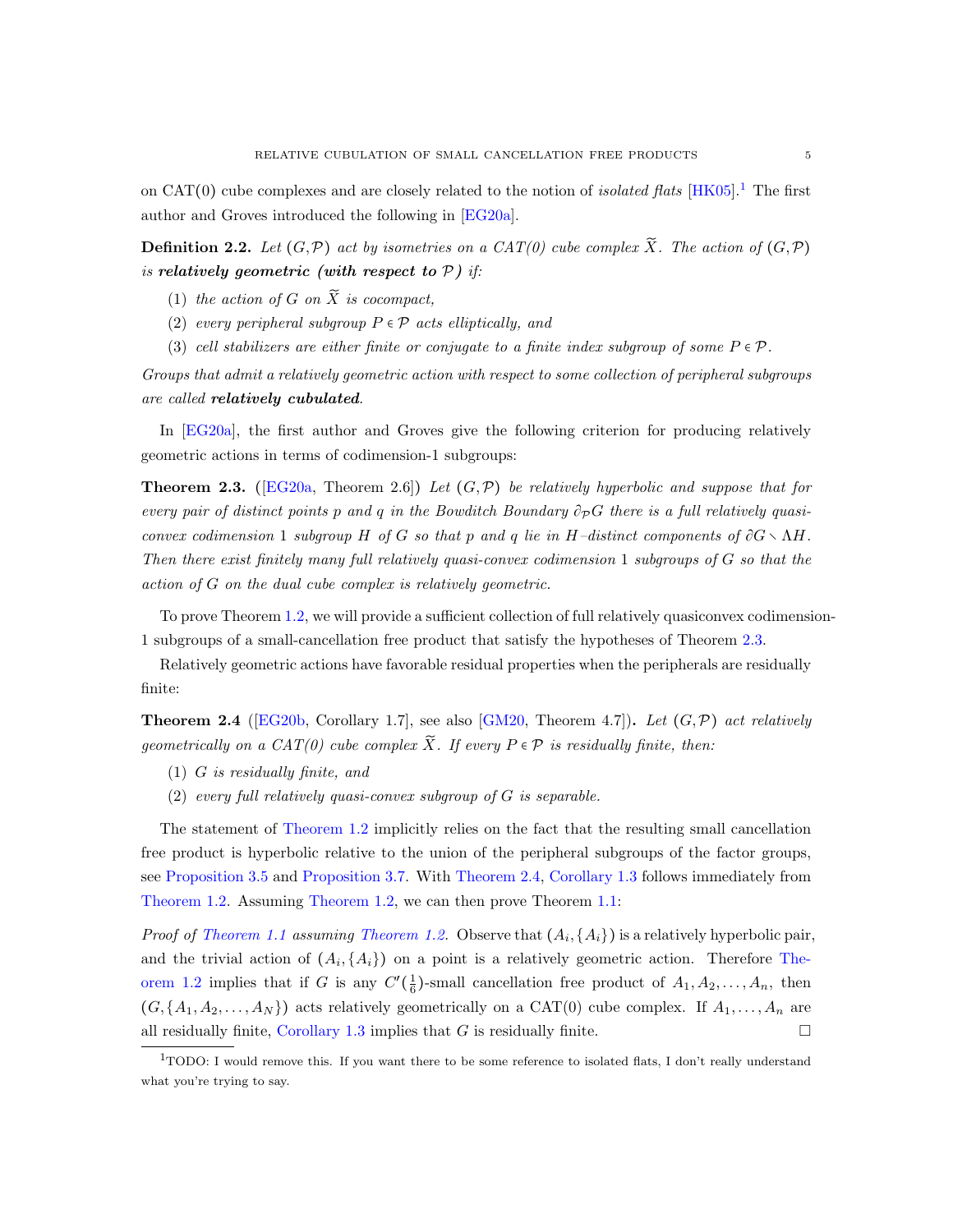on CAT(0) cube complexes and are closely related to the notion of *isolated flats* [HK05].[1] The first author and Groves introduced the following in [EG20a].

**Definition 2.2.** *Let $(G, \mathcal{P})$ act by isometries on a CAT(0) cube complex $\widetilde{X}$. The action of $(G, \mathcal{P})$ is* ***relatively geometric (with respect to $\mathcal{P}$)*** *if:*

1. *the action of $G$ on $\widetilde{X}$ is cocompact,*
2. *every peripheral subgroup $P \in \mathcal{P}$ acts elliptically, and*
3. *cell stabilizers are either finite or conjugate to a finite index subgroup of some $P \in \mathcal{P}$.*

*Groups that admit a relatively geometric action with respect to some collection of peripheral subgroups are called* ***relatively cubulated****.*

In [EG20a], the first author and Groves give the following criterion for producing relatively geometric actions in terms of codimension-1 subgroups:

**Theorem 2.3.** ([EG20a, Theorem 2.6]) *Let $(G, \mathcal{P})$ be relatively hyperbolic and suppose that for every pair of distinct points $p$ and $q$ in the Bowditch Boundary $\partial_{\mathcal{P}} G$ there is a full relatively quasi-convex codimension 1 subgroup $H$ of $G$ so that $p$ and $q$ lie in $H$–distinct components of $\partial G \smallsetminus \Lambda H$. Then there exist finitely many full relatively quasi-convex codimension 1 subgroups of $G$ so that the action of $G$ on the dual cube complex is relatively geometric.*

To prove Theorem 1.2, we will provide a sufficient collection of full relatively quasiconvex codimension-1 subgroups of a small-cancellation free product that satisfy the hypotheses of Theorem 2.3.

Relatively geometric actions have favorable residual properties when the peripherals are residually finite:

**Theorem 2.4** ([EG20b, Corollary 1.7], see also [GM20, Theorem 4.7])**.** *Let $(G, \mathcal{P})$ act relatively geometrically on a CAT(0) cube complex $\widetilde{X}$. If every $P \in \mathcal{P}$ is residually finite, then:*

1. *$G$ is residually finite, and*
2. *every full relatively quasi-convex subgroup of $G$ is separable.*

The statement of Theorem 1.2 implicitly relies on the fact that the resulting small cancellation free product is hyperbolic relative to the union of the peripheral subgroups of the factor groups, see Proposition 3.5 and Proposition 3.7. With Theorem 2.4, Corollary 1.3 follows immediately from Theorem 1.2. Assuming Theorem 1.2, we can then prove Theorem 1.1:

*Proof of Theorem 1.1 assuming Theorem 1.2.* Observe that $(A_i, \{A_i\})$ is a relatively hyperbolic pair, and the trivial action of $(A_i, \{A_i\})$ on a point is a relatively geometric action. Therefore Theorem 1.2 implies that if $G$ is any $C'(\frac{1}{6})$-small cancellation free product of $A_1, A_2, \ldots, A_n$, then $(G, \{A_1, A_2, \ldots, A_N\})$ acts relatively geometrically on a CAT(0) cube complex. If $A_1, \ldots, A_n$ are all residually finite, Corollary 1.3 implies that $G$ is residually finite. □

[1] TODO: I would remove this. If you want there to be some reference to isolated flats, I don't really understand what you're trying to say.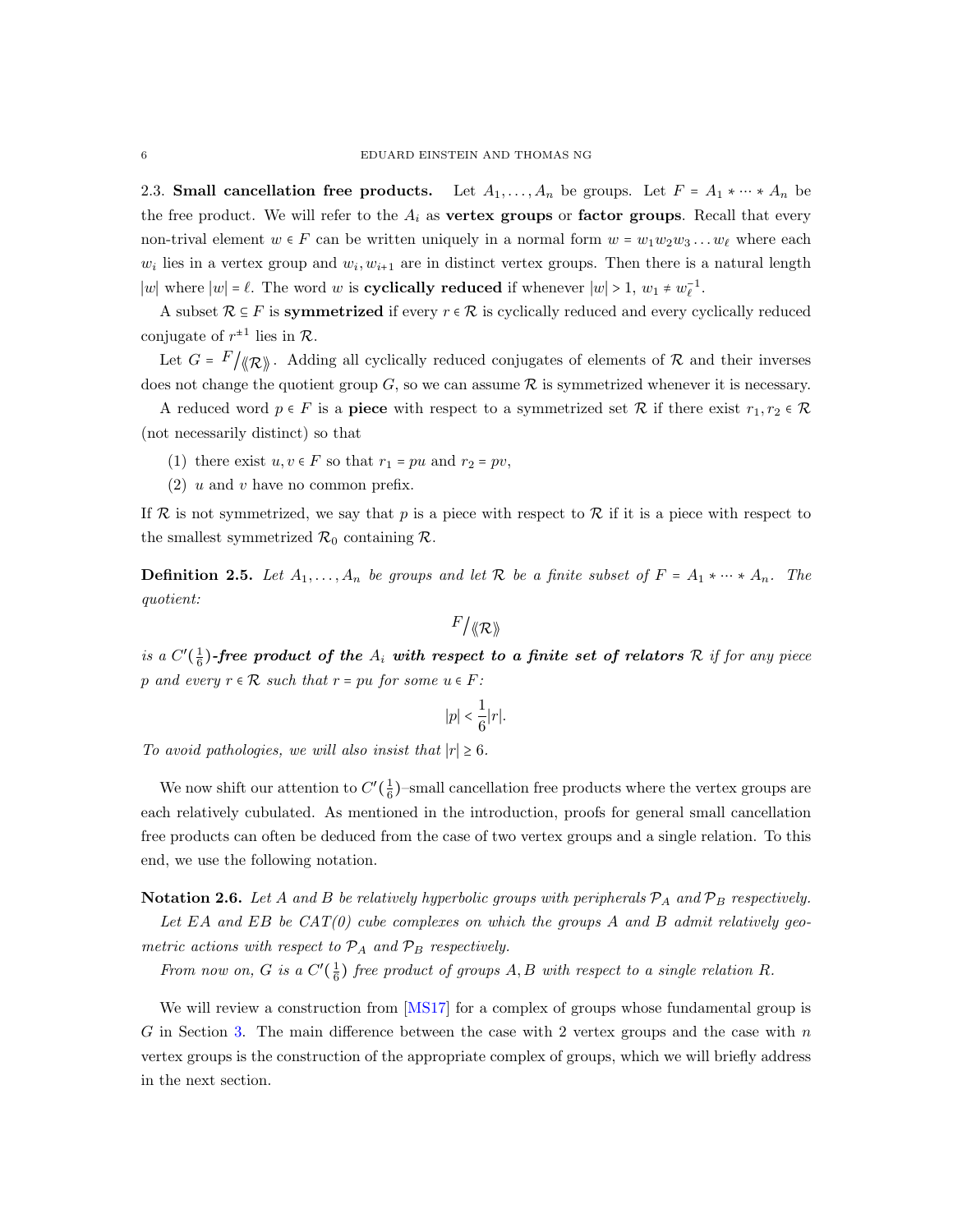2.3. **Small cancellation free products.** Let $A_1, \ldots, A_n$ be groups. Let $F = A_1 * \cdots * A_n$ be the free product. We will refer to the $A_i$ as **vertex groups** or **factor groups**. Recall that every non-trival element $w \in F$ can be written uniquely in a normal form $w = w_1 w_2 w_3 \ldots w_\ell$ where each $w_i$ lies in a vertex group and $w_i, w_{i+1}$ are in distinct vertex groups. Then there is a natural length $|w|$ where $|w| = \ell$. The word $w$ is **cyclically reduced** if whenever $|w| > 1$, $w_1 \neq w_\ell^{-1}$.

A subset $\mathcal{R} \subseteq F$ is **symmetrized** if every $r \in \mathcal{R}$ is cyclically reduced and every cyclically reduced conjugate of $r^{\pm 1}$ lies in $\mathcal{R}$.

Let $G = {}^{F}\!/\!\langle\!\langle \mathcal{R} \rangle\!\rangle$. Adding all cyclically reduced conjugates of elements of $\mathcal{R}$ and their inverses does not change the quotient group $G$, so we can assume $\mathcal{R}$ is symmetrized whenever it is necessary.

A reduced word $p \in F$ is a **piece** with respect to a symmetrized set $\mathcal{R}$ if there exist $r_1, r_2 \in \mathcal{R}$ (not necessarily distinct) so that

1. there exist $u, v \in F$ so that $r_1 = pu$ and $r_2 = pv$,
2. $u$ and $v$ have no common prefix.

If $\mathcal{R}$ is not symmetrized, we say that $p$ is a piece with respect to $\mathcal{R}$ if it is a piece with respect to the smallest symmetrized $\mathcal{R}_0$ containing $\mathcal{R}$.

**Definition 2.5.** *Let $A_1, \ldots, A_n$ be groups and let $\mathcal{R}$ be a finite subset of $F = A_1 * \cdots * A_n$. The quotient:*

$$ {}^{F}\!/\!\langle\!\langle \mathcal{R} \rangle\!\rangle $$

*is a* ***$C'(\frac{1}{6})$-free product of the $A_i$ with respect to a finite set of relators $\mathcal{R}$*** *if for any piece $p$ and every $r \in \mathcal{R}$ such that $r = pu$ for some $u \in F$:*

$$ |p| < \frac{1}{6}|r|. $$

*To avoid pathologies, we will also insist that $|r| \geq 6$.*

We now shift our attention to $C'(\frac{1}{6})$–small cancellation free products where the vertex groups are each relatively cubulated. As mentioned in the introduction, proofs for general small cancellation free products can often be deduced from the case of two vertex groups and a single relation. To this end, we use the following notation.

**Notation 2.6.** *Let $A$ and $B$ be relatively hyperbolic groups with peripherals $\mathcal{P}_A$ and $\mathcal{P}_B$ respectively.*

*Let $EA$ and $EB$ be CAT(0) cube complexes on which the groups $A$ and $B$ admit relatively geometric actions with respect to $\mathcal{P}_A$ and $\mathcal{P}_B$ respectively.*

*From now on, $G$ is a $C'(\frac{1}{6})$ free product of groups $A, B$ with respect to a single relation $R$.*

We will review a construction from [MS17] for a complex of groups whose fundamental group is $G$ in Section 3. The main difference between the case with 2 vertex groups and the case with $n$ vertex groups is the construction of the appropriate complex of groups, which we will briefly address in the next section.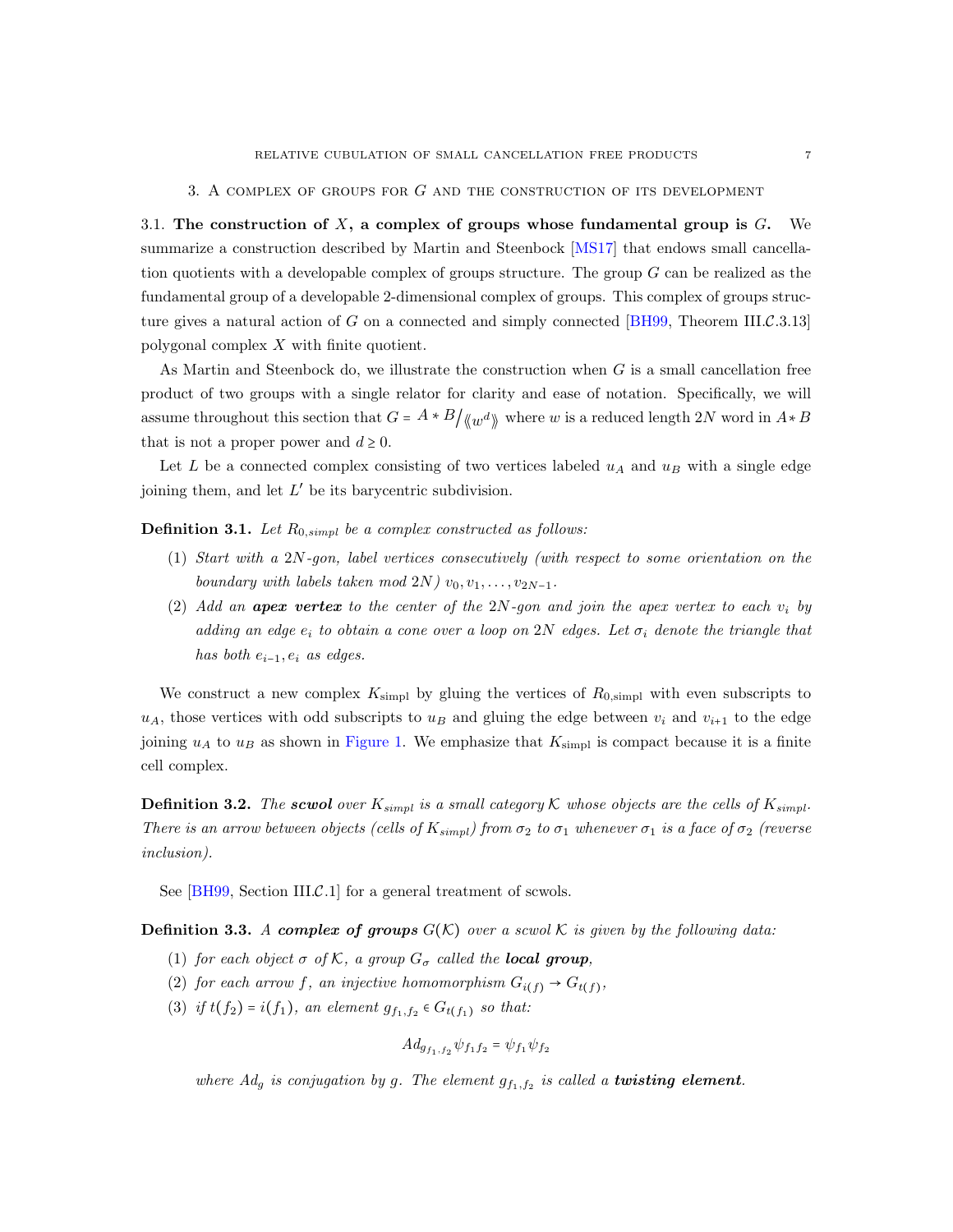## 3. A complex of groups for $G$ and the construction of its development

**3.1. The construction of $X$, a complex of groups whose fundamental group is $G$.** We summarize a construction described by Martin and Steenbock [MS17] that endows small cancellation quotients with a developable complex of groups structure. The group $G$ can be realized as the fundamental group of a developable 2-dimensional complex of groups. This complex of groups structure gives a natural action of $G$ on a connected and simply connected [BH99, Theorem III.$\mathcal{C}$.3.13] polygonal complex $X$ with finite quotient.

As Martin and Steenbock do, we illustrate the construction when $G$ is a small cancellation free product of two groups with a single relator for clarity and ease of notation. Specifically, we will assume throughout this section that $G = A * B / \langle\langle w^d \rangle\rangle$ where $w$ is a reduced length $2N$ word in $A * B$ that is not a proper power and $d \geq 0$.

Let $L$ be a connected complex consisting of two vertices labeled $u_A$ and $u_B$ with a single edge joining them, and let $L'$ be its barycentric subdivision.

**Definition 3.1.** *Let $R_{0,simpl}$ be a complex constructed as follows:*

1. *Start with a $2N$-gon, label vertices consecutively (with respect to some orientation on the boundary with labels taken mod $2N$) $v_0, v_1, \ldots, v_{2N-1}$.*
2. *Add an **apex vertex** to the center of the $2N$-gon and join the apex vertex to each $v_i$ by adding an edge $e_i$ to obtain a cone over a loop on $2N$ edges. Let $\sigma_i$ denote the triangle that has both $e_{i-1}, e_i$ as edges.*

We construct a new complex $K_{\text{simpl}}$ by gluing the vertices of $R_{0,\text{simpl}}$ with even subscripts to $u_A$, those vertices with odd subscripts to $u_B$ and gluing the edge between $v_i$ and $v_{i+1}$ to the edge joining $u_A$ to $u_B$ as shown in Figure 1. We emphasize that $K_{\text{simpl}}$ is compact because it is a finite cell complex.

**Definition 3.2.** *The **scwol** over $K_{simpl}$ is a small category $\mathcal{K}$ whose objects are the cells of $K_{simpl}$. There is an arrow between objects (cells of $K_{simpl}$) from $\sigma_2$ to $\sigma_1$ whenever $\sigma_1$ is a face of $\sigma_2$ (reverse inclusion).*

See [BH99, Section III.$\mathcal{C}$.1] for a general treatment of scwols.

**Definition 3.3.** *A **complex of groups** $G(\mathcal{K})$ over a scwol $\mathcal{K}$ is given by the following data:*

1. *for each object $\sigma$ of $\mathcal{K}$, a group $G_\sigma$ called the **local group**,*
2. *for each arrow $f$, an injective homomorphism $G_{i(f)} \to G_{t(f)}$,*
3. *if $t(f_2) = i(f_1)$, an element $g_{f_1,f_2} \in G_{t(f_1)}$ so that:*

$$Ad_{g_{f_1,f_2}} \psi_{f_1 f_2} = \psi_{f_1} \psi_{f_2}$$

*where $Ad_g$ is conjugation by $g$. The element $g_{f_1,f_2}$ is called a **twisting element**.*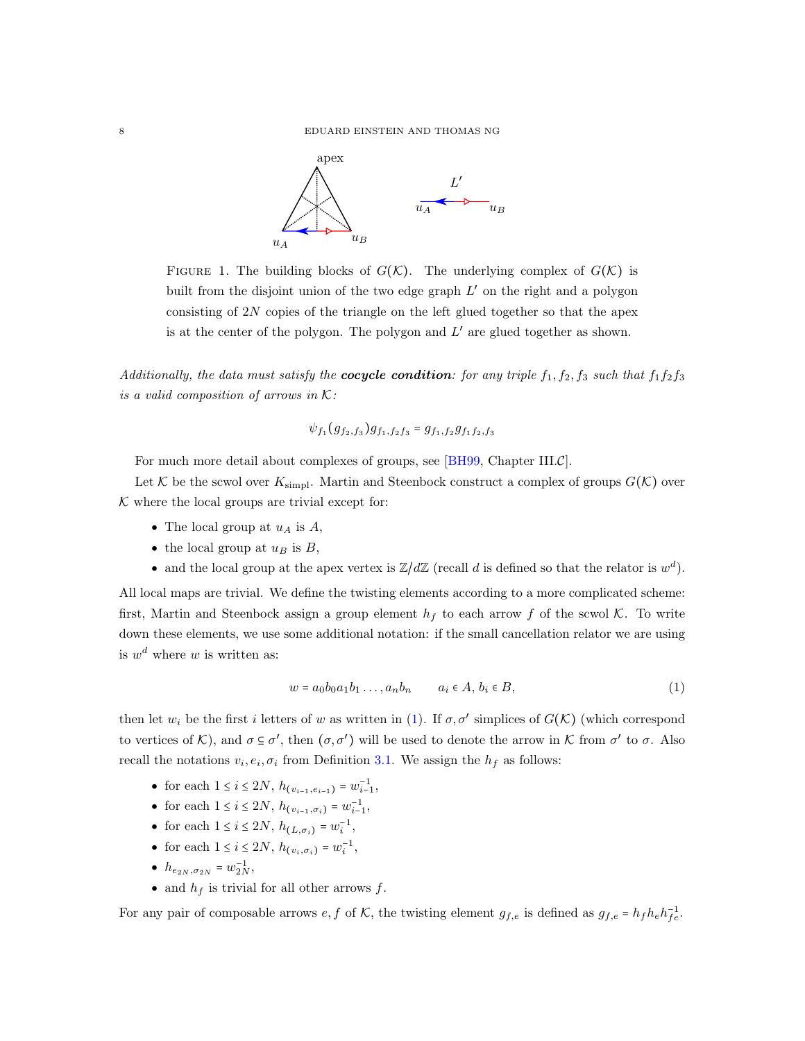FIGURE 1. The building blocks of $G(\mathcal{K})$. The underlying complex of $G(\mathcal{K})$ is built from the disjoint union of the two edge graph $L'$ on the right and a polygon consisting of $2N$ copies of the triangle on the left glued together so that the apex is at the center of the polygon. The polygon and $L'$ are glued together as shown.

*Additionally, the data must satisfy the **cocycle condition**: for any triple $f_1, f_2, f_3$ such that $f_1 f_2 f_3$ is a valid composition of arrows in $\mathcal{K}$:*

$$\psi_{f_1}(g_{f_2,f_3})g_{f_1,f_2f_3} = g_{f_1,f_2}g_{f_1f_2,f_3}$$

For much more detail about complexes of groups, see [BH99, Chapter III.$\mathcal{C}$].

Let $\mathcal{K}$ be the scwol over $K_{\text{simpl}}$. Martin and Steenbock construct a complex of groups $G(\mathcal{K})$ over $\mathcal{K}$ where the local groups are trivial except for:

- The local group at $u_A$ is $A$,
- the local group at $u_B$ is $B$,
- and the local group at the apex vertex is $\mathbb{Z}/d\mathbb{Z}$ (recall $d$ is defined so that the relator is $w^d$).

All local maps are trivial. We define the twisting elements according to a more complicated scheme: first, Martin and Steenbock assign a group element $h_f$ to each arrow $f$ of the scwol $\mathcal{K}$. To write down these elements, we use some additional notation: if the small cancellation relator we are using is $w^d$ where $w$ is written as:

$$w = a_0 b_0 a_1 b_1 \dots, a_n b_n \qquad a_i \in A,\, b_i \in B, \tag{1}$$

then let $w_i$ be the first $i$ letters of $w$ as written in (1). If $\sigma, \sigma'$ simplices of $G(\mathcal{K})$ (which correspond to vertices of $\mathcal{K}$), and $\sigma \subseteq \sigma'$, then $(\sigma, \sigma')$ will be used to denote the arrow in $\mathcal{K}$ from $\sigma'$ to $\sigma$. Also recall the notations $v_i, e_i, \sigma_i$ from Definition 3.1. We assign the $h_f$ as follows:

- for each $1 \leq i \leq 2N$, $h_{(v_{i-1}, e_{i-1})} = w_{i-1}^{-1}$,
- for each $1 \leq i \leq 2N$, $h_{(v_{i-1}, \sigma_i)} = w_{i-1}^{-1}$,
- for each $1 \leq i \leq 2N$, $h_{(L, \sigma_i)} = w_i^{-1}$,
- for each $1 \leq i \leq 2N$, $h_{(v_i, \sigma_i)} = w_i^{-1}$,
- $h_{e_{2N}, \sigma_{2N}} = w_{2N}^{-1}$,
- and $h_f$ is trivial for all other arrows $f$.

For any pair of composable arrows $e, f$ of $\mathcal{K}$, the twisting element $g_{f,e}$ is defined as $g_{f,e} = h_f h_e h_{fe}^{-1}$.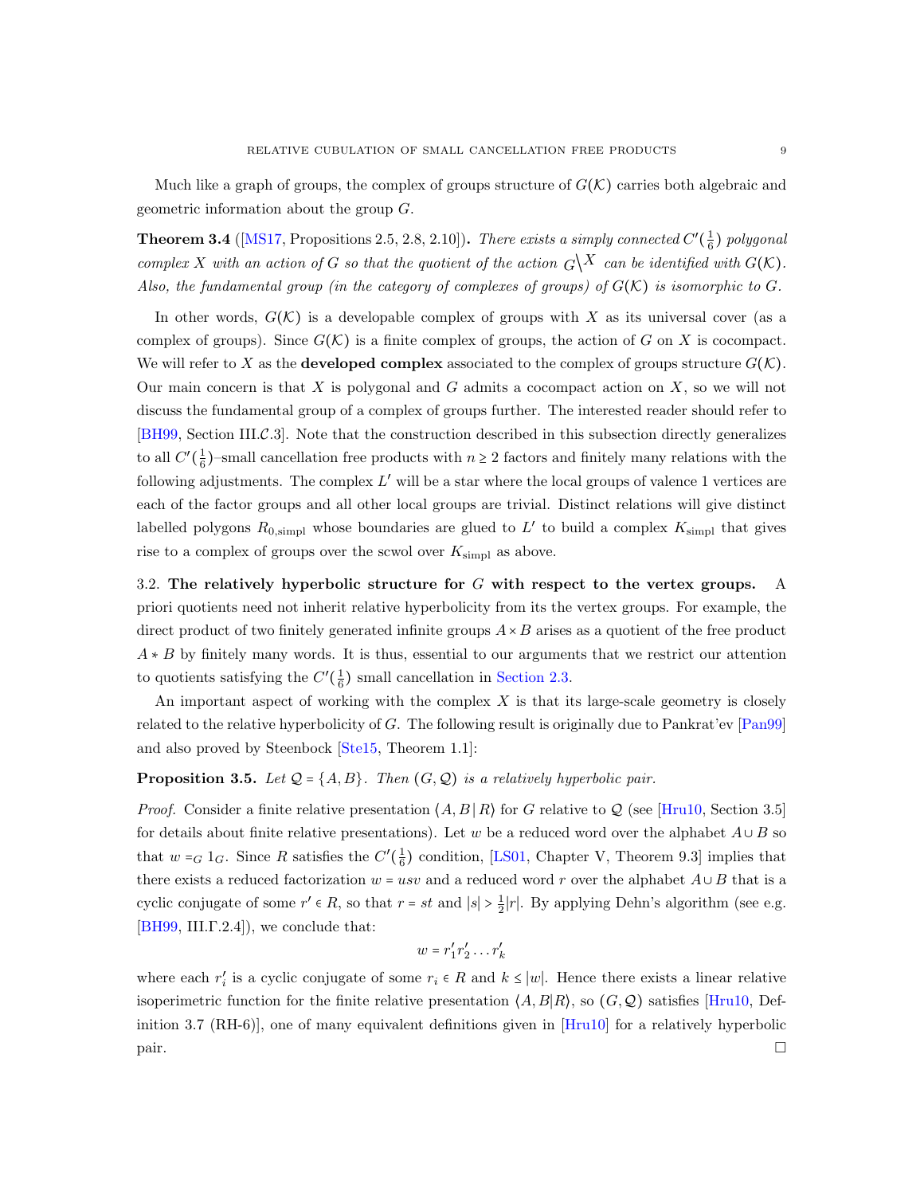Much like a graph of groups, the complex of groups structure of $G(\mathcal{K})$ carries both algebraic and geometric information about the group $G$.

**Theorem 3.4** ([MS17, Propositions 2.5, 2.8, 2.10])**.** *There exists a simply connected $C'(\frac{1}{6})$ polygonal complex $X$ with an action of $G$ so that the quotient of the action ${}_G\backslash^X$ can be identified with $G(\mathcal{K})$. Also, the fundamental group (in the category of complexes of groups) of $G(\mathcal{K})$ is isomorphic to $G$.*

In other words, $G(\mathcal{K})$ is a developable complex of groups with $X$ as its universal cover (as a complex of groups). Since $G(\mathcal{K})$ is a finite complex of groups, the action of $G$ on $X$ is cocompact. We will refer to $X$ as the **developed complex** associated to the complex of groups structure $G(\mathcal{K})$. Our main concern is that $X$ is polygonal and $G$ admits a cocompact action on $X$, so we will not discuss the fundamental group of a complex of groups further. The interested reader should refer to [BH99, Section III.$\mathcal{C}$.3]. Note that the construction described in this subsection directly generalizes to all $C'(\frac{1}{6})$–small cancellation free products with $n \geq 2$ factors and finitely many relations with the following adjustments. The complex $L'$ will be a star where the local groups of valence 1 vertices are each of the factor groups and all other local groups are trivial. Distinct relations will give distinct labelled polygons $R_{0,\text{simpl}}$ whose boundaries are glued to $L'$ to build a complex $K_{\text{simpl}}$ that gives rise to a complex of groups over the scwol over $K_{\text{simpl}}$ as above.

### 3.2. The relatively hyperbolic structure for $G$ with respect to the vertex groups.

A priori quotients need not inherit relative hyperbolicity from its the vertex groups. For example, the direct product of two finitely generated infinite groups $A \times B$ arises as a quotient of the free product $A * B$ by finitely many words. It is thus, essential to our arguments that we restrict our attention to quotients satisfying the $C'(\frac{1}{6})$ small cancellation in Section 2.3.

An important aspect of working with the complex $X$ is that its large-scale geometry is closely related to the relative hyperbolicity of $G$. The following result is originally due to Pankrat'ev [Pan99] and also proved by Steenbock [Ste15, Theorem 1.1]:

**Proposition 3.5.** *Let $\mathcal{Q} = \{A, B\}$. Then $(G, \mathcal{Q})$ is a relatively hyperbolic pair.*

*Proof.* Consider a finite relative presentation $\langle A, B \,|\, R\rangle$ for $G$ relative to $\mathcal{Q}$ (see [Hru10, Section 3.5] for details about finite relative presentations). Let $w$ be a reduced word over the alphabet $A \cup B$ so that $w =_G 1_G$. Since $R$ satisfies the $C'(\frac{1}{6})$ condition, [LS01, Chapter V, Theorem 9.3] implies that there exists a reduced factorization $w = usv$ and a reduced word $r$ over the alphabet $A \cup B$ that is a cyclic conjugate of some $r' \in R$, so that $r = st$ and $|s| > \frac{1}{2}|r|$. By applying Dehn's algorithm (see e.g. [BH99, III.$\Gamma$.2.4]), we conclude that:

$$w = r_1' r_2' \ldots r_k'$$

where each $r_i'$ is a cyclic conjugate of some $r_i \in R$ and $k \leq |w|$. Hence there exists a linear relative isoperimetric function for the finite relative presentation $\langle A, B | R\rangle$, so $(G, \mathcal{Q})$ satisfies [Hru10, Definition 3.7 (RH-6)], one of many equivalent definitions given in [Hru10] for a relatively hyperbolic pair. □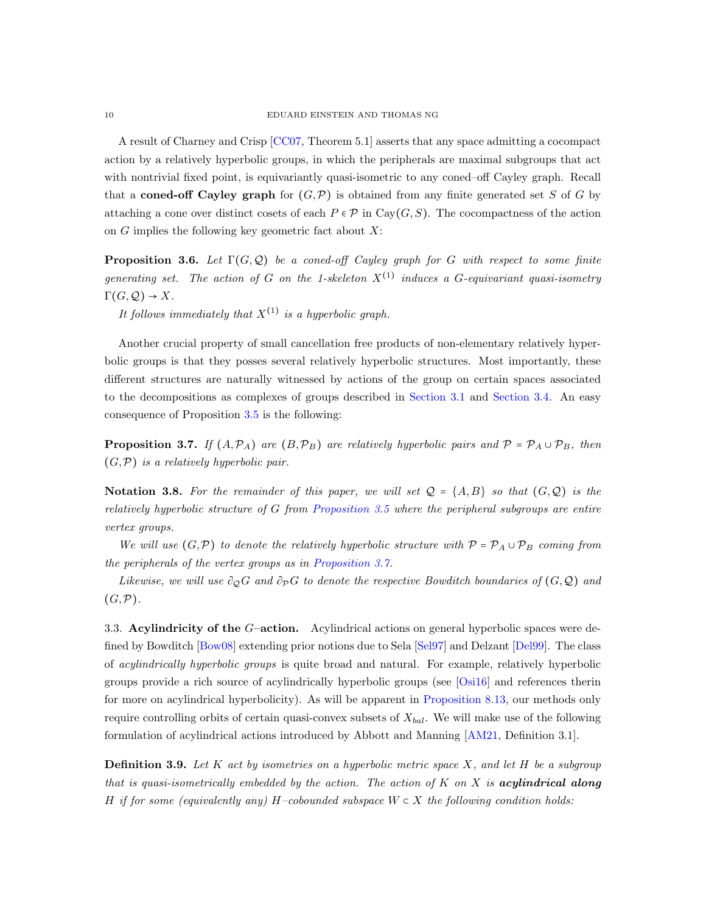A result of Charney and Crisp [CC07, Theorem 5.1] asserts that any space admitting a cocompact action by a relatively hyperbolic groups, in which the peripherals are maximal subgroups that act with nontrivial fixed point, is equivariantly quasi-isometric to any coned–off Cayley graph. Recall that a **coned-off Cayley graph** for $(G,\mathcal{P})$ is obtained from any finite generated set $S$ of $G$ by attaching a cone over distinct cosets of each $P \in \mathcal{P}$ in $\mathrm{Cay}(G,S)$. The cocompactness of the action on $G$ implies the following key geometric fact about $X$:

**Proposition 3.6.** *Let $\Gamma(G,\mathcal{Q})$ be a coned-off Cayley graph for $G$ with respect to some finite generating set. The action of $G$ on the 1-skeleton $X^{(1)}$ induces a $G$-equivariant quasi-isometry $\Gamma(G,\mathcal{Q}) \to X$.*

*It follows immediately that $X^{(1)}$ is a hyperbolic graph.*

Another crucial property of small cancellation free products of non-elementary relatively hyperbolic groups is that they posses several relatively hyperbolic structures. Most importantly, these different structures are naturally witnessed by actions of the group on certain spaces associated to the decompositions as complexes of groups described in Section 3.1 and Section 3.4. An easy consequence of Proposition 3.5 is the following:

**Proposition 3.7.** *If $(A,\mathcal{P}_A)$ are $(B,\mathcal{P}_B)$ are relatively hyperbolic pairs and $\mathcal{P} = \mathcal{P}_A \cup \mathcal{P}_B$, then $(G,\mathcal{P})$ is a relatively hyperbolic pair.*

**Notation 3.8.** *For the remainder of this paper, we will set $\mathcal{Q} = \{A, B\}$ so that $(G,\mathcal{Q})$ is the relatively hyperbolic structure of $G$ from Proposition 3.5 where the peripheral subgroups are entire vertex groups.*

*We will use $(G,\mathcal{P})$ to denote the relatively hyperbolic structure with $\mathcal{P} = \mathcal{P}_A \cup \mathcal{P}_B$ coming from the peripherals of the vertex groups as in Proposition 3.7.*

*Likewise, we will use $\partial_{\mathcal{Q}} G$ and $\partial_{\mathcal{P}} G$ to denote the respective Bowditch boundaries of $(G,\mathcal{Q})$ and $(G,\mathcal{P})$.*

### 3.3. Acylindricity of the $G$–action.

Acylindrical actions on general hyperbolic spaces were defined by Bowditch [Bow08] extending prior notions due to Sela [Sel97] and Delzant [Del99]. The class of *acylindrically hyperbolic groups* is quite broad and natural. For example, relatively hyperbolic groups provide a rich source of acylindrically hyperbolic groups (see [Osi16] and references therin for more on acylindrical hyperbolicity). As will be apparent in Proposition 8.13, our methods only require controlling orbits of certain quasi-convex subsets of $X_{bal}$. We will make use of the following formulation of acylindrical actions introduced by Abbott and Manning [AM21, Definition 3.1].

**Definition 3.9.** *Let $K$ act by isometries on a hyperbolic metric space $X$, and let $H$ be a subgroup that is quasi-isometrically embedded by the action. The action of $K$ on $X$ is* ***acylindrical along*** *$H$ if for some (equivalently any) $H$–cobounded subspace $W \subset X$ the following condition holds:*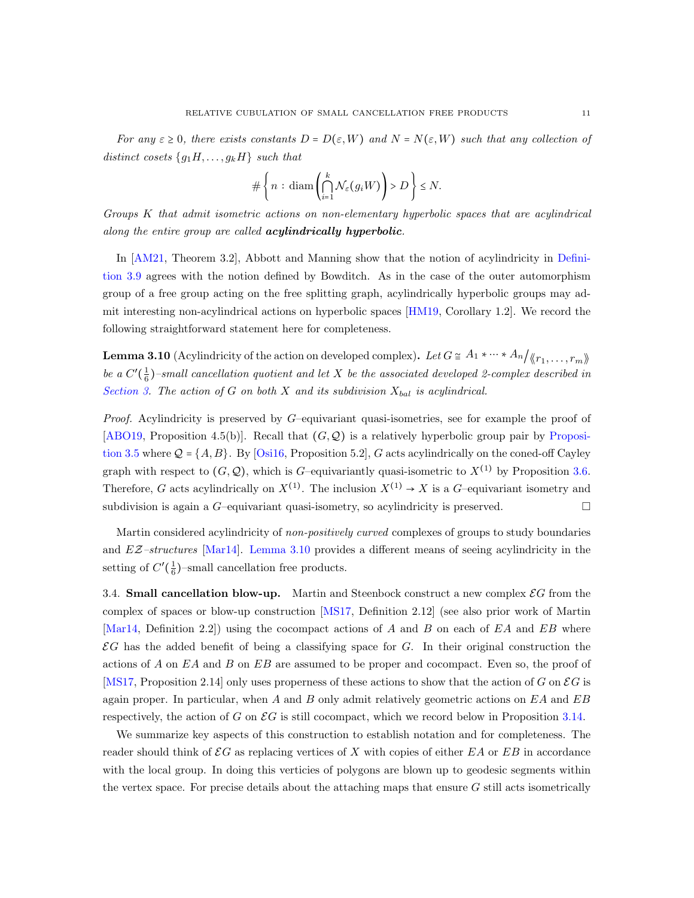*For any $\varepsilon \geq 0$, there exists constants $D = D(\varepsilon, W)$ and $N = N(\varepsilon, W)$ such that any collection of distinct cosets $\{g_1 H, \ldots, g_k H\}$ such that*

$$\#\left\{ n : \operatorname{diam}\left( \bigcap_{i=1}^{k} \mathcal{N}_\varepsilon(g_i W) \right) > D \right\} \leq N.$$

*Groups $K$ that admit isometric actions on non-elementary hyperbolic spaces that are acylindrical along the entire group are called **acylindrically hyperbolic**.*

In [AM21, Theorem 3.2], Abbott and Manning show that the notion of acylindricity in Definition 3.9 agrees with the notion defined by Bowditch. As in the case of the outer automorphism group of a free group acting on the free splitting graph, acylindrically hyperbolic groups may admit interesting non-acylindrical actions on hyperbolic spaces [HM19, Corollary 1.2]. We record the following straightforward statement here for completeness.

**Lemma 3.10** (Acylindricity of the action on developed complex)**.** *Let $G \cong A_1 * \cdots * A_n / \langle\langle r_1, \ldots, r_m \rangle\rangle$ be a $C'(\frac{1}{6})$–small cancellation quotient and let $X$ be the associated developed 2-complex described in Section 3. The action of $G$ on both $X$ and its subdivision $X_{bal}$ is acylindrical.*

*Proof.* Acylindricity is preserved by $G$–equivariant quasi-isometries, see for example the proof of [ABO19, Proposition 4.5(b)]. Recall that $(G, \mathcal{Q})$ is a relatively hyperbolic group pair by Proposition 3.5 where $\mathcal{Q} = \{A, B\}$. By [Osi16, Proposition 5.2], $G$ acts acylindrically on the coned-off Cayley graph with respect to $(G, \mathcal{Q})$, which is $G$–equivariantly quasi-isometric to $X^{(1)}$ by Proposition 3.6. Therefore, $G$ acts acylindrically on $X^{(1)}$. The inclusion $X^{(1)} \to X$ is a $G$–equivariant isometry and subdivision is again a $G$–equivariant quasi-isometry, so acylindricity is preserved. □

Martin considered acylindricity of *non-positively curved* complexes of groups to study boundaries and $E\mathcal{Z}$*–structures* [Mar14]. Lemma 3.10 provides a different means of seeing acylindricity in the setting of $C'(\frac{1}{6})$–small cancellation free products.

3.4. **Small cancellation blow-up.** Martin and Steenbock construct a new complex $\mathcal{E}G$ from the complex of spaces or blow-up construction [MS17, Definition 2.12] (see also prior work of Martin [Mar14, Definition 2.2]) using the cocompact actions of $A$ and $B$ on each of $EA$ and $EB$ where $\mathcal{E}G$ has the added benefit of being a classifying space for $G$. In their original construction the actions of $A$ on $EA$ and $B$ on $EB$ are assumed to be proper and cocompact. Even so, the proof of [MS17, Proposition 2.14] only uses properness of these actions to show that the action of $G$ on $\mathcal{E}G$ is again proper. In particular, when $A$ and $B$ only admit relatively geometric actions on $EA$ and $EB$ respectively, the action of $G$ on $\mathcal{E}G$ is still cocompact, which we record below in Proposition 3.14.

We summarize key aspects of this construction to establish notation and for completeness. The reader should think of $\mathcal{E}G$ as replacing vertices of $X$ with copies of either $EA$ or $EB$ in accordance with the local group. In doing this verticies of polygons are blown up to geodesic segments within the vertex space. For precise details about the attaching maps that ensure $G$ still acts isometrically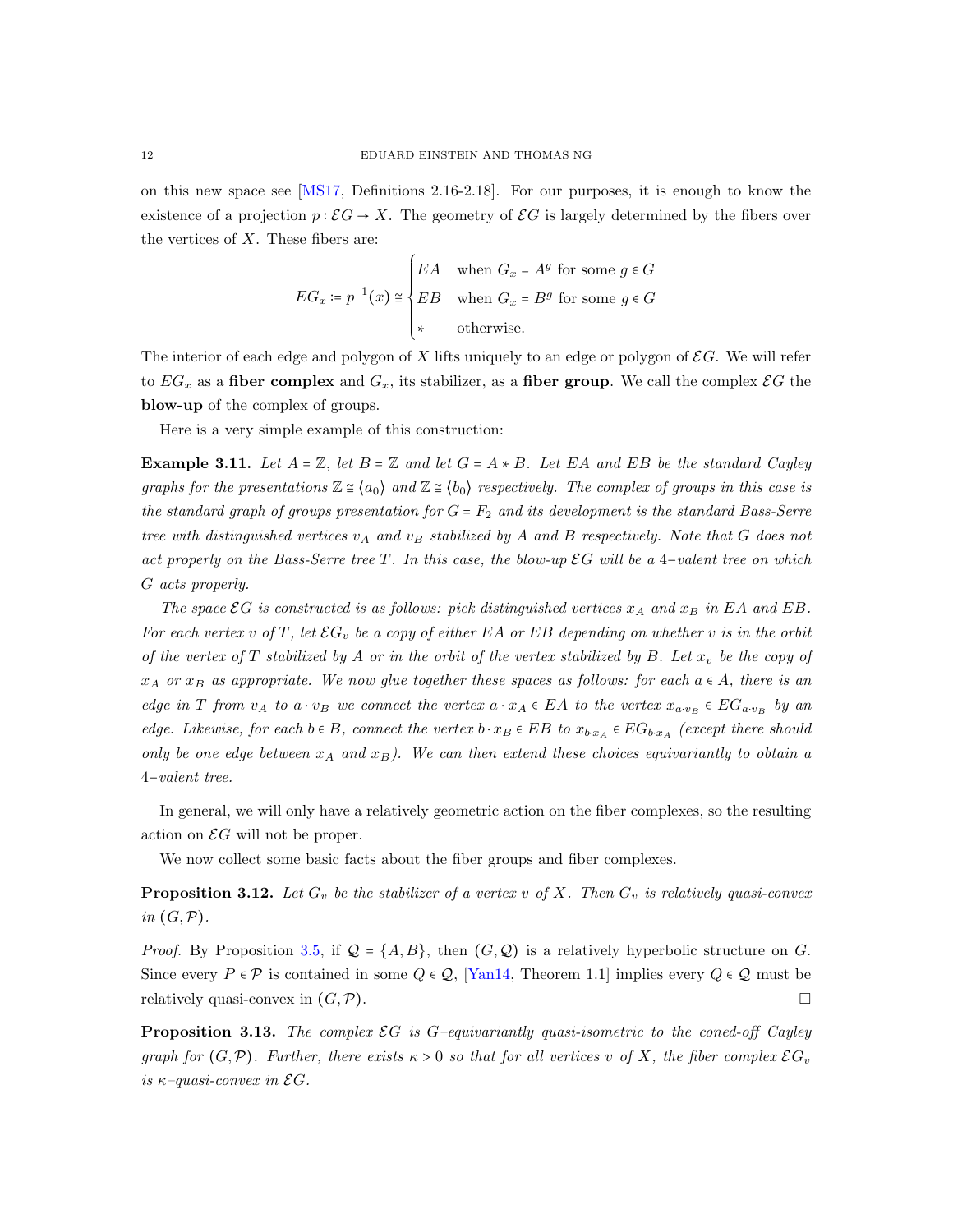on this new space see [MS17, Definitions 2.16-2.18]. For our purposes, it is enough to know the existence of a projection $p : \mathcal{E}G \to X$. The geometry of $\mathcal{E}G$ is largely determined by the fibers over the vertices of $X$. These fibers are:

$$EG_x := p^{-1}(x) \cong \begin{cases} EA & \text{when } G_x = A^g \text{ for some } g \in G \\ EB & \text{when } G_x = B^g \text{ for some } g \in G \\ * & \text{otherwise.} \end{cases}$$

The interior of each edge and polygon of $X$ lifts uniquely to an edge or polygon of $\mathcal{E}G$. We will refer to $EG_x$ as a **fiber complex** and $G_x$, its stabilizer, as a **fiber group**. We call the complex $\mathcal{E}G$ the **blow-up** of the complex of groups.

Here is a very simple example of this construction:

**Example 3.11.** *Let $A = \mathbb{Z}$, let $B = \mathbb{Z}$ and let $G = A * B$. Let $EA$ and $EB$ be the standard Cayley graphs for the presentations $\mathbb{Z} \cong \langle a_0 \rangle$ and $\mathbb{Z} \cong \langle b_0 \rangle$ respectively. The complex of groups in this case is the standard graph of groups presentation for $G = F_2$ and its development is the standard Bass-Serre tree with distinguished vertices $v_A$ and $v_B$ stabilized by $A$ and $B$ respectively. Note that $G$ does not act properly on the Bass-Serre tree $T$. In this case, the blow-up $\mathcal{E}G$ will be a 4–valent tree on which $G$ acts properly.*

*The space $\mathcal{E}G$ is constructed is as follows: pick distinguished vertices $x_A$ and $x_B$ in $EA$ and $EB$. For each vertex $v$ of $T$, let $\mathcal{E}G_v$ be a copy of either $EA$ or $EB$ depending on whether $v$ is in the orbit of the vertex of $T$ stabilized by $A$ or in the orbit of the vertex stabilized by $B$. Let $x_v$ be the copy of $x_A$ or $x_B$ as appropriate. We now glue together these spaces as follows: for each $a \in A$, there is an edge in $T$ from $v_A$ to $a \cdot v_B$ we connect the vertex $a \cdot x_A \in EA$ to the vertex $x_{a \cdot v_B} \in EG_{a \cdot v_B}$ by an edge. Likewise, for each $b \in B$, connect the vertex $b \cdot x_B \in EB$ to $x_{b \cdot x_A} \in EG_{b \cdot x_A}$ (except there should only be one edge between $x_A$ and $x_B$). We can then extend these choices equivariantly to obtain a 4–valent tree.*

In general, we will only have a relatively geometric action on the fiber complexes, so the resulting action on $\mathcal{E}G$ will not be proper.

We now collect some basic facts about the fiber groups and fiber complexes.

**Proposition 3.12.** *Let $G_v$ be the stabilizer of a vertex $v$ of $X$. Then $G_v$ is relatively quasi-convex in $(G, \mathcal{P})$.*

*Proof.* By Proposition 3.5, if $\mathcal{Q} = \{A, B\}$, then $(G, \mathcal{Q})$ is a relatively hyperbolic structure on $G$. Since every $P \in \mathcal{P}$ is contained in some $Q \in \mathcal{Q}$, [Yan14, Theorem 1.1] implies every $Q \in \mathcal{Q}$ must be relatively quasi-convex in $(G, \mathcal{P})$. □

**Proposition 3.13.** *The complex $\mathcal{E}G$ is $G$–equivariantly quasi-isometric to the coned-off Cayley graph for $(G, \mathcal{P})$. Further, there exists $\kappa > 0$ so that for all vertices $v$ of $X$, the fiber complex $\mathcal{E}G_v$ is $\kappa$–quasi-convex in $\mathcal{E}G$.*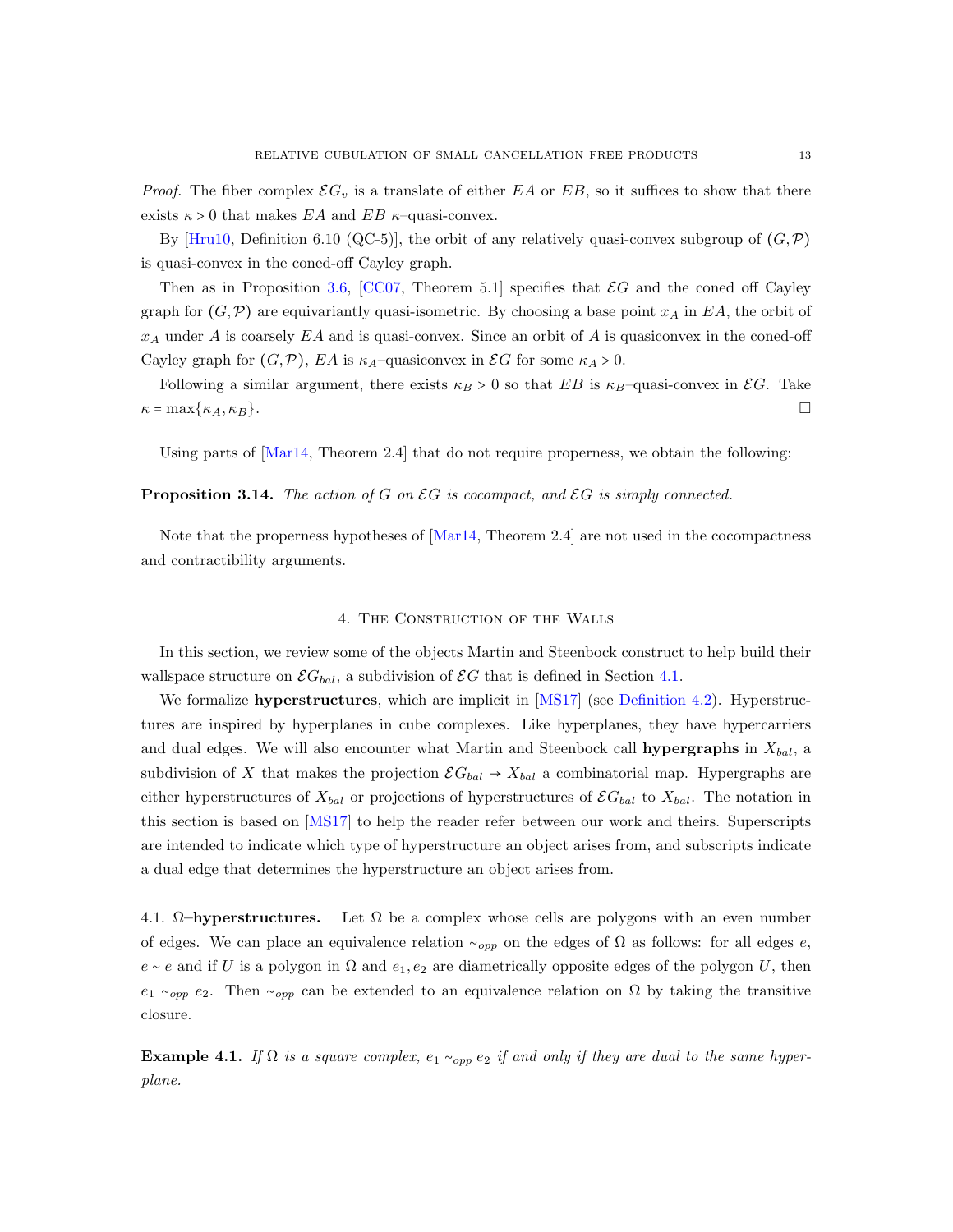*Proof.* The fiber complex $\mathcal{E}G_v$ is a translate of either $EA$ or $EB$, so it suffices to show that there exists $\kappa > 0$ that makes $EA$ and $EB$ $\kappa$–quasi-convex.

By [Hru10, Definition 6.10 (QC-5)], the orbit of any relatively quasi-convex subgroup of $(G, \mathcal{P})$ is quasi-convex in the coned-off Cayley graph.

Then as in Proposition 3.6, [CC07, Theorem 5.1] specifies that $\mathcal{E}G$ and the coned off Cayley graph for $(G, \mathcal{P})$ are equivariantly quasi-isometric. By choosing a base point $x_A$ in $EA$, the orbit of $x_A$ under $A$ is coarsely $EA$ and is quasi-convex. Since an orbit of $A$ is quasiconvex in the coned-off Cayley graph for $(G, \mathcal{P})$, $EA$ is $\kappa_A$–quasiconvex in $\mathcal{E}G$ for some $\kappa_A > 0$.

Following a similar argument, there exists $\kappa_B > 0$ so that $EB$ is $\kappa_B$–quasi-convex in $\mathcal{E}G$. Take $\kappa = \max\{\kappa_A, \kappa_B\}$. □

Using parts of [Mar14, Theorem 2.4] that do not require properness, we obtain the following:

**Proposition 3.14.** *The action of $G$ on $\mathcal{E}G$ is cocompact, and $\mathcal{E}G$ is simply connected.*

Note that the properness hypotheses of [Mar14, Theorem 2.4] are not used in the cocompactness and contractibility arguments.

## 4. The Construction of the Walls

In this section, we review some of the objects Martin and Steenbock construct to help build their wallspace structure on $\mathcal{E}G_{bal}$, a subdivision of $\mathcal{E}G$ that is defined in Section 4.1.

We formalize **hyperstructures**, which are implicit in [MS17] (see Definition 4.2). Hyperstructures are inspired by hyperplanes in cube complexes. Like hyperplanes, they have hypercarriers and dual edges. We will also encounter what Martin and Steenbock call **hypergraphs** in $X_{bal}$, a subdivision of $X$ that makes the projection $\mathcal{E}G_{bal} \to X_{bal}$ a combinatorial map. Hypergraphs are either hyperstructures of $X_{bal}$ or projections of hyperstructures of $\mathcal{E}G_{bal}$ to $X_{bal}$. The notation in this section is based on [MS17] to help the reader refer between our work and theirs. Superscripts are intended to indicate which type of hyperstructure an object arises from, and subscripts indicate a dual edge that determines the hyperstructure an object arises from.

### 4.1. $\Omega$–hyperstructures.

Let $\Omega$ be a complex whose cells are polygons with an even number of edges. We can place an equivalence relation $\sim_{opp}$ on the edges of $\Omega$ as follows: for all edges $e$, $e \sim e$ and if $U$ is a polygon in $\Omega$ and $e_1, e_2$ are diametrically opposite edges of the polygon $U$, then $e_1 \sim_{opp} e_2$. Then $\sim_{opp}$ can be extended to an equivalence relation on $\Omega$ by taking the transitive closure.

**Example 4.1.** *If $\Omega$ is a square complex, $e_1 \sim_{opp} e_2$ if and only if they are dual to the same hyperplane.*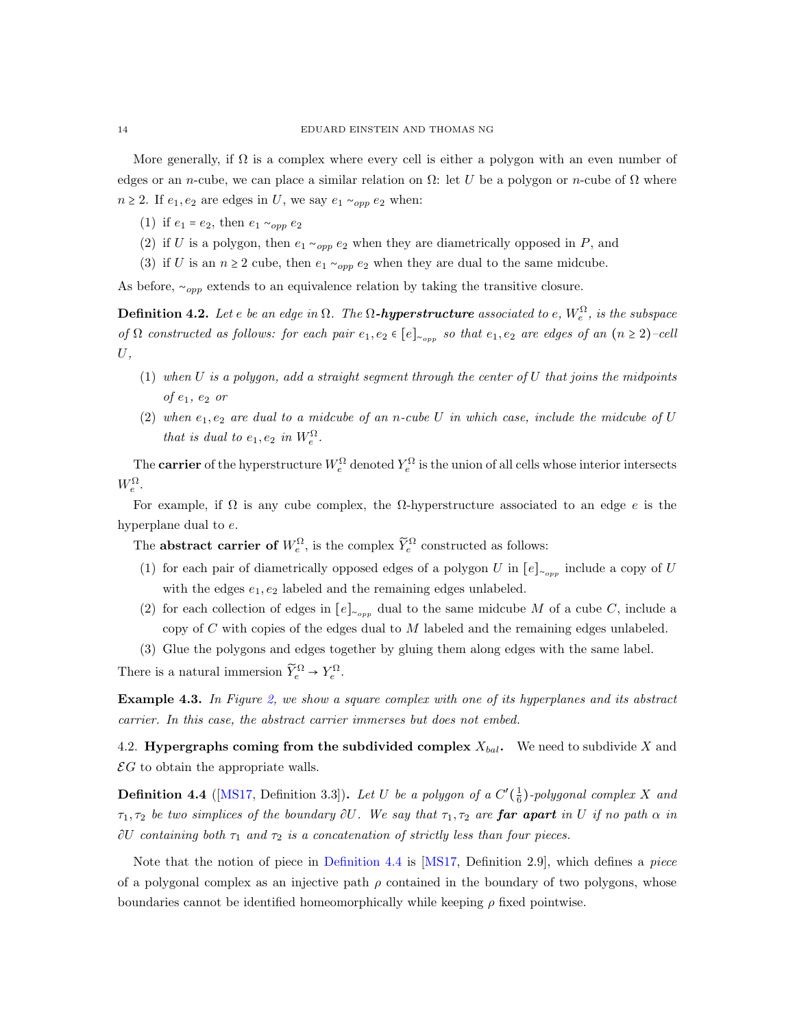More generally, if $\Omega$ is a complex where every cell is either a polygon with an even number of edges or an $n$-cube, we can place a similar relation on $\Omega$: let $U$ be a polygon or $n$-cube of $\Omega$ where $n \geq 2$. If $e_1, e_2$ are edges in $U$, we say $e_1 \sim_{opp} e_2$ when:

(1) if $e_1 = e_2$, then $e_1 \sim_{opp} e_2$

(2) if $U$ is a polygon, then $e_1 \sim_{opp} e_2$ when they are diametrically opposed in $P$, and

(3) if $U$ is an $n \geq 2$ cube, then $e_1 \sim_{opp} e_2$ when they are dual to the same midcube.

As before, $\sim_{opp}$ extends to an equivalence relation by taking the transitive closure.

**Definition 4.2.** *Let $e$ be an edge in $\Omega$. The **$\Omega$-hyperstructure** associated to $e$, $W_e^\Omega$, is the subspace of $\Omega$ constructed as follows: for each pair $e_1, e_2 \in [e]_{\sim_{opp}}$ so that $e_1, e_2$ are edges of an $(n \geq 2)$–cell $U$,*

(1) *when $U$ is a polygon, add a straight segment through the center of $U$ that joins the midpoints of $e_1$, $e_2$ or*

(2) *when $e_1, e_2$ are dual to a midcube of an $n$-cube $U$ in which case, include the midcube of $U$ that is dual to $e_1, e_2$ in $W_e^\Omega$.*

The **carrier** of the hyperstructure $W_e^\Omega$ denoted $Y_e^\Omega$ is the union of all cells whose interior intersects $W_e^\Omega$.

For example, if $\Omega$ is any cube complex, the $\Omega$-hyperstructure associated to an edge $e$ is the hyperplane dual to $e$.

The **abstract carrier of** $W_e^\Omega$, is the complex $\widetilde{Y}_e^\Omega$ constructed as follows:

(1) for each pair of diametrically opposed edges of a polygon $U$ in $[e]_{\sim_{opp}}$ include a copy of $U$ with the edges $e_1, e_2$ labeled and the remaining edges unlabeled.

(2) for each collection of edges in $[e]_{\sim_{opp}}$ dual to the same midcube $M$ of a cube $C$, include a copy of $C$ with copies of the edges dual to $M$ labeled and the remaining edges unlabeled.

(3) Glue the polygons and edges together by gluing them along edges with the same label.

There is a natural immersion $\widetilde{Y}_e^\Omega \to Y_e^\Omega$.

**Example 4.3.** *In Figure 2, we show a square complex with one of its hyperplanes and its abstract carrier. In this case, the abstract carrier immerses but does not embed.*

## 4.2. Hypergraphs coming from the subdivided complex $X_{bal}$.

We need to subdivide $X$ and $\mathcal{E}G$ to obtain the appropriate walls.

**Definition 4.4** ([MS17, Definition 3.3])**.** *Let $U$ be a polygon of a $C'(\frac{1}{6})$-polygonal complex $X$ and $\tau_1, \tau_2$ be two simplices of the boundary $\partial U$. We say that $\tau_1, \tau_2$ are **far apart** in $U$ if no path $\alpha$ in $\partial U$ containing both $\tau_1$ and $\tau_2$ is a concatenation of strictly less than four pieces.*

Note that the notion of piece in Definition 4.4 is [MS17, Definition 2.9], which defines a *piece* of a polygonal complex as an injective path $\rho$ contained in the boundary of two polygons, whose boundaries cannot be identified homeomorphically while keeping $\rho$ fixed pointwise.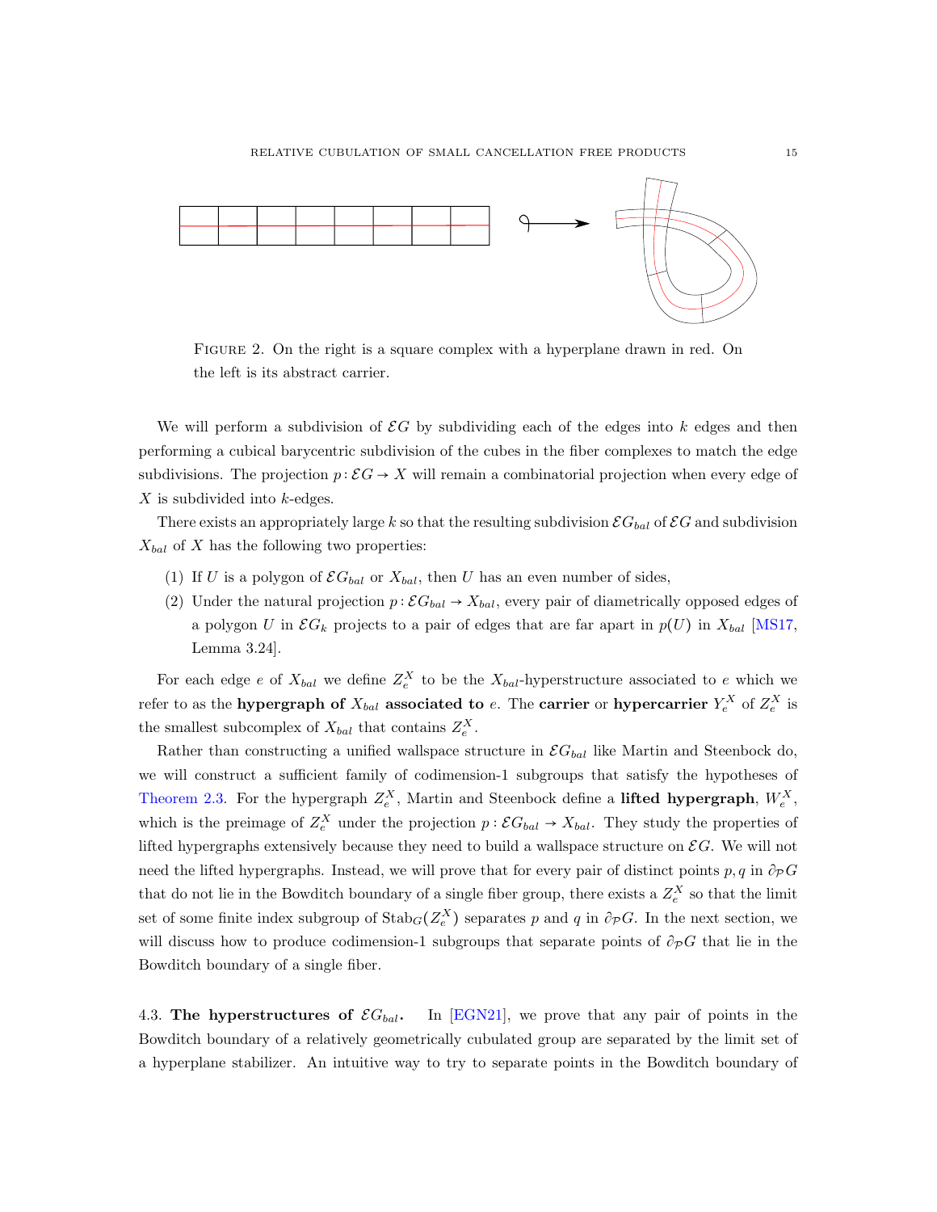FIGURE 2. On the right is a square complex with a hyperplane drawn in red. On the left is its abstract carrier.

We will perform a subdivision of $\mathcal{E}G$ by subdividing each of the edges into $k$ edges and then performing a cubical barycentric subdivision of the cubes in the fiber complexes to match the edge subdivisions. The projection $p: \mathcal{E}G \to X$ will remain a combinatorial projection when every edge of $X$ is subdivided into $k$-edges.

There exists an appropriately large $k$ so that the resulting subdivision $\mathcal{E}G_{bal}$ of $\mathcal{E}G$ and subdivision $X_{bal}$ of $X$ has the following two properties:

1. If $U$ is a polygon of $\mathcal{E}G_{bal}$ or $X_{bal}$, then $U$ has an even number of sides,
2. Under the natural projection $p: \mathcal{E}G_{bal} \to X_{bal}$, every pair of diametrically opposed edges of a polygon $U$ in $\mathcal{E}G_k$ projects to a pair of edges that are far apart in $p(U)$ in $X_{bal}$ [MS17, Lemma 3.24].

For each edge $e$ of $X_{bal}$ we define $Z_e^X$ to be the $X_{bal}$-hyperstructure associated to $e$ which we refer to as the **hypergraph of $X_{bal}$ associated to** $e$. The **carrier** or **hypercarrier** $Y_e^X$ of $Z_e^X$ is the smallest subcomplex of $X_{bal}$ that contains $Z_e^X$.

Rather than constructing a unified wallspace structure in $\mathcal{E}G_{bal}$ like Martin and Steenbock do, we will construct a sufficient family of codimension-1 subgroups that satisfy the hypotheses of Theorem 2.3. For the hypergraph $Z_e^X$, Martin and Steenbock define a **lifted hypergraph**, $W_e^X$, which is the preimage of $Z_e^X$ under the projection $p: \mathcal{E}G_{bal} \to X_{bal}$. They study the properties of lifted hypergraphs extensively because they need to build a wallspace structure on $\mathcal{E}G$. We will not need the lifted hypergraphs. Instead, we will prove that for every pair of distinct points $p, q$ in $\partial_{\mathcal{P}} G$ that do not lie in the Bowditch boundary of a single fiber group, there exists a $Z_e^X$ so that the limit set of some finite index subgroup of $\mathrm{Stab}_G(Z_e^X)$ separates $p$ and $q$ in $\partial_{\mathcal{P}} G$. In the next section, we will discuss how to produce codimension-1 subgroups that separate points of $\partial_{\mathcal{P}} G$ that lie in the Bowditch boundary of a single fiber.

4.3. **The hyperstructures of $\mathcal{E}G_{bal}$.** In [EGN21], we prove that any pair of points in the Bowditch boundary of a relatively geometrically cubulated group are separated by the limit set of a hyperplane stabilizer. An intuitive way to try to separate points in the Bowditch boundary of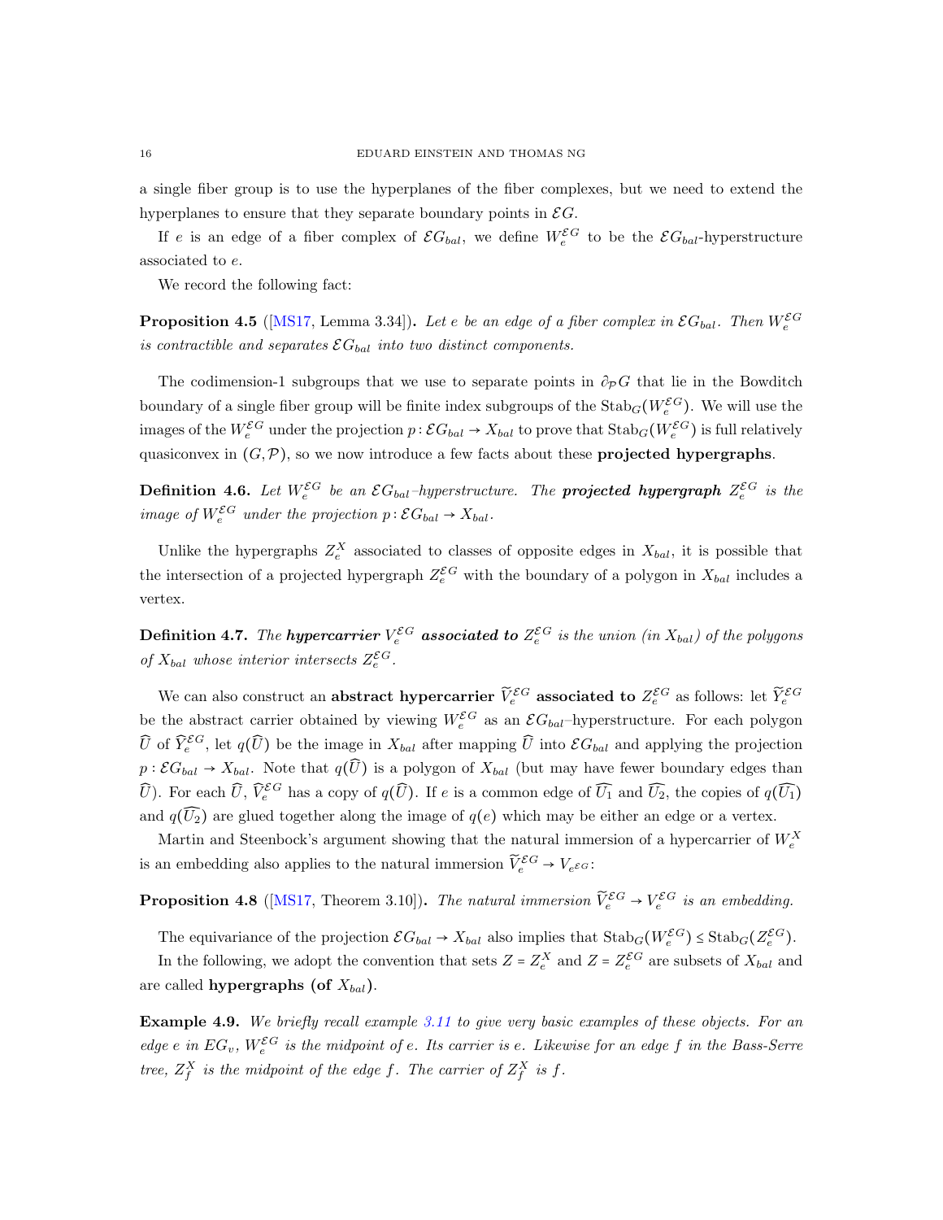a single fiber group is to use the hyperplanes of the fiber complexes, but we need to extend the hyperplanes to ensure that they separate boundary points in $\mathcal{E}G$.

If $e$ is an edge of a fiber complex of $\mathcal{E}G_{bal}$, we define $W_e^{\mathcal{E}G}$ to be the $\mathcal{E}G_{bal}$-hyperstructure associated to $e$.

We record the following fact:

**Proposition 4.5** ([MS17, Lemma 3.34]). *Let $e$ be an edge of a fiber complex in $\mathcal{E}G_{bal}$. Then $W_e^{\mathcal{E}G}$ is contractible and separates $\mathcal{E}G_{bal}$ into two distinct components.*

The codimension-1 subgroups that we use to separate points in $\partial_{\mathcal{P}}G$ that lie in the Bowditch boundary of a single fiber group will be finite index subgroups of the $\mathrm{Stab}_G(W_e^{\mathcal{E}G})$. We will use the images of the $W_e^{\mathcal{E}G}$ under the projection $p\colon \mathcal{E}G_{bal} \to X_{bal}$ to prove that $\mathrm{Stab}_G(W_e^{\mathcal{E}G})$ is full relatively quasiconvex in $(G, \mathcal{P})$, so we now introduce a few facts about these **projected hypergraphs**.

**Definition 4.6.** *Let $W_e^{\mathcal{E}G}$ be an $\mathcal{E}G_{bal}$–hyperstructure. The* ***projected hypergraph*** *$Z_e^{\mathcal{E}G}$ is the image of $W_e^{\mathcal{E}G}$ under the projection $p\colon \mathcal{E}G_{bal} \to X_{bal}$.*

Unlike the hypergraphs $Z_e^X$ associated to classes of opposite edges in $X_{bal}$, it is possible that the intersection of a projected hypergraph $Z_e^{\mathcal{E}G}$ with the boundary of a polygon in $X_{bal}$ includes a vertex.

**Definition 4.7.** *The* ***hypercarrier*** *$V_e^{\mathcal{E}G}$* ***associated to*** *$Z_e^{\mathcal{E}G}$ is the union (in $X_{bal}$) of the polygons of $X_{bal}$ whose interior intersects $Z_e^{\mathcal{E}G}$.*

We can also construct an **abstract hypercarrier** $\widetilde{V}_e^{\mathcal{E}G}$ **associated to** $Z_e^{\mathcal{E}G}$ as follows: let $\widetilde{Y}_e^{\mathcal{E}G}$ be the abstract carrier obtained by viewing $W_e^{\mathcal{E}G}$ as an $\mathcal{E}G_{bal}$–hyperstructure. For each polygon $\widehat{U}$ of $\widehat{Y}_e^{\mathcal{E}G}$, let $q(\widehat{U})$ be the image in $X_{bal}$ after mapping $\widehat{U}$ into $\mathcal{E}G_{bal}$ and applying the projection $p : \mathcal{E}G_{bal} \to X_{bal}$. Note that $q(\widehat{U})$ is a polygon of $X_{bal}$ (but may have fewer boundary edges than $\widehat{U}$). For each $\widehat{U}$, $\widehat{V}_e^{\mathcal{E}G}$ has a copy of $q(\widehat{U})$. If $e$ is a common edge of $\widehat{U_1}$ and $\widehat{U_2}$, the copies of $q(\widehat{U_1})$ and $q(\widehat{U_2})$ are glued together along the image of $q(e)$ which may be either an edge or a vertex.

Martin and Steenbock's argument showing that the natural immersion of a hypercarrier of $W_e^X$ is an embedding also applies to the natural immersion $\widetilde{V}_e^{\mathcal{E}G} \to V_{e^{\mathcal{E}G}}$:

**Proposition 4.8** ([MS17, Theorem 3.10]). *The natural immersion $\widetilde{V}_e^{\mathcal{E}G} \to V_e^{\mathcal{E}G}$ is an embedding.*

The equivariance of the projection $\mathcal{E}G_{bal} \to X_{bal}$ also implies that $\mathrm{Stab}_G(W_e^{\mathcal{E}G}) \leq \mathrm{Stab}_G(Z_e^{\mathcal{E}G})$.

In the following, we adopt the convention that sets $Z = Z_e^X$ and $Z = Z_e^{\mathcal{E}G}$ are subsets of $X_{bal}$ and are called **hypergraphs (of $X_{bal}$)**.

**Example 4.9.** *We briefly recall example 3.11 to give very basic examples of these objects. For an edge $e$ in $EG_v$, $W_e^{\mathcal{E}G}$ is the midpoint of $e$. Its carrier is $e$. Likewise for an edge $f$ in the Bass-Serre tree, $Z_f^X$ is the midpoint of the edge $f$. The carrier of $Z_f^X$ is $f$.*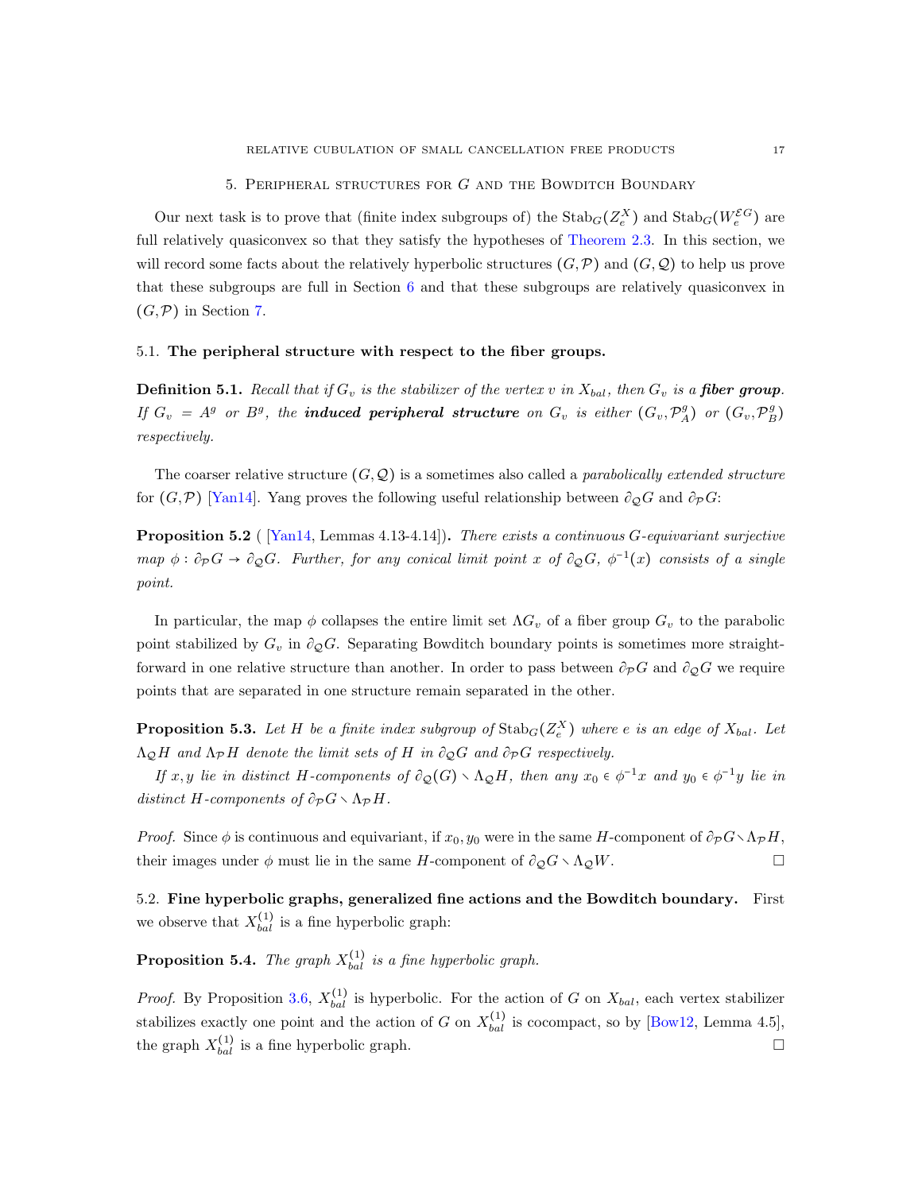## 5. Peripheral structures for $G$ and the Bowditch Boundary

Our next task is to prove that (finite index subgroups of) the $\mathrm{Stab}_G(Z_e^X)$ and $\mathrm{Stab}_G(W_e^{\mathcal{E}G})$ are full relatively quasiconvex so that they satisfy the hypotheses of Theorem 2.3. In this section, we will record some facts about the relatively hyperbolic structures $(G, \mathcal{P})$ and $(G, \mathcal{Q})$ to help us prove that these subgroups are full in Section 6 and that these subgroups are relatively quasiconvex in $(G, \mathcal{P})$ in Section 7.

### 5.1. The peripheral structure with respect to the fiber groups.

**Definition 5.1.** *Recall that if $G_v$ is the stabilizer of the vertex $v$ in $X_{bal}$, then $G_v$ is a **fiber group**. If $G_v = A^g$ or $B^g$, the **induced peripheral structure** on $G_v$ is either $(G_v, \mathcal{P}_A^g)$ or $(G_v, \mathcal{P}_B^g)$ respectively.*

The coarser relative structure $(G, \mathcal{Q})$ is a sometimes also called a *parabolically extended structure* for $(G, \mathcal{P})$ [Yan14]. Yang proves the following useful relationship between $\partial_{\mathcal{Q}} G$ and $\partial_{\mathcal{P}} G$:

**Proposition 5.2** ( [Yan14, Lemmas 4.13-4.14])**.** *There exists a continuous $G$-equivariant surjective map $\phi : \partial_{\mathcal{P}} G \to \partial_{\mathcal{Q}} G$. Further, for any conical limit point $x$ of $\partial_{\mathcal{Q}} G$, $\phi^{-1}(x)$ consists of a single point.*

In particular, the map $\phi$ collapses the entire limit set $\Lambda G_v$ of a fiber group $G_v$ to the parabolic point stabilized by $G_v$ in $\partial_{\mathcal{Q}} G$. Separating Bowditch boundary points is sometimes more straightforward in one relative structure than another. In order to pass between $\partial_{\mathcal{P}} G$ and $\partial_{\mathcal{Q}} G$ we require points that are separated in one structure remain separated in the other.

**Proposition 5.3.** *Let $H$ be a finite index subgroup of $\mathrm{Stab}_G(Z_e^X)$ where $e$ is an edge of $X_{bal}$. Let $\Lambda_{\mathcal{Q}} H$ and $\Lambda_{\mathcal{P}} H$ denote the limit sets of $H$ in $\partial_{\mathcal{Q}} G$ and $\partial_{\mathcal{P}} G$ respectively.*

*If $x, y$ lie in distinct $H$-components of $\partial_{\mathcal{Q}}(G) \smallsetminus \Lambda_{\mathcal{Q}} H$, then any $x_0 \in \phi^{-1} x$ and $y_0 \in \phi^{-1} y$ lie in distinct $H$-components of $\partial_{\mathcal{P}} G \smallsetminus \Lambda_{\mathcal{P}} H$.*

*Proof.* Since $\phi$ is continuous and equivariant, if $x_0, y_0$ were in the same $H$-component of $\partial_{\mathcal{P}} G \smallsetminus \Lambda_{\mathcal{P}} H$, their images under $\phi$ must lie in the same $H$-component of $\partial_{\mathcal{Q}} G \smallsetminus \Lambda_{\mathcal{Q}} W$. □

### 5.2. Fine hyperbolic graphs, generalized fine actions and the Bowditch boundary.

First we observe that $X_{bal}^{(1)}$ is a fine hyperbolic graph:

**Proposition 5.4.** *The graph $X_{bal}^{(1)}$ is a fine hyperbolic graph.*

*Proof.* By Proposition 3.6, $X_{bal}^{(1)}$ is hyperbolic. For the action of $G$ on $X_{bal}$, each vertex stabilizer stabilizes exactly one point and the action of $G$ on $X_{bal}^{(1)}$ is cocompact, so by [Bow12, Lemma 4.5], the graph $X_{bal}^{(1)}$ is a fine hyperbolic graph. □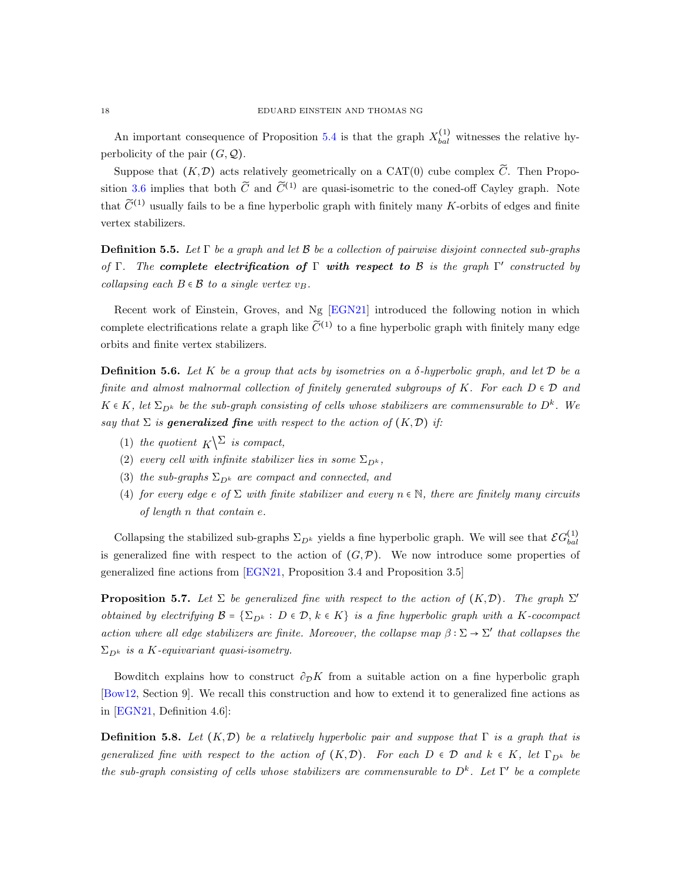An important consequence of Proposition 5.4 is that the graph $X^{(1)}_{bal}$ witnesses the relative hyperbolicity of the pair $(G, \mathcal{Q})$.

Suppose that $(K, \mathcal{D})$ acts relatively geometrically on a CAT(0) cube complex $\widetilde{C}$. Then Proposition 3.6 implies that both $\widetilde{C}$ and $\widetilde{C}^{(1)}$ are quasi-isometric to the coned-off Cayley graph. Note that $\widetilde{C}^{(1)}$ usually fails to be a fine hyperbolic graph with finitely many $K$-orbits of edges and finite vertex stabilizers.

**Definition 5.5.** *Let $\Gamma$ be a graph and let $\mathcal{B}$ be a collection of pairwise disjoint connected sub-graphs of $\Gamma$. The* ***complete electrification of*** $\Gamma$ ***with respect to*** $\mathcal{B}$ *is the graph $\Gamma'$ constructed by collapsing each $B \in \mathcal{B}$ to a single vertex $v_B$.*

Recent work of Einstein, Groves, and Ng [EGN21] introduced the following notion in which complete electrifications relate a graph like $\widetilde{C}^{(1)}$ to a fine hyperbolic graph with finitely many edge orbits and finite vertex stabilizers.

**Definition 5.6.** *Let $K$ be a group that acts by isometries on a $\delta$-hyperbolic graph, and let $\mathcal{D}$ be a finite and almost malnormal collection of finitely generated subgroups of $K$. For each $D \in \mathcal{D}$ and $K \in K$, let $\Sigma_{D^k}$ be the sub-graph consisting of cells whose stabilizers are commensurable to $D^k$. We say that $\Sigma$ is* ***generalized fine*** *with respect to the action of $(K, \mathcal{D})$ if:*

1. *the quotient ${}_K\backslash^{\Sigma}$ is compact,*
2. *every cell with infinite stabilizer lies in some $\Sigma_{D^k}$,*
3. *the sub-graphs $\Sigma_{D^k}$ are compact and connected, and*
4. *for every edge $e$ of $\Sigma$ with finite stabilizer and every $n \in \mathbb{N}$, there are finitely many circuits of length $n$ that contain $e$.*

Collapsing the stabilized sub-graphs $\Sigma_{D^k}$ yields a fine hyperbolic graph. We will see that $\mathcal{E}G^{(1)}_{bal}$ is generalized fine with respect to the action of $(G, \mathcal{P})$. We now introduce some properties of generalized fine actions from [EGN21, Proposition 3.4 and Proposition 3.5]

**Proposition 5.7.** *Let $\Sigma$ be generalized fine with respect to the action of $(K, \mathcal{D})$. The graph $\Sigma'$ obtained by electrifying $\mathcal{B} = \{\Sigma_{D^k} : D \in \mathcal{D}, k \in K\}$ is a fine hyperbolic graph with a $K$-cocompact action where all edge stabilizers are finite. Moreover, the collapse map $\beta : \Sigma \to \Sigma'$ that collapses the $\Sigma_{D^k}$ is a $K$-equivariant quasi-isometry.*

Bowditch explains how to construct $\partial_{\mathcal{D}} K$ from a suitable action on a fine hyperbolic graph [Bow12, Section 9]. We recall this construction and how to extend it to generalized fine actions as in [EGN21, Definition 4.6]:

**Definition 5.8.** *Let $(K, \mathcal{D})$ be a relatively hyperbolic pair and suppose that $\Gamma$ is a graph that is generalized fine with respect to the action of $(K, \mathcal{D})$. For each $D \in \mathcal{D}$ and $k \in K$, let $\Gamma_{D^k}$ be the sub-graph consisting of cells whose stabilizers are commensurable to $D^k$. Let $\Gamma'$ be a complete*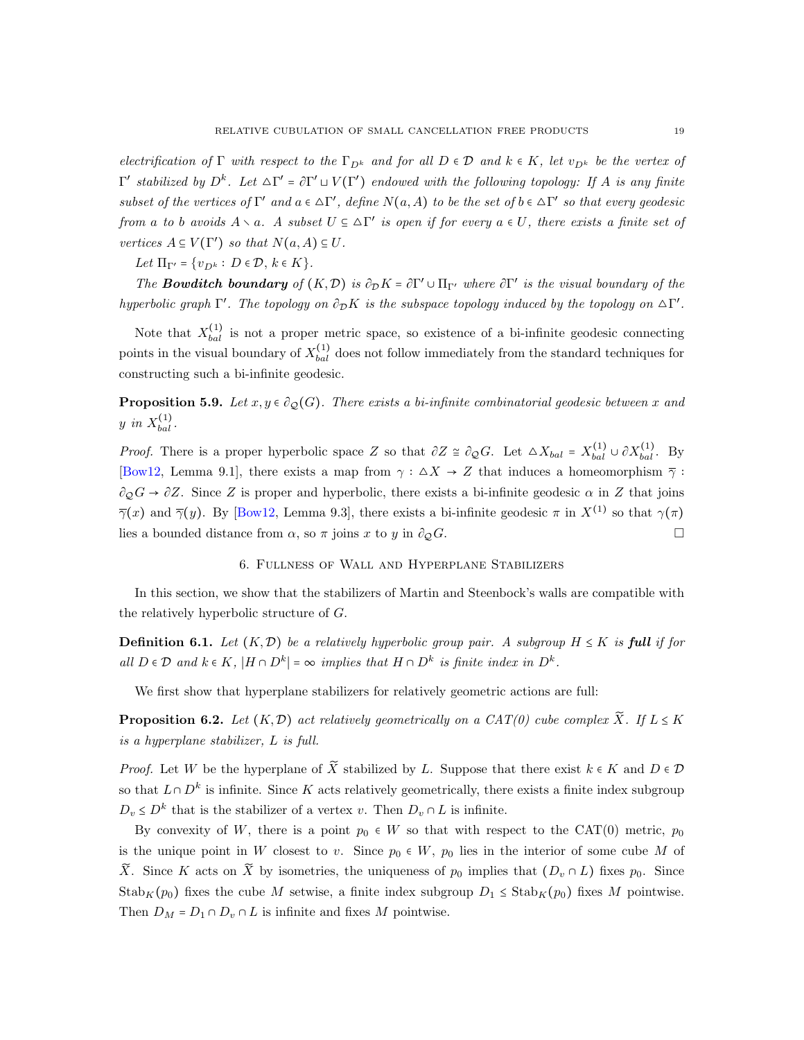*electrification of $\Gamma$ with respect to the $\Gamma_{D^k}$ and for all $D \in \mathcal{D}$ and $k \in K$, let $v_{D^k}$ be the vertex of $\Gamma'$ stabilized by $D^k$. Let $\triangle\Gamma' = \partial\Gamma' \sqcup V(\Gamma')$ endowed with the following topology: If $A$ is any finite subset of the vertices of $\Gamma'$ and $a \in \triangle\Gamma'$, define $N(a, A)$ to be the set of $b \in \triangle\Gamma'$ so that every geodesic from $a$ to $b$ avoids $A \smallsetminus a$. A subset $U \subseteq \triangle\Gamma'$ is open if for every $a \in U$, there exists a finite set of vertices $A \subseteq V(\Gamma')$ so that $N(a, A) \subseteq U$.*

*Let $\Pi_{\Gamma'} = \{v_{D^k} : D \in \mathcal{D}, k \in K\}$.*

*The **Bowditch boundary** of $(K, \mathcal{D})$ is $\partial_{\mathcal{D}}K = \partial\Gamma' \cup \Pi_{\Gamma'}$ where $\partial\Gamma'$ is the visual boundary of the hyperbolic graph $\Gamma'$. The topology on $\partial_{\mathcal{D}}K$ is the subspace topology induced by the topology on $\triangle\Gamma'$.*

Note that $X^{(1)}_{bal}$ is not a proper metric space, so existence of a bi-infinite geodesic connecting points in the visual boundary of $X^{(1)}_{bal}$ does not follow immediately from the standard techniques for constructing such a bi-infinite geodesic.

**Proposition 5.9.** *Let $x, y \in \partial_{\mathcal{Q}}(G)$. There exists a bi-infinite combinatorial geodesic between $x$ and $y$ in $X^{(1)}_{bal}$.*

*Proof.* There is a proper hyperbolic space $Z$ so that $\partial Z \cong \partial_{\mathcal{Q}}G$. Let $\triangle X_{bal} = X^{(1)}_{bal} \cup \partial X^{(1)}_{bal}$. By [Bow12, Lemma 9.1], there exists a map from $\gamma : \triangle X \to Z$ that induces a homeomorphism $\overline{\gamma} : \partial_{\mathcal{Q}}G \to \partial Z$. Since $Z$ is proper and hyperbolic, there exists a bi-infinite geodesic $\alpha$ in $Z$ that joins $\overline{\gamma}(x)$ and $\overline{\gamma}(y)$. By [Bow12, Lemma 9.3], there exists a bi-infinite geodesic $\pi$ in $X^{(1)}$ so that $\gamma(\pi)$ lies a bounded distance from $\alpha$, so $\pi$ joins $x$ to $y$ in $\partial_{\mathcal{Q}}G$. $\square$

## 6. Fullness of Wall and Hyperplane Stabilizers

In this section, we show that the stabilizers of Martin and Steenbock's walls are compatible with the relatively hyperbolic structure of $G$.

**Definition 6.1.** *Let $(K, \mathcal{D})$ be a relatively hyperbolic group pair. A subgroup $H \leq K$ is **full** if for all $D \in \mathcal{D}$ and $k \in K$, $|H \cap D^k| = \infty$ implies that $H \cap D^k$ is finite index in $D^k$.*

We first show that hyperplane stabilizers for relatively geometric actions are full:

**Proposition 6.2.** *Let $(K, \mathcal{D})$ act relatively geometrically on a CAT(0) cube complex $\widetilde{X}$. If $L \leq K$ is a hyperplane stabilizer, $L$ is full.*

*Proof.* Let $W$ be the hyperplane of $\widetilde{X}$ stabilized by $L$. Suppose that there exist $k \in K$ and $D \in \mathcal{D}$ so that $L \cap D^k$ is infinite. Since $K$ acts relatively geometrically, there exists a finite index subgroup $D_v \leq D^k$ that is the stabilizer of a vertex $v$. Then $D_v \cap L$ is infinite.

By convexity of $W$, there is a point $p_0 \in W$ so that with respect to the CAT(0) metric, $p_0$ is the unique point in $W$ closest to $v$. Since $p_0 \in W$, $p_0$ lies in the interior of some cube $M$ of $\widetilde{X}$. Since $K$ acts on $\widetilde{X}$ by isometries, the uniqueness of $p_0$ implies that $(D_v \cap L)$ fixes $p_0$. Since $\mathrm{Stab}_K(p_0)$ fixes the cube $M$ setwise, a finite index subgroup $D_1 \leq \mathrm{Stab}_K(p_0)$ fixes $M$ pointwise. Then $D_M = D_1 \cap D_v \cap L$ is infinite and fixes $M$ pointwise.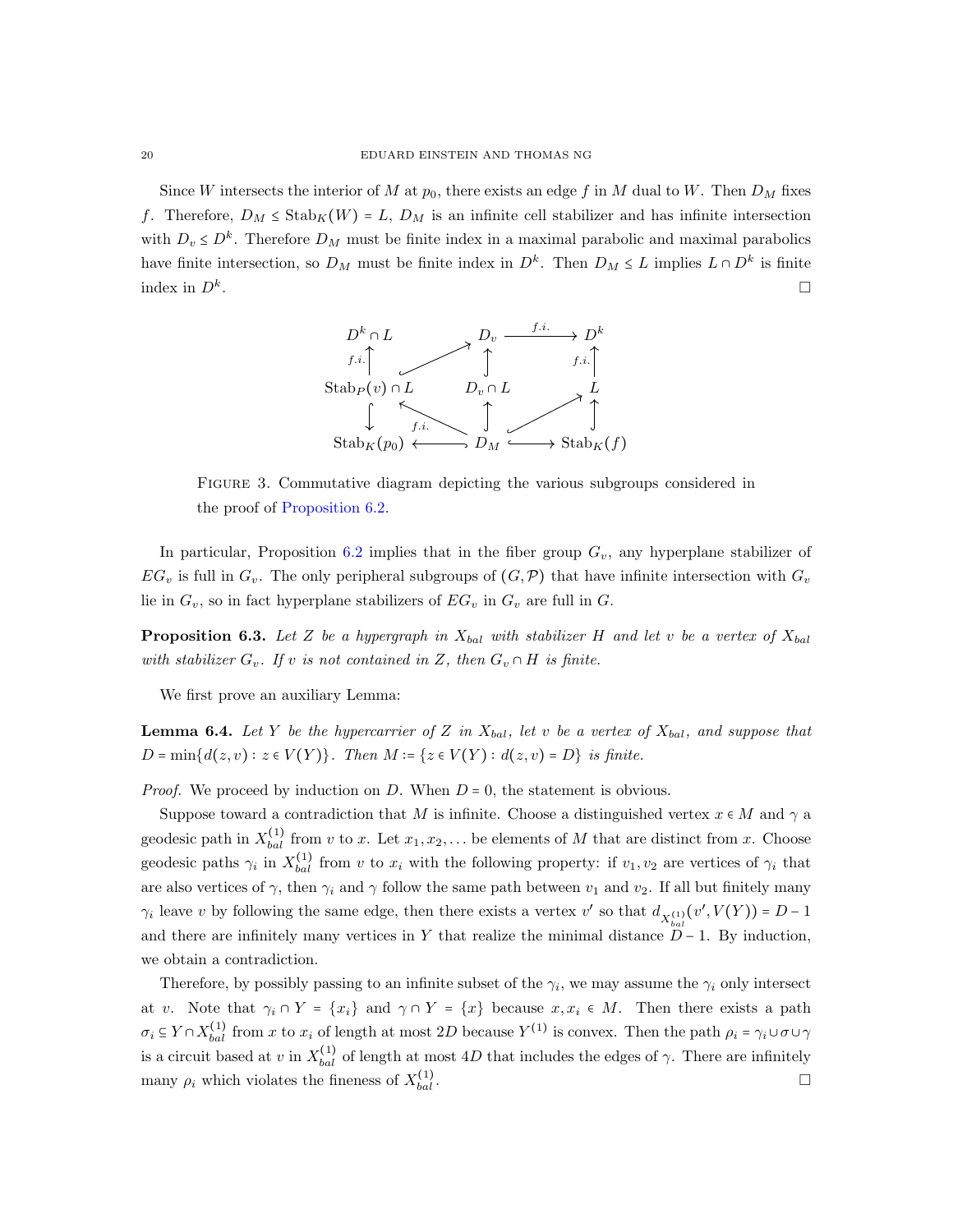Since $W$ intersects the interior of $M$ at $p_0$, there exists an edge $f$ in $M$ dual to $W$. Then $D_M$ fixes $f$. Therefore, $D_M \leq \mathrm{Stab}_K(W) = L$, $D_M$ is an infinite cell stabilizer and has infinite intersection with $D_v \leq D^k$. Therefore $D_M$ must be finite index in a maximal parabolic and maximal parabolics have finite intersection, so $D_M$ must be finite index in $D^k$. Then $D_M \leq L$ implies $L \cap D^k$ is finite index in $D^k$. □

$$
\begin{array}{ccccc}
D^k \cap L & & D_v & \xrightarrow{f.i.} & D^k \\
{\scriptstyle f.i.}\uparrow & \nearrow & \uparrow & & {\scriptstyle f.i.}\uparrow \\
\mathrm{Stab}_P(v) \cap L & & D_v \cap L & & L \\
\downarrow & \nwarrow^{f.i.} & \uparrow & \nearrow & \uparrow \\
\mathrm{Stab}_K(p_0) & \longleftarrow & D_M & \longrightarrow & \mathrm{Stab}_K(f)
\end{array}
$$

Figure 3. Commutative diagram depicting the various subgroups considered in the proof of Proposition 6.2.

In particular, Proposition 6.2 implies that in the fiber group $G_v$, any hyperplane stabilizer of $EG_v$ is full in $G_v$. The only peripheral subgroups of $(G, \mathcal{P})$ that have infinite intersection with $G_v$ lie in $G_v$, so in fact hyperplane stabilizers of $EG_v$ in $G_v$ are full in $G$.

**Proposition 6.3.** *Let $Z$ be a hypergraph in $X_{bal}$ with stabilizer $H$ and let $v$ be a vertex of $X_{bal}$ with stabilizer $G_v$. If $v$ is not contained in $Z$, then $G_v \cap H$ is finite.*

We first prove an auxiliary Lemma:

**Lemma 6.4.** *Let $Y$ be the hypercarrier of $Z$ in $X_{bal}$, let $v$ be a vertex of $X_{bal}$, and suppose that $D = \min\{d(z, v) : z \in V(Y)\}$. Then $M := \{z \in V(Y) : d(z, v) = D\}$ is finite.*

*Proof.* We proceed by induction on $D$. When $D = 0$, the statement is obvious.

Suppose toward a contradiction that $M$ is infinite. Choose a distinguished vertex $x \in M$ and $\gamma$ a geodesic path in $X_{bal}^{(1)}$ from $v$ to $x$. Let $x_1, x_2, \dots$ be elements of $M$ that are distinct from $x$. Choose geodesic paths $\gamma_i$ in $X_{bal}^{(1)}$ from $v$ to $x_i$ with the following property: if $v_1, v_2$ are vertices of $\gamma_i$ that are also vertices of $\gamma$, then $\gamma_i$ and $\gamma$ follow the same path between $v_1$ and $v_2$. If all but finitely many $\gamma_i$ leave $v$ by following the same edge, then there exists a vertex $v'$ so that $d_{X_{bal}^{(1)}}(v', V(Y)) = D - 1$ and there are infinitely many vertices in $Y$ that realize the minimal distance $D - 1$. By induction, we obtain a contradiction.

Therefore, by possibly passing to an infinite subset of the $\gamma_i$, we may assume the $\gamma_i$ only intersect at $v$. Note that $\gamma_i \cap Y = \{x_i\}$ and $\gamma \cap Y = \{x\}$ because $x, x_i \in M$. Then there exists a path $\sigma_i \subseteq Y \cap X_{bal}^{(1)}$ from $x$ to $x_i$ of length at most $2D$ because $Y^{(1)}$ is convex. Then the path $\rho_i = \gamma_i \cup \sigma \cup \gamma$ is a circuit based at $v$ in $X_{bal}^{(1)}$ of length at most $4D$ that includes the edges of $\gamma$. There are infinitely many $\rho_i$ which violates the fineness of $X_{bal}^{(1)}$. □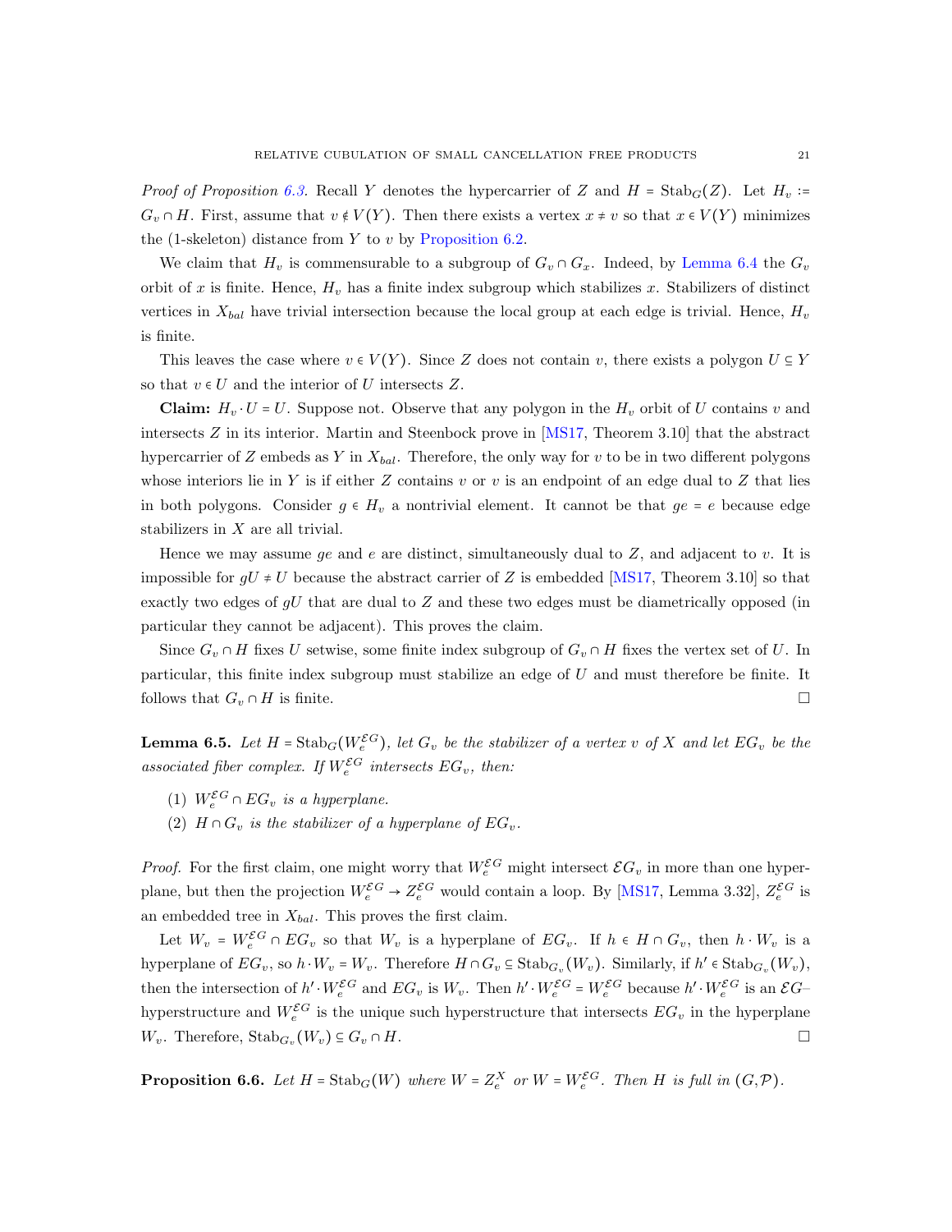*Proof of Proposition 6.3.* Recall $Y$ denotes the hypercarrier of $Z$ and $H = \mathrm{Stab}_G(Z)$. Let $H_v := G_v \cap H$. First, assume that $v \notin V(Y)$. Then there exists a vertex $x \neq v$ so that $x \in V(Y)$ minimizes the (1-skeleton) distance from $Y$ to $v$ by Proposition 6.2.

We claim that $H_v$ is commensurable to a subgroup of $G_v \cap G_x$. Indeed, by Lemma 6.4 the $G_v$ orbit of $x$ is finite. Hence, $H_v$ has a finite index subgroup which stabilizes $x$. Stabilizers of distinct vertices in $X_{bal}$ have trivial intersection because the local group at each edge is trivial. Hence, $H_v$ is finite.

This leaves the case where $v \in V(Y)$. Since $Z$ does not contain $v$, there exists a polygon $U \subseteq Y$ so that $v \in U$ and the interior of $U$ intersects $Z$.

**Claim:** $H_v \cdot U = U$. Suppose not. Observe that any polygon in the $H_v$ orbit of $U$ contains $v$ and intersects $Z$ in its interior. Martin and Steenbock prove in [MS17, Theorem 3.10] that the abstract hypercarrier of $Z$ embeds as $Y$ in $X_{bal}$. Therefore, the only way for $v$ to be in two different polygons whose interiors lie in $Y$ is if either $Z$ contains $v$ or $v$ is an endpoint of an edge dual to $Z$ that lies in both polygons. Consider $g \in H_v$ a nontrivial element. It cannot be that $ge = e$ because edge stabilizers in $X$ are all trivial.

Hence we may assume $ge$ and $e$ are distinct, simultaneously dual to $Z$, and adjacent to $v$. It is impossible for $gU \neq U$ because the abstract carrier of $Z$ is embedded [MS17, Theorem 3.10] so that exactly two edges of $gU$ that are dual to $Z$ and these two edges must be diametrically opposed (in particular they cannot be adjacent). This proves the claim.

Since $G_v \cap H$ fixes $U$ setwise, some finite index subgroup of $G_v \cap H$ fixes the vertex set of $U$. In particular, this finite index subgroup must stabilize an edge of $U$ and must therefore be finite. It follows that $G_v \cap H$ is finite. □

**Lemma 6.5.** *Let $H = \mathrm{Stab}_G(W_e^{\mathcal{E}G})$, let $G_v$ be the stabilizer of a vertex $v$ of $X$ and let $EG_v$ be the associated fiber complex. If $W_e^{\mathcal{E}G}$ intersects $EG_v$, then:*

1. *$W_e^{\mathcal{E}G} \cap EG_v$ is a hyperplane.*
2. *$H \cap G_v$ is the stabilizer of a hyperplane of $EG_v$.*

*Proof.* For the first claim, one might worry that $W_e^{\mathcal{E}G}$ might intersect $\mathcal{E}G_v$ in more than one hyperplane, but then the projection $W_e^{\mathcal{E}G} \to Z_e^{\mathcal{E}G}$ would contain a loop. By [MS17, Lemma 3.32], $Z_e^{\mathcal{E}G}$ is an embedded tree in $X_{bal}$. This proves the first claim.

Let $W_v = W_e^{\mathcal{E}G} \cap EG_v$ so that $W_v$ is a hyperplane of $EG_v$. If $h \in H \cap G_v$, then $h \cdot W_v$ is a hyperplane of $EG_v$, so $h \cdot W_v = W_v$. Therefore $H \cap G_v \subseteq \mathrm{Stab}_{G_v}(W_v)$. Similarly, if $h' \in \mathrm{Stab}_{G_v}(W_v)$, then the intersection of $h' \cdot W_e^{\mathcal{E}G}$ and $EG_v$ is $W_v$. Then $h' \cdot W_e^{\mathcal{E}G} = W_e^{\mathcal{E}G}$ because $h' \cdot W_e^{\mathcal{E}G}$ is an $\mathcal{E}G$–hyperstructure and $W_e^{\mathcal{E}G}$ is the unique such hyperstructure that intersects $EG_v$ in the hyperplane $W_v$. Therefore, $\mathrm{Stab}_{G_v}(W_v) \subseteq G_v \cap H$. □

**Proposition 6.6.** *Let $H = \mathrm{Stab}_G(W)$ where $W = Z_e^X$ or $W = W_e^{\mathcal{E}G}$. Then $H$ is full in $(G, \mathcal{P})$.*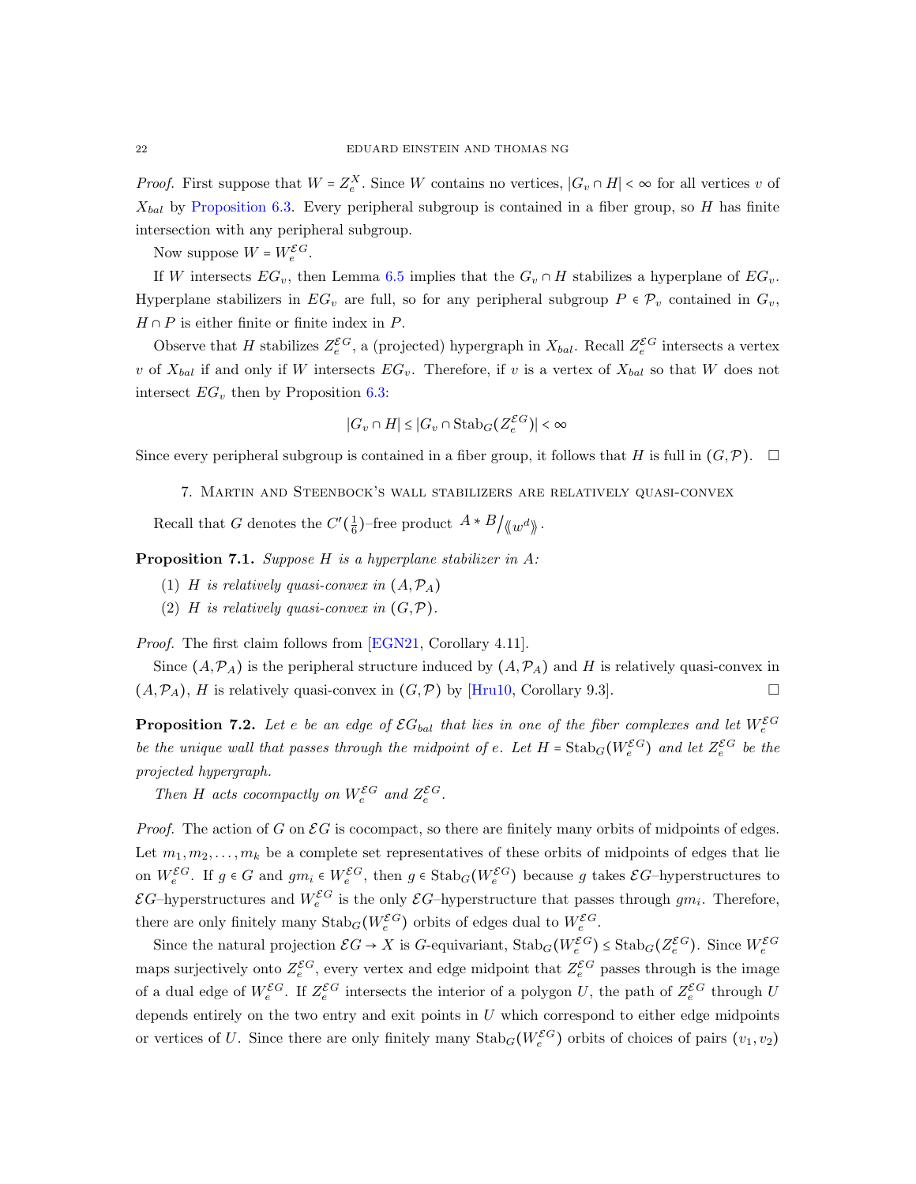*Proof.* First suppose that $W = Z_e^X$. Since $W$ contains no vertices, $|G_v \cap H| < \infty$ for all vertices $v$ of $X_{bal}$ by Proposition 6.3. Every peripheral subgroup is contained in a fiber group, so $H$ has finite intersection with any peripheral subgroup.

Now suppose $W = W_e^{\mathcal{E}G}$.

If $W$ intersects $EG_v$, then Lemma 6.5 implies that the $G_v \cap H$ stabilizes a hyperplane of $EG_v$. Hyperplane stabilizers in $EG_v$ are full, so for any peripheral subgroup $P \in \mathcal{P}_v$ contained in $G_v$, $H \cap P$ is either finite or finite index in $P$.

Observe that $H$ stabilizes $Z_e^{\mathcal{E}G}$, a (projected) hypergraph in $X_{bal}$. Recall $Z_e^{\mathcal{E}G}$ intersects a vertex $v$ of $X_{bal}$ if and only if $W$ intersects $EG_v$. Therefore, if $v$ is a vertex of $X_{bal}$ so that $W$ does not intersect $EG_v$ then by Proposition 6.3:

$$|G_v \cap H| \leq |G_v \cap \operatorname{Stab}_G(Z_e^{\mathcal{E}G})| < \infty$$

Since every peripheral subgroup is contained in a fiber group, it follows that $H$ is full in $(G, \mathcal{P})$. □

## 7. Martin and Steenbock's wall stabilizers are relatively quasi-convex

Recall that $G$ denotes the $C'(\frac{1}{6})$–free product $A * B/\langle\langle w^d \rangle\rangle$.

**Proposition 7.1.** *Suppose $H$ is a hyperplane stabilizer in $A$:*

1. *$H$ is relatively quasi-convex in $(A, \mathcal{P}_A)$*
2. *$H$ is relatively quasi-convex in $(G, \mathcal{P})$.*

*Proof.* The first claim follows from [EGN21, Corollary 4.11].

Since $(A, \mathcal{P}_A)$ is the peripheral structure induced by $(A, \mathcal{P}_A)$ and $H$ is relatively quasi-convex in $(A, \mathcal{P}_A)$, $H$ is relatively quasi-convex in $(G, \mathcal{P})$ by [Hru10, Corollary 9.3]. □

**Proposition 7.2.** *Let $e$ be an edge of $\mathcal{E}G_{bal}$ that lies in one of the fiber complexes and let $W_e^{\mathcal{E}G}$ be the unique wall that passes through the midpoint of $e$. Let $H = \operatorname{Stab}_G(W_e^{\mathcal{E}G})$ and let $Z_e^{\mathcal{E}G}$ be the projected hypergraph.*

*Then $H$ acts cocompactly on $W_e^{\mathcal{E}G}$ and $Z_e^{\mathcal{E}G}$.*

*Proof.* The action of $G$ on $\mathcal{E}G$ is cocompact, so there are finitely many orbits of midpoints of edges. Let $m_1, m_2, \ldots, m_k$ be a complete set representatives of these orbits of midpoints of edges that lie on $W_e^{\mathcal{E}G}$. If $g \in G$ and $gm_i \in W_e^{\mathcal{E}G}$, then $g \in \operatorname{Stab}_G(W_e^{\mathcal{E}G})$ because $g$ takes $\mathcal{E}G$–hyperstructures to $\mathcal{E}G$–hyperstructures and $W_e^{\mathcal{E}G}$ is the only $\mathcal{E}G$–hyperstructure that passes through $gm_i$. Therefore, there are only finitely many $\operatorname{Stab}_G(W_e^{\mathcal{E}G})$ orbits of edges dual to $W_e^{\mathcal{E}G}$.

Since the natural projection $\mathcal{E}G \to X$ is $G$-equivariant, $\operatorname{Stab}_G(W_e^{\mathcal{E}G}) \leq \operatorname{Stab}_G(Z_e^{\mathcal{E}G})$. Since $W_e^{\mathcal{E}G}$ maps surjectively onto $Z_e^{\mathcal{E}G}$, every vertex and edge midpoint that $Z_e^{\mathcal{E}G}$ passes through is the image of a dual edge of $W_e^{\mathcal{E}G}$. If $Z_e^{\mathcal{E}G}$ intersects the interior of a polygon $U$, the path of $Z_e^{\mathcal{E}G}$ through $U$ depends entirely on the two entry and exit points in $U$ which correspond to either edge midpoints or vertices of $U$. Since there are only finitely many $\operatorname{Stab}_G(W_e^{\mathcal{E}G})$ orbits of choices of pairs $(v_1, v_2)$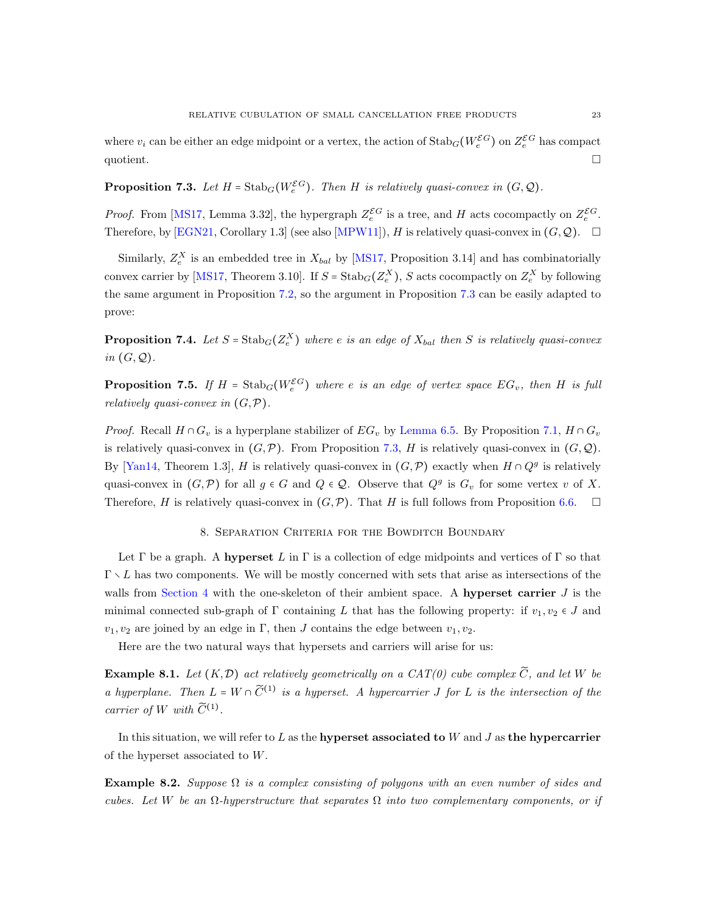where $v_i$ can be either an edge midpoint or a vertex, the action of $\mathrm{Stab}_G(W_e^{\mathcal{E}G})$ on $Z_e^{\mathcal{E}G}$ has compact quotient. □

**Proposition 7.3.** *Let $H = \mathrm{Stab}_G(W_e^{\mathcal{E}G})$. Then $H$ is relatively quasi-convex in $(G, \mathcal{Q})$.*

*Proof.* From [MS17, Lemma 3.32], the hypergraph $Z_e^{\mathcal{E}G}$ is a tree, and $H$ acts cocompactly on $Z_e^{\mathcal{E}G}$. Therefore, by [EGN21, Corollary 1.3] (see also [MPW11]), $H$ is relatively quasi-convex in $(G, \mathcal{Q})$. □

Similarly, $Z_e^X$ is an embedded tree in $X_{bal}$ by [MS17, Proposition 3.14] and has combinatorially convex carrier by [MS17, Theorem 3.10]. If $S = \mathrm{Stab}_G(Z_e^X)$, $S$ acts cocompactly on $Z_e^X$ by following the same argument in Proposition 7.2, so the argument in Proposition 7.3 can be easily adapted to prove:

**Proposition 7.4.** *Let $S = \mathrm{Stab}_G(Z_e^X)$ where $e$ is an edge of $X_{bal}$ then $S$ is relatively quasi-convex in $(G, \mathcal{Q})$.*

**Proposition 7.5.** *If $H = \mathrm{Stab}_G(W_e^{\mathcal{E}G})$ where $e$ is an edge of vertex space $EG_v$, then $H$ is full relatively quasi-convex in $(G, \mathcal{P})$.*

*Proof.* Recall $H \cap G_v$ is a hyperplane stabilizer of $EG_v$ by Lemma 6.5. By Proposition 7.1, $H \cap G_v$ is relatively quasi-convex in $(G, \mathcal{P})$. From Proposition 7.3, $H$ is relatively quasi-convex in $(G, \mathcal{Q})$. By [Yan14, Theorem 1.3], $H$ is relatively quasi-convex in $(G, \mathcal{P})$ exactly when $H \cap Q^g$ is relatively quasi-convex in $(G, \mathcal{P})$ for all $g \in G$ and $Q \in \mathcal{Q}$. Observe that $Q^g$ is $G_v$ for some vertex $v$ of $X$. Therefore, $H$ is relatively quasi-convex in $(G, \mathcal{P})$. That $H$ is full follows from Proposition 6.6. □

## 8. Separation Criteria for the Bowditch Boundary

Let $\Gamma$ be a graph. A **hyperset** $L$ in $\Gamma$ is a collection of edge midpoints and vertices of $\Gamma$ so that $\Gamma \setminus L$ has two components. We will be mostly concerned with sets that arise as intersections of the walls from Section 4 with the one-skeleton of their ambient space. A **hyperset carrier** $J$ is the minimal connected sub-graph of $\Gamma$ containing $L$ that has the following property: if $v_1, v_2 \in J$ and $v_1, v_2$ are joined by an edge in $\Gamma$, then $J$ contains the edge between $v_1, v_2$.

Here are the two natural ways that hypersets and carriers will arise for us:

**Example 8.1.** *Let $(K, \mathcal{D})$ act relatively geometrically on a CAT(0) cube complex $\widetilde{C}$, and let $W$ be a hyperplane. Then $L = W \cap \widetilde{C}^{(1)}$ is a hyperset. A hypercarrier $J$ for $L$ is the intersection of the carrier of $W$ with $\widetilde{C}^{(1)}$.*

In this situation, we will refer to $L$ as the **hyperset associated to** $W$ and $J$ as **the hypercarrier** of the hyperset associated to $W$.

**Example 8.2.** *Suppose $\Omega$ is a complex consisting of polygons with an even number of sides and cubes. Let $W$ be an $\Omega$-hyperstructure that separates $\Omega$ into two complementary components, or if*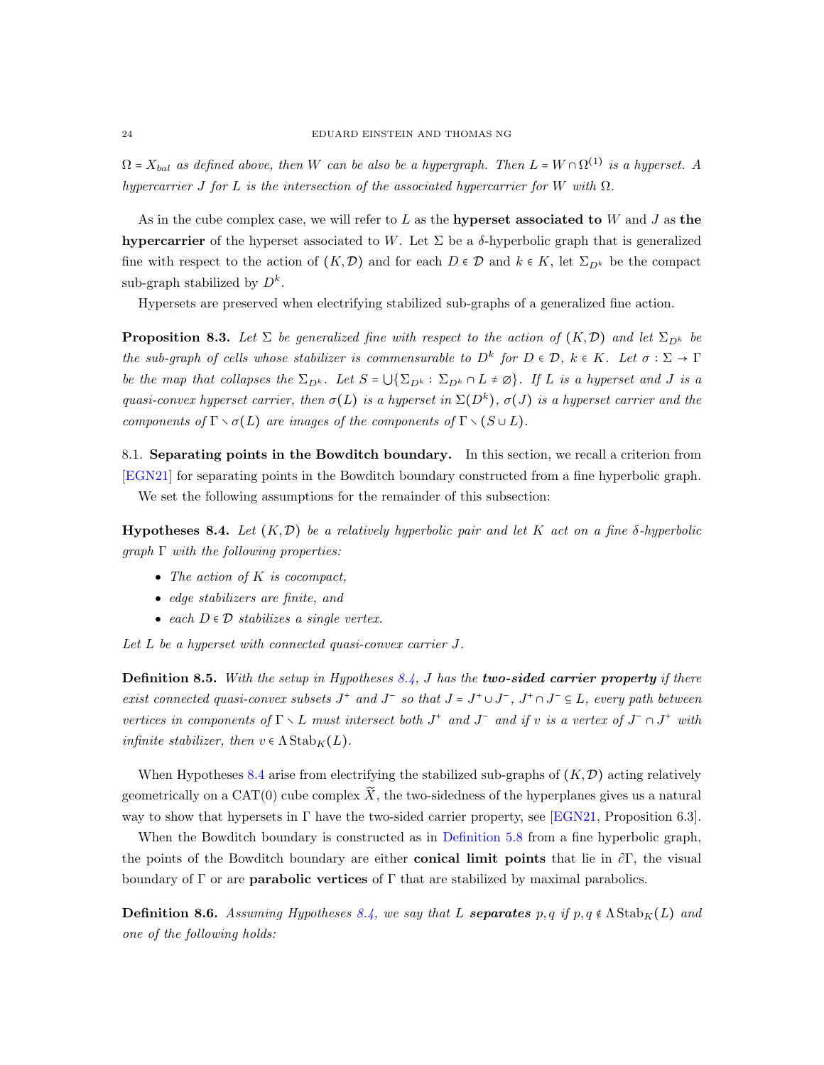*$\Omega = X_{bal}$ as defined above, then $W$ can be also be a hypergraph. Then $L = W \cap \Omega^{(1)}$ is a hyperset. A hypercarrier $J$ for $L$ is the intersection of the associated hypercarrier for $W$ with $\Omega$.*

As in the cube complex case, we will refer to $L$ as the **hyperset associated to** $W$ and $J$ as **the hypercarrier** of the hyperset associated to $W$. Let $\Sigma$ be a $\delta$-hyperbolic graph that is generalized fine with respect to the action of $(K, \mathcal{D})$ and for each $D \in \mathcal{D}$ and $k \in K$, let $\Sigma_{D^k}$ be the compact sub-graph stabilized by $D^k$.

Hypersets are preserved when electrifying stabilized sub-graphs of a generalized fine action.

**Proposition 8.3.** *Let $\Sigma$ be generalized fine with respect to the action of $(K, \mathcal{D})$ and let $\Sigma_{D^k}$ be the sub-graph of cells whose stabilizer is commensurable to $D^k$ for $D \in \mathcal{D}$, $k \in K$. Let $\sigma : \Sigma \to \Gamma$ be the map that collapses the $\Sigma_{D^k}$. Let $S = \bigcup\{\Sigma_{D^k} : \Sigma_{D^k} \cap L \neq \varnothing\}$. If $L$ is a hyperset and $J$ is a quasi-convex hyperset carrier, then $\sigma(L)$ is a hyperset in $\Sigma(D^k)$, $\sigma(J)$ is a hyperset carrier and the components of $\Gamma \smallsetminus \sigma(L)$ are images of the components of $\Gamma \smallsetminus (S \cup L)$.*

8.1. **Separating points in the Bowditch boundary.** In this section, we recall a criterion from [EGN21] for separating points in the Bowditch boundary constructed from a fine hyperbolic graph.

We set the following assumptions for the remainder of this subsection:

**Hypotheses 8.4.** *Let $(K, \mathcal{D})$ be a relatively hyperbolic pair and let $K$ act on a fine $\delta$-hyperbolic graph $\Gamma$ with the following properties:*

- *The action of $K$ is cocompact,*
- *edge stabilizers are finite, and*
- *each $D \in \mathcal{D}$ stabilizes a single vertex.*

*Let $L$ be a hyperset with connected quasi-convex carrier $J$.*

**Definition 8.5.** *With the setup in Hypotheses 8.4, $J$ has the **two-sided carrier property** if there exist connected quasi-convex subsets $J^+$ and $J^-$ so that $J = J^+ \cup J^-$, $J^+ \cap J^- \subseteq L$, every path between vertices in components of $\Gamma \smallsetminus L$ must intersect both $J^+$ and $J^-$ and if $v$ is a vertex of $J^- \cap J^+$ with infinite stabilizer, then $v \in \Lambda \operatorname{Stab}_K(L)$.*

When Hypotheses 8.4 arise from electrifying the stabilized sub-graphs of $(K, \mathcal{D})$ acting relatively geometrically on a CAT(0) cube complex $\widetilde{X}$, the two-sidedness of the hyperplanes gives us a natural way to show that hypersets in $\Gamma$ have the two-sided carrier property, see [EGN21, Proposition 6.3].

When the Bowditch boundary is constructed as in Definition 5.8 from a fine hyperbolic graph, the points of the Bowditch boundary are either **conical limit points** that lie in $\partial\Gamma$, the visual boundary of $\Gamma$ or are **parabolic vertices** of $\Gamma$ that are stabilized by maximal parabolics.

**Definition 8.6.** *Assuming Hypotheses 8.4, we say that $L$ **separates** $p, q$ if $p, q \notin \Lambda \operatorname{Stab}_K(L)$ and one of the following holds:*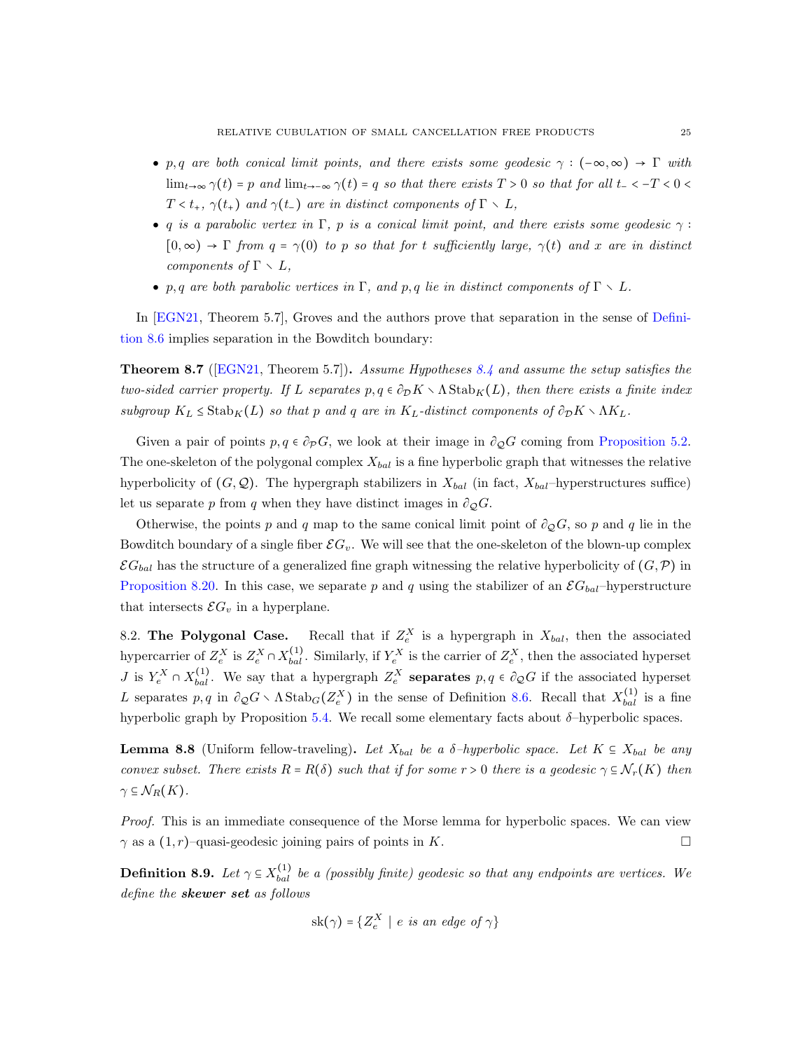- *$p, q$ are both conical limit points, and there exists some geodesic $\gamma : (-\infty, \infty) \to \Gamma$ with $\lim_{t\to\infty} \gamma(t) = p$ and $\lim_{t\to-\infty} \gamma(t) = q$ so that there exists $T > 0$ so that for all $t_- < -T < 0 < T < t_+$, $\gamma(t_+)$ and $\gamma(t_-)$ are in distinct components of $\Gamma \smallsetminus L$,*
- *$q$ is a parabolic vertex in $\Gamma$, $p$ is a conical limit point, and there exists some geodesic $\gamma : [0, \infty) \to \Gamma$ from $q = \gamma(0)$ to $p$ so that for $t$ sufficiently large, $\gamma(t)$ and $x$ are in distinct components of $\Gamma \smallsetminus L$,*
- *$p, q$ are both parabolic vertices in $\Gamma$, and $p, q$ lie in distinct components of $\Gamma \smallsetminus L$.*

In [EGN21, Theorem 5.7], Groves and the authors prove that separation in the sense of Definition 8.6 implies separation in the Bowditch boundary:

**Theorem 8.7** ([EGN21, Theorem 5.7])**.** *Assume Hypotheses 8.4 and assume the setup satisfies the two-sided carrier property. If $L$ separates $p, q \in \partial_{\mathcal{D}} K \smallsetminus \Lambda \operatorname{Stab}_K(L)$, then there exists a finite index subgroup $K_L \leq \operatorname{Stab}_K(L)$ so that $p$ and $q$ are in $K_L$-distinct components of $\partial_{\mathcal{D}} K \smallsetminus \Lambda K_L$.*

Given a pair of points $p, q \in \partial_{\mathcal{P}} G$, we look at their image in $\partial_{\mathcal{Q}} G$ coming from Proposition 5.2. The one-skeleton of the polygonal complex $X_{bal}$ is a fine hyperbolic graph that witnesses the relative hyperbolicity of $(G, \mathcal{Q})$. The hypergraph stabilizers in $X_{bal}$ (in fact, $X_{bal}$–hyperstructures suffice) let us separate $p$ from $q$ when they have distinct images in $\partial_{\mathcal{Q}} G$.

Otherwise, the points $p$ and $q$ map to the same conical limit point of $\partial_{\mathcal{Q}} G$, so $p$ and $q$ lie in the Bowditch boundary of a single fiber $\mathcal{E}G_v$. We will see that the one-skeleton of the blown-up complex $\mathcal{E}G_{bal}$ has the structure of a generalized fine graph witnessing the relative hyperbolicity of $(G, \mathcal{P})$ in Proposition 8.20. In this case, we separate $p$ and $q$ using the stabilizer of an $\mathcal{E}G_{bal}$–hyperstructure that intersects $\mathcal{E}G_v$ in a hyperplane.

8.2. **The Polygonal Case.** Recall that if $Z_e^X$ is a hypergraph in $X_{bal}$, then the associated hypercarrier of $Z_e^X$ is $Z_e^X \cap X_{bal}^{(1)}$. Similarly, if $Y_e^X$ is the carrier of $Z_e^X$, then the associated hyperset $J$ is $Y_e^X \cap X_{bal}^{(1)}$. We say that a hypergraph $Z_e^X$ **separates** $p, q \in \partial_{\mathcal{Q}} G$ if the associated hyperset $L$ separates $p, q$ in $\partial_{\mathcal{Q}} G \smallsetminus \Lambda \operatorname{Stab}_G(Z_e^X)$ in the sense of Definition 8.6. Recall that $X_{bal}^{(1)}$ is a fine hyperbolic graph by Proposition 5.4. We recall some elementary facts about $\delta$–hyperbolic spaces.

**Lemma 8.8** (Uniform fellow-traveling)**.** *Let $X_{bal}$ be a $\delta$–hyperbolic space. Let $K \subseteq X_{bal}$ be any convex subset. There exists $R = R(\delta)$ such that if for some $r > 0$ there is a geodesic $\gamma \subseteq \mathcal{N}_r(K)$ then $\gamma \subseteq \mathcal{N}_R(K)$.*

*Proof.* This is an immediate consequence of the Morse lemma for hyperbolic spaces. We can view $\gamma$ as a $(1, r)$–quasi-geodesic joining pairs of points in $K$. $\square$

**Definition 8.9.** *Let $\gamma \subseteq X_{bal}^{(1)}$ be a (possibly finite) geodesic so that any endpoints are vertices. We define the* ***skewer set*** *as follows*

$$\operatorname{sk}(\gamma) = \{Z_e^X \mid e \text{ is an edge of } \gamma\}$$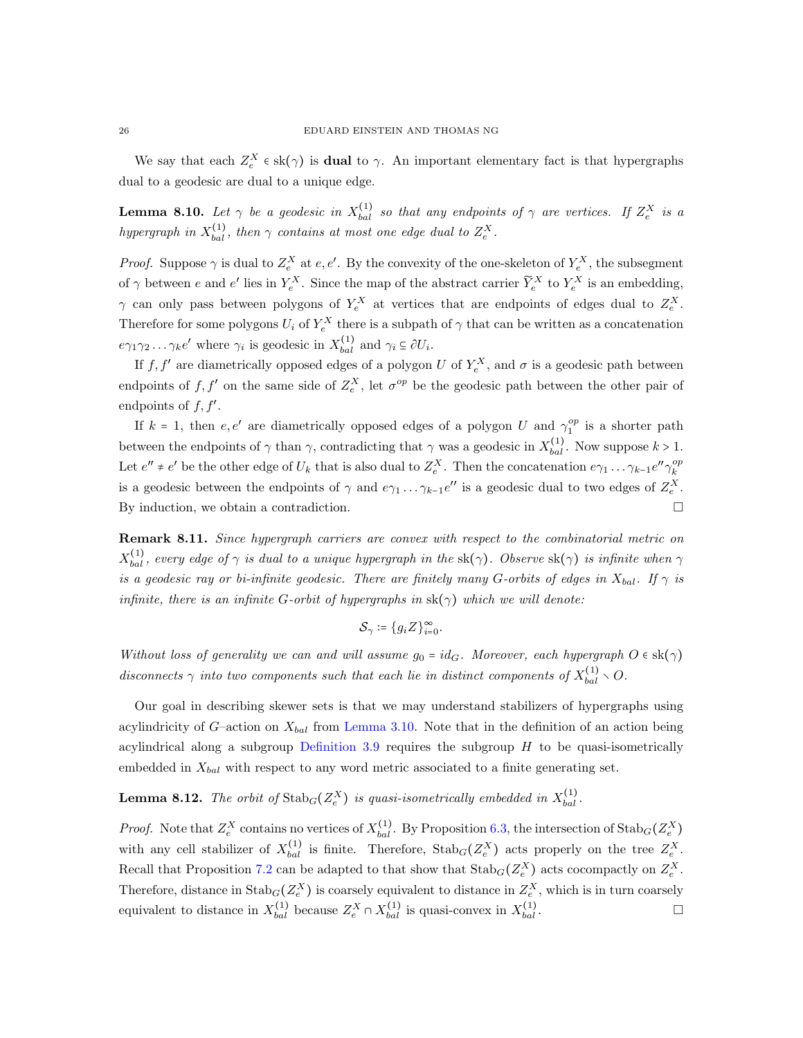We say that each $Z_e^X \in \mathrm{sk}(\gamma)$ is **dual** to $\gamma$. An important elementary fact is that hypergraphs dual to a geodesic are dual to a unique edge.

**Lemma 8.10.** *Let $\gamma$ be a geodesic in $X_{bal}^{(1)}$ so that any endpoints of $\gamma$ are vertices. If $Z_e^X$ is a hypergraph in $X_{bal}^{(1)}$, then $\gamma$ contains at most one edge dual to $Z_e^X$.*

*Proof.* Suppose $\gamma$ is dual to $Z_e^X$ at $e, e'$. By the convexity of the one-skeleton of $Y_e^X$, the subsegment of $\gamma$ between $e$ and $e'$ lies in $Y_e^X$. Since the map of the abstract carrier $\widetilde{Y}_e^X$ to $Y_e^X$ is an embedding, $\gamma$ can only pass between polygons of $Y_e^X$ at vertices that are endpoints of edges dual to $Z_e^X$. Therefore for some polygons $U_i$ of $Y_e^X$ there is a subpath of $\gamma$ that can be written as a concatenation $e\gamma_1\gamma_2\ldots\gamma_k e'$ where $\gamma_i$ is geodesic in $X_{bal}^{(1)}$ and $\gamma_i \subseteq \partial U_i$.

If $f, f'$ are diametrically opposed edges of a polygon $U$ of $Y_e^X$, and $\sigma$ is a geodesic path between endpoints of $f, f'$ on the same side of $Z_e^X$, let $\sigma^{op}$ be the geodesic path between the other pair of endpoints of $f, f'$.

If $k = 1$, then $e, e'$ are diametrically opposed edges of a polygon $U$ and $\gamma_1^{op}$ is a shorter path between the endpoints of $\gamma$ than $\gamma$, contradicting that $\gamma$ was a geodesic in $X_{bal}^{(1)}$. Now suppose $k > 1$. Let $e'' \neq e'$ be the other edge of $U_k$ that is also dual to $Z_e^X$. Then the concatenation $e\gamma_1\ldots\gamma_{k-1}e''\gamma_k^{op}$ is a geodesic between the endpoints of $\gamma$ and $e\gamma_1\ldots\gamma_{k-1}e''$ is a geodesic dual to two edges of $Z_e^X$. By induction, we obtain a contradiction. □

**Remark 8.11.** *Since hypergraph carriers are convex with respect to the combinatorial metric on $X_{bal}^{(1)}$, every edge of $\gamma$ is dual to a unique hypergraph in the $\mathrm{sk}(\gamma)$. Observe $\mathrm{sk}(\gamma)$ is infinite when $\gamma$ is a geodesic ray or bi-infinite geodesic. There are finitely many $G$-orbits of edges in $X_{bal}$. If $\gamma$ is infinite, there is an infinite $G$-orbit of hypergraphs in $\mathrm{sk}(\gamma)$ which we will denote:*

$$\mathcal{S}_\gamma := \{g_i Z\}_{i=0}^{\infty}.$$

*Without loss of generality we can and will assume $g_0 = id_G$. Moreover, each hypergraph $O \in \mathrm{sk}(\gamma)$ disconnects $\gamma$ into two components such that each lie in distinct components of $X_{bal}^{(1)} \smallsetminus O$.*

Our goal in describing skewer sets is that we may understand stabilizers of hypergraphs using acylindricity of $G$–action on $X_{bal}$ from Lemma 3.10. Note that in the definition of an action being acylindrical along a subgroup Definition 3.9 requires the subgroup $H$ to be quasi-isometrically embedded in $X_{bal}$ with respect to any word metric associated to a finite generating set.

**Lemma 8.12.** *The orbit of $\mathrm{Stab}_G(Z_e^X)$ is quasi-isometrically embedded in $X_{bal}^{(1)}$.*

*Proof.* Note that $Z_e^X$ contains no vertices of $X_{bal}^{(1)}$. By Proposition 6.3, the intersection of $\mathrm{Stab}_G(Z_e^X)$ with any cell stabilizer of $X_{bal}^{(1)}$ is finite. Therefore, $\mathrm{Stab}_G(Z_e^X)$ acts properly on the tree $Z_e^X$. Recall that Proposition 7.2 can be adapted to that show that $\mathrm{Stab}_G(Z_e^X)$ acts cocompactly on $Z_e^X$. Therefore, distance in $\mathrm{Stab}_G(Z_e^X)$ is coarsely equivalent to distance in $Z_e^X$, which is in turn coarsely equivalent to distance in $X_{bal}^{(1)}$ because $Z_e^X \cap X_{bal}^{(1)}$ is quasi-convex in $X_{bal}^{(1)}$. □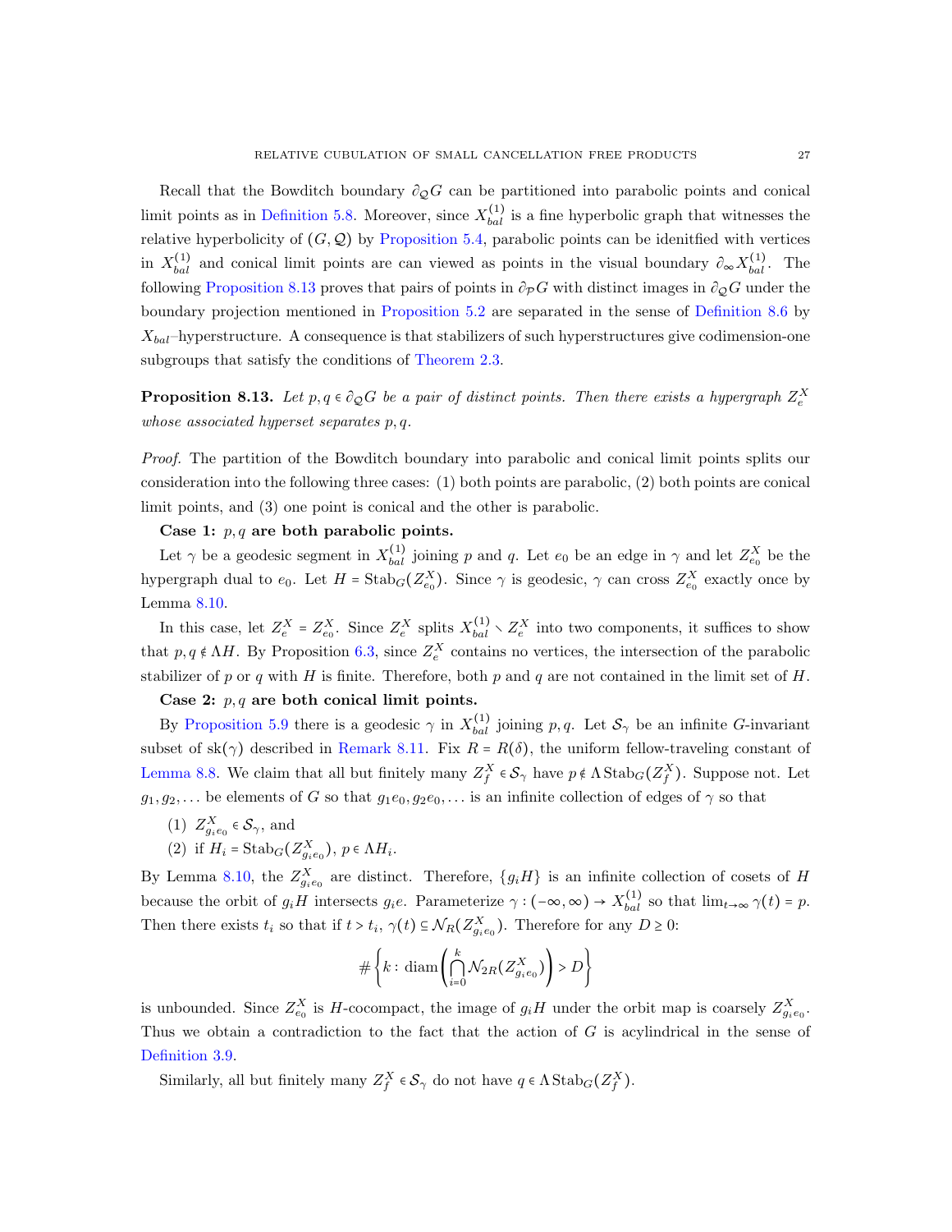Recall that the Bowditch boundary $\partial_{\mathcal{Q}} G$ can be partitioned into parabolic points and conical limit points as in Definition 5.8. Moreover, since $X^{(1)}_{bal}$ is a fine hyperbolic graph that witnesses the relative hyperbolicity of $(G, \mathcal{Q})$ by Proposition 5.4, parabolic points can be idenitfied with vertices in $X^{(1)}_{bal}$ and conical limit points are can viewed as points in the visual boundary $\partial_\infty X^{(1)}_{bal}$. The following Proposition 8.13 proves that pairs of points in $\partial_{\mathcal{P}} G$ with distinct images in $\partial_{\mathcal{Q}} G$ under the boundary projection mentioned in Proposition 5.2 are separated in the sense of Definition 8.6 by $X_{bal}$–hyperstructure. A consequence is that stabilizers of such hyperstructures give codimension-one subgroups that satisfy the conditions of Theorem 2.3.

**Proposition 8.13.** *Let $p, q \in \partial_{\mathcal{Q}} G$ be a pair of distinct points. Then there exists a hypergraph $Z^X_e$ whose associated hyperset separates $p, q$.*

*Proof.* The partition of the Bowditch boundary into parabolic and conical limit points splits our consideration into the following three cases: (1) both points are parabolic, (2) both points are conical limit points, and (3) one point is conical and the other is parabolic.

**Case 1: $p, q$ are both parabolic points.**

Let $\gamma$ be a geodesic segment in $X^{(1)}_{bal}$ joining $p$ and $q$. Let $e_0$ be an edge in $\gamma$ and let $Z^X_{e_0}$ be the hypergraph dual to $e_0$. Let $H = \operatorname{Stab}_G(Z^X_{e_0})$. Since $\gamma$ is geodesic, $\gamma$ can cross $Z^X_{e_0}$ exactly once by Lemma 8.10.

In this case, let $Z^X_e = Z^X_{e_0}$. Since $Z^X_e$ splits $X^{(1)}_{bal} \smallsetminus Z^X_e$ into two components, it suffices to show that $p, q \notin \Lambda H$. By Proposition 6.3, since $Z^X_e$ contains no vertices, the intersection of the parabolic stabilizer of $p$ or $q$ with $H$ is finite. Therefore, both $p$ and $q$ are not contained in the limit set of $H$.

**Case 2: $p, q$ are both conical limit points.**

By Proposition 5.9 there is a geodesic $\gamma$ in $X^{(1)}_{bal}$ joining $p, q$. Let $\mathcal{S}_\gamma$ be an infinite $G$-invariant subset of $\operatorname{sk}(\gamma)$ described in Remark 8.11. Fix $R = R(\delta)$, the uniform fellow-traveling constant of Lemma 8.8. We claim that all but finitely many $Z^X_f \in \mathcal{S}_\gamma$ have $p \notin \Lambda \operatorname{Stab}_G(Z^X_f)$. Suppose not. Let $g_1, g_2, \ldots$ be elements of $G$ so that $g_1 e_0, g_2 e_0, \ldots$ is an infinite collection of edges of $\gamma$ so that

(1) $Z^X_{g_i e_0} \in \mathcal{S}_\gamma$, and
(2) if $H_i = \operatorname{Stab}_G(Z^X_{g_i e_0})$, $p \in \Lambda H_i$.

By Lemma 8.10, the $Z^X_{g_i e_0}$ are distinct. Therefore, $\{g_i H\}$ is an infinite collection of cosets of $H$ because the orbit of $g_i H$ intersects $g_i e$. Parameterize $\gamma : (-\infty, \infty) \to X^{(1)}_{bal}$ so that $\lim_{t \to \infty} \gamma(t) = p$. Then there exists $t_i$ so that if $t > t_i$, $\gamma(t) \subseteq \mathcal{N}_R(Z^X_{g_i e_0})$. Therefore for any $D \geq 0$:

$$\#\left\{ k : \operatorname{diam}\left( \bigcap_{i=0}^{k} \mathcal{N}_{2R}(Z^X_{g_i e_0}) \right) > D \right\}$$

is unbounded. Since $Z^X_{e_0}$ is $H$-cocompact, the image of $g_i H$ under the orbit map is coarsely $Z^X_{g_i e_0}$. Thus we obtain a contradiction to the fact that the action of $G$ is acylindrical in the sense of Definition 3.9.

Similarly, all but finitely many $Z^X_f \in \mathcal{S}_\gamma$ do not have $q \in \Lambda \operatorname{Stab}_G(Z^X_f)$.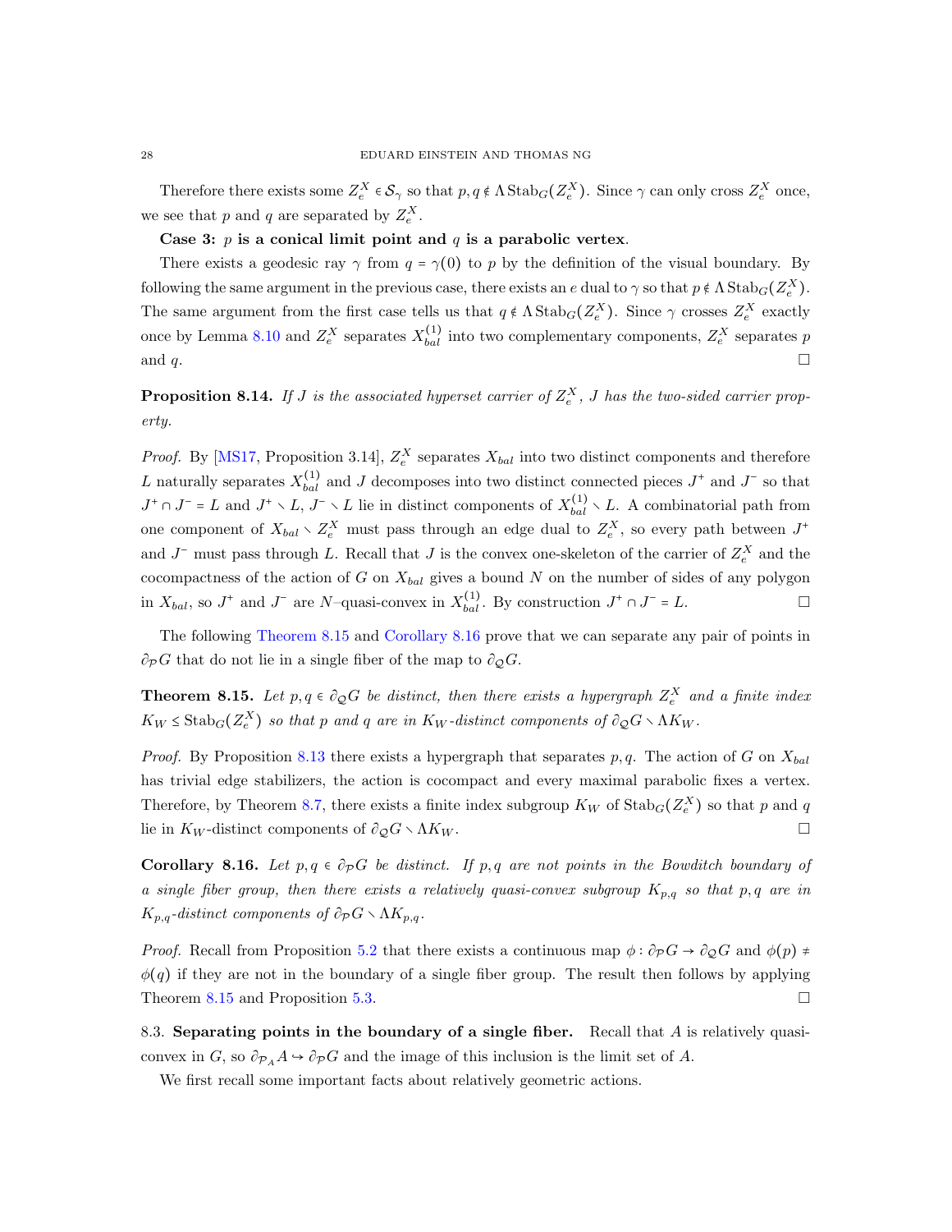Therefore there exists some $Z_e^X \in \mathcal{S}_\gamma$ so that $p, q \notin \Lambda \operatorname{Stab}_G(Z_e^X)$. Since $\gamma$ can only cross $Z_e^X$ once, we see that $p$ and $q$ are separated by $Z_e^X$.

**Case 3: $p$ is a conical limit point and $q$ is a parabolic vertex.**

There exists a geodesic ray $\gamma$ from $q = \gamma(0)$ to $p$ by the definition of the visual boundary. By following the same argument in the previous case, there exists an $e$ dual to $\gamma$ so that $p \notin \Lambda \operatorname{Stab}_G(Z_e^X)$. The same argument from the first case tells us that $q \notin \Lambda \operatorname{Stab}_G(Z_e^X)$. Since $\gamma$ crosses $Z_e^X$ exactly once by Lemma 8.10 and $Z_e^X$ separates $X_{bal}^{(1)}$ into two complementary components, $Z_e^X$ separates $p$ and $q$. □

**Proposition 8.14.** *If $J$ is the associated hyperset carrier of $Z_e^X$, $J$ has the two-sided carrier property.*

*Proof.* By [MS17, Proposition 3.14], $Z_e^X$ separates $X_{bal}$ into two distinct components and therefore $L$ naturally separates $X_{bal}^{(1)}$ and $J$ decomposes into two distinct connected pieces $J^+$ and $J^-$ so that $J^+ \cap J^- = L$ and $J^+ \smallsetminus L$, $J^- \smallsetminus L$ lie in distinct components of $X_{bal}^{(1)} \smallsetminus L$. A combinatorial path from one component of $X_{bal} \smallsetminus Z_e^X$ must pass through an edge dual to $Z_e^X$, so every path between $J^+$ and $J^-$ must pass through $L$. Recall that $J$ is the convex one-skeleton of the carrier of $Z_e^X$ and the cocompactness of the action of $G$ on $X_{bal}$ gives a bound $N$ on the number of sides of any polygon in $X_{bal}$, so $J^+$ and $J^-$ are $N$–quasi-convex in $X_{bal}^{(1)}$. By construction $J^+ \cap J^- = L$. □

The following Theorem 8.15 and Corollary 8.16 prove that we can separate any pair of points in $\partial_{\mathcal{P}} G$ that do not lie in a single fiber of the map to $\partial_{\mathcal{Q}} G$.

**Theorem 8.15.** *Let $p, q \in \partial_{\mathcal{Q}} G$ be distinct, then there exists a hypergraph $Z_e^X$ and a finite index $K_W \leq \operatorname{Stab}_G(Z_e^X)$ so that $p$ and $q$ are in $K_W$-distinct components of $\partial_{\mathcal{Q}} G \smallsetminus \Lambda K_W$.*

*Proof.* By Proposition 8.13 there exists a hypergraph that separates $p, q$. The action of $G$ on $X_{bal}$ has trivial edge stabilizers, the action is cocompact and every maximal parabolic fixes a vertex. Therefore, by Theorem 8.7, there exists a finite index subgroup $K_W$ of $\operatorname{Stab}_G(Z_e^X)$ so that $p$ and $q$ lie in $K_W$-distinct components of $\partial_{\mathcal{Q}} G \smallsetminus \Lambda K_W$. □

**Corollary 8.16.** *Let $p, q \in \partial_{\mathcal{P}} G$ be distinct. If $p, q$ are not points in the Bowditch boundary of a single fiber group, then there exists a relatively quasi-convex subgroup $K_{p,q}$ so that $p, q$ are in $K_{p,q}$-distinct components of $\partial_{\mathcal{P}} G \smallsetminus \Lambda K_{p,q}$.*

*Proof.* Recall from Proposition 5.2 that there exists a continuous map $\phi : \partial_{\mathcal{P}} G \to \partial_{\mathcal{Q}} G$ and $\phi(p) \neq \phi(q)$ if they are not in the boundary of a single fiber group. The result then follows by applying Theorem 8.15 and Proposition 5.3. □

8.3. **Separating points in the boundary of a single fiber.** Recall that $A$ is relatively quasi-convex in $G$, so $\partial_{\mathcal{P}_A} A \hookrightarrow \partial_{\mathcal{P}} G$ and the image of this inclusion is the limit set of $A$.

We first recall some important facts about relatively geometric actions.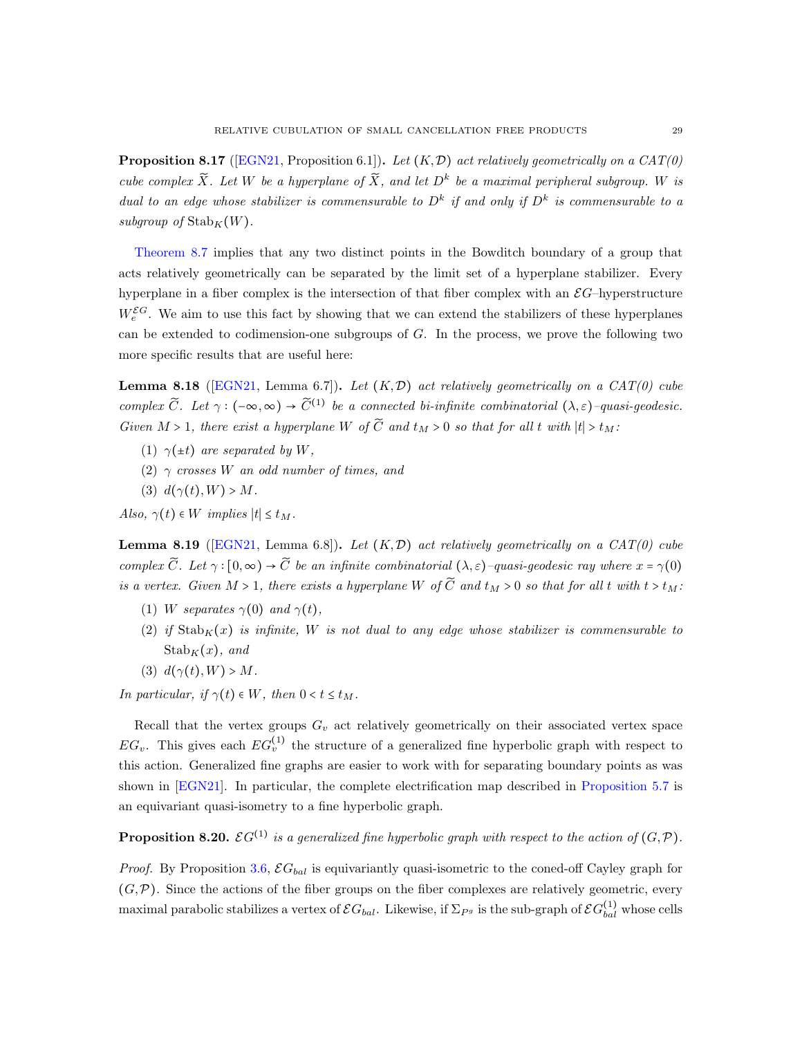**Proposition 8.17** ([EGN21, Proposition 6.1])**.** *Let $(K, \mathcal{D})$ act relatively geometrically on a CAT(0) cube complex $\widetilde{X}$. Let $W$ be a hyperplane of $\widetilde{X}$, and let $D^k$ be a maximal peripheral subgroup. $W$ is dual to an edge whose stabilizer is commensurable to $D^k$ if and only if $D^k$ is commensurable to a subgroup of $\operatorname{Stab}_K(W)$.*

Theorem 8.7 implies that any two distinct points in the Bowditch boundary of a group that acts relatively geometrically can be separated by the limit set of a hyperplane stabilizer. Every hyperplane in a fiber complex is the intersection of that fiber complex with an $\mathcal{E}G$–hyperstructure $W_e^{\mathcal{E}G}$. We aim to use this fact by showing that we can extend the stabilizers of these hyperplanes can be extended to codimension-one subgroups of $G$. In the process, we prove the following two more specific results that are useful here:

**Lemma 8.18** ([EGN21, Lemma 6.7])**.** *Let $(K, \mathcal{D})$ act relatively geometrically on a CAT(0) cube complex $\widetilde{C}$. Let $\gamma : (-\infty, \infty) \to \widetilde{C}^{(1)}$ be a connected bi-infinite combinatorial $(\lambda, \varepsilon)$–quasi-geodesic. Given $M > 1$, there exist a hyperplane $W$ of $\widetilde{C}$ and $t_M > 0$ so that for all $t$ with $|t| > t_M$:*

1. *$\gamma(\pm t)$ are separated by $W$,*
2. *$\gamma$ crosses $W$ an odd number of times, and*
3. *$d(\gamma(t), W) > M$.*

*Also, $\gamma(t) \in W$ implies $|t| \leq t_M$.*

**Lemma 8.19** ([EGN21, Lemma 6.8])**.** *Let $(K, \mathcal{D})$ act relatively geometrically on a CAT(0) cube complex $\widetilde{C}$. Let $\gamma : [0, \infty) \to \widetilde{C}$ be an infinite combinatorial $(\lambda, \varepsilon)$–quasi-geodesic ray where $x = \gamma(0)$ is a vertex. Given $M > 1$, there exists a hyperplane $W$ of $\widetilde{C}$ and $t_M > 0$ so that for all $t$ with $t > t_M$:*

1. *$W$ separates $\gamma(0)$ and $\gamma(t)$,*
2. *if $\operatorname{Stab}_K(x)$ is infinite, $W$ is not dual to any edge whose stabilizer is commensurable to $\operatorname{Stab}_K(x)$, and*
3. *$d(\gamma(t), W) > M$.*

*In particular, if $\gamma(t) \in W$, then $0 < t \leq t_M$.*

Recall that the vertex groups $G_v$ act relatively geometrically on their associated vertex space $EG_v$. This gives each $EG_v^{(1)}$ the structure of a generalized fine hyperbolic graph with respect to this action. Generalized fine graphs are easier to work with for separating boundary points as was shown in [EGN21]. In particular, the complete electrification map described in Proposition 5.7 is an equivariant quasi-isometry to a fine hyperbolic graph.

**Proposition 8.20.** *$\mathcal{E}G^{(1)}$ is a generalized fine hyperbolic graph with respect to the action of $(G, \mathcal{P})$.*

*Proof.* By Proposition 3.6, $\mathcal{E}G_{bal}$ is equivariantly quasi-isometric to the coned-off Cayley graph for $(G, \mathcal{P})$. Since the actions of the fiber groups on the fiber complexes are relatively geometric, every maximal parabolic stabilizes a vertex of $\mathcal{E}G_{bal}$. Likewise, if $\Sigma_{P^g}$ is the sub-graph of $\mathcal{E}G_{bal}^{(1)}$ whose cells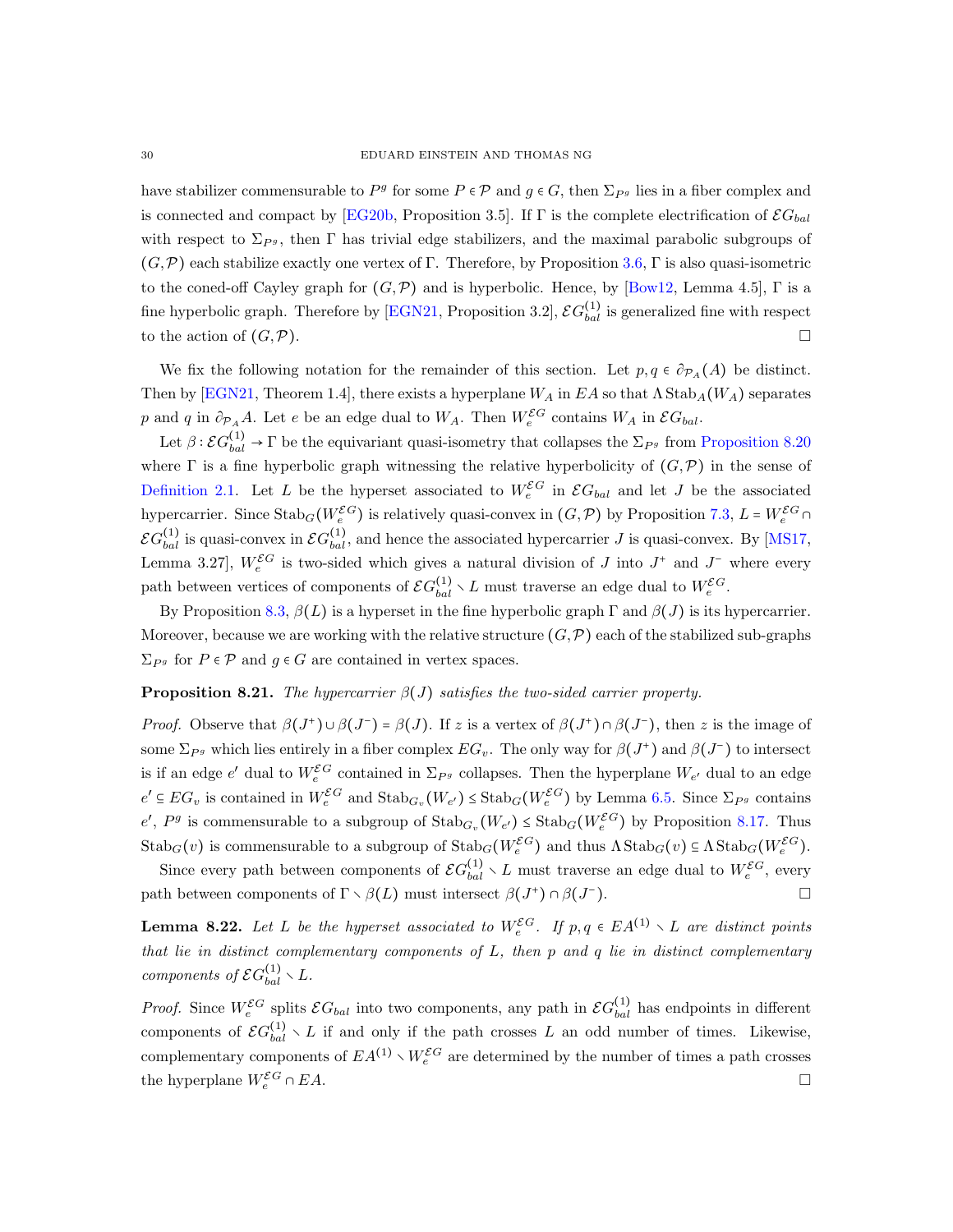have stabilizer commensurable to $P^g$ for some $P \in \mathcal{P}$ and $g \in G$, then $\Sigma_{P^g}$ lies in a fiber complex and is connected and compact by [EG20b, Proposition 3.5]. If $\Gamma$ is the complete electrification of $\mathcal{E}G_{bal}$ with respect to $\Sigma_{P^g}$, then $\Gamma$ has trivial edge stabilizers, and the maximal parabolic subgroups of $(G, \mathcal{P})$ each stabilize exactly one vertex of $\Gamma$. Therefore, by Proposition 3.6, $\Gamma$ is also quasi-isometric to the coned-off Cayley graph for $(G, \mathcal{P})$ and is hyperbolic. Hence, by [Bow12, Lemma 4.5], $\Gamma$ is a fine hyperbolic graph. Therefore by [EGN21, Proposition 3.2], $\mathcal{E}G^{(1)}_{bal}$ is generalized fine with respect to the action of $(G, \mathcal{P})$. □

We fix the following notation for the remainder of this section. Let $p, q \in \partial_{\mathcal{P}_A}(A)$ be distinct. Then by [EGN21, Theorem 1.4], there exists a hyperplane $W_A$ in $EA$ so that $\Lambda \operatorname{Stab}_A(W_A)$ separates $p$ and $q$ in $\partial_{\mathcal{P}_A} A$. Let $e$ be an edge dual to $W_A$. Then $W^{\mathcal{E}G}_e$ contains $W_A$ in $\mathcal{E}G_{bal}$.

Let $\beta : \mathcal{E}G^{(1)}_{bal} \to \Gamma$ be the equivariant quasi-isometry that collapses the $\Sigma_{P^g}$ from Proposition 8.20 where $\Gamma$ is a fine hyperbolic graph witnessing the relative hyperbolicity of $(G, \mathcal{P})$ in the sense of Definition 2.1. Let $L$ be the hyperset associated to $W^{\mathcal{E}G}_e$ in $\mathcal{E}G_{bal}$ and let $J$ be the associated hypercarrier. Since $\operatorname{Stab}_G(W^{\mathcal{E}G}_e)$ is relatively quasi-convex in $(G, \mathcal{P})$ by Proposition 7.3, $L = W^{\mathcal{E}G}_e \cap \mathcal{E}G^{(1)}_{bal}$ is quasi-convex in $\mathcal{E}G^{(1)}_{bal}$, and hence the associated hypercarrier $J$ is quasi-convex. By [MS17, Lemma 3.27], $W^{\mathcal{E}G}_e$ is two-sided which gives a natural division of $J$ into $J^+$ and $J^-$ where every path between vertices of components of $\mathcal{E}G^{(1)}_{bal} \smallsetminus L$ must traverse an edge dual to $W^{\mathcal{E}G}_e$.

By Proposition 8.3, $\beta(L)$ is a hyperset in the fine hyperbolic graph $\Gamma$ and $\beta(J)$ is its hypercarrier. Moreover, because we are working with the relative structure $(G, \mathcal{P})$ each of the stabilized sub-graphs $\Sigma_{P^g}$ for $P \in \mathcal{P}$ and $g \in G$ are contained in vertex spaces.

**Proposition 8.21.** *The hypercarrier $\beta(J)$ satisfies the two-sided carrier property.*

*Proof.* Observe that $\beta(J^+) \cup \beta(J^-) = \beta(J)$. If $z$ is a vertex of $\beta(J^+) \cap \beta(J^-)$, then $z$ is the image of some $\Sigma_{P^g}$ which lies entirely in a fiber complex $EG_v$. The only way for $\beta(J^+)$ and $\beta(J^-)$ to intersect is if an edge $e'$ dual to $W^{\mathcal{E}G}_e$ contained in $\Sigma_{P^g}$ collapses. Then the hyperplane $W_{e'}$ dual to an edge $e' \subseteq EG_v$ is contained in $W^{\mathcal{E}G}_e$ and $\operatorname{Stab}_{G_v}(W_{e'}) \leq \operatorname{Stab}_G(W^{\mathcal{E}G}_e)$ by Lemma 6.5. Since $\Sigma_{P^g}$ contains $e'$, $P^g$ is commensurable to a subgroup of $\operatorname{Stab}_{G_v}(W_{e'}) \leq \operatorname{Stab}_G(W^{\mathcal{E}G}_e)$ by Proposition 8.17. Thus $\operatorname{Stab}_G(v)$ is commensurable to a subgroup of $\operatorname{Stab}_G(W^{\mathcal{E}G}_e)$ and thus $\Lambda \operatorname{Stab}_G(v) \subseteq \Lambda \operatorname{Stab}_G(W^{\mathcal{E}G}_e)$.

Since every path between components of $\mathcal{E}G^{(1)}_{bal} \smallsetminus L$ must traverse an edge dual to $W^{\mathcal{E}G}_e$, every path between components of $\Gamma \smallsetminus \beta(L)$ must intersect $\beta(J^+) \cap \beta(J^-)$. □

**Lemma 8.22.** *Let $L$ be the hyperset associated to $W^{\mathcal{E}G}_e$. If $p, q \in EA^{(1)} \smallsetminus L$ are distinct points that lie in distinct complementary components of $L$, then $p$ and $q$ lie in distinct complementary components of $\mathcal{E}G^{(1)}_{bal} \smallsetminus L$.*

*Proof.* Since $W^{\mathcal{E}G}_e$ splits $\mathcal{E}G_{bal}$ into two components, any path in $\mathcal{E}G^{(1)}_{bal}$ has endpoints in different components of $\mathcal{E}G^{(1)}_{bal} \smallsetminus L$ if and only if the path crosses $L$ an odd number of times. Likewise, complementary components of $EA^{(1)} \smallsetminus W^{\mathcal{E}G}_e$ are determined by the number of times a path crosses the hyperplane $W^{\mathcal{E}G}_e \cap EA$. □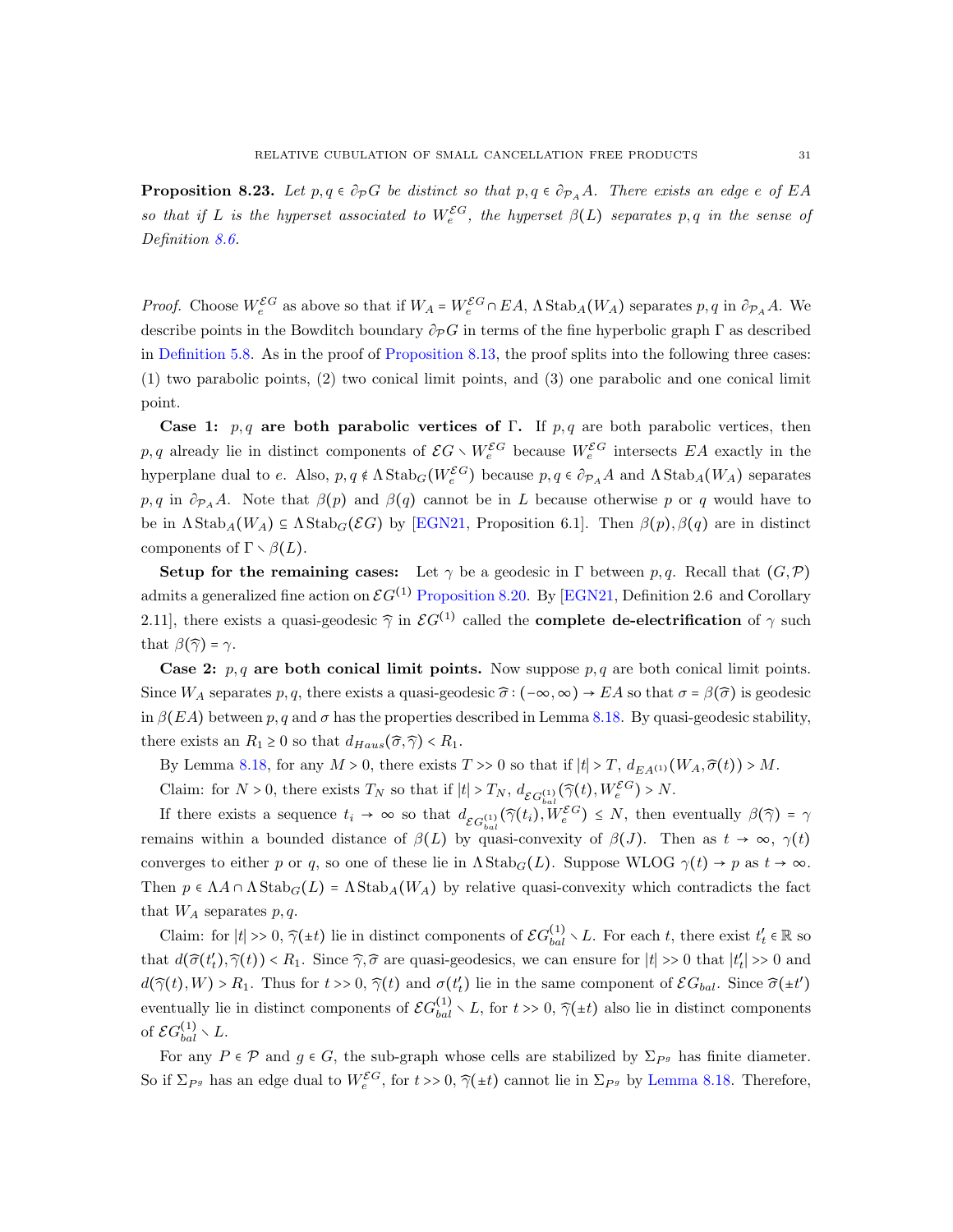**Proposition 8.23.** *Let $p, q \in \partial_{\mathcal{P}} G$ be distinct so that $p, q \in \partial_{\mathcal{P}_A} A$. There exists an edge $e$ of $EA$ so that if $L$ is the hyperset associated to $W_e^{\mathcal{E}G}$, the hyperset $\beta(L)$ separates $p, q$ in the sense of Definition 8.6.*

*Proof.* Choose $W_e^{\mathcal{E}G}$ as above so that if $W_A = W_e^{\mathcal{E}G} \cap EA$, $\Lambda \operatorname{Stab}_A(W_A)$ separates $p, q$ in $\partial_{\mathcal{P}_A} A$. We describe points in the Bowditch boundary $\partial_{\mathcal{P}} G$ in terms of the fine hyperbolic graph $\Gamma$ as described in Definition 5.8. As in the proof of Proposition 8.13, the proof splits into the following three cases: (1) two parabolic points, (2) two conical limit points, and (3) one parabolic and one conical limit point.

**Case 1: $p, q$ are both parabolic vertices of $\Gamma$.** If $p, q$ are both parabolic vertices, then $p, q$ already lie in distinct components of $\mathcal{E}G \smallsetminus W_e^{\mathcal{E}G}$ because $W_e^{\mathcal{E}G}$ intersects $EA$ exactly in the hyperplane dual to $e$. Also, $p, q \notin \Lambda \operatorname{Stab}_G(W_e^{\mathcal{E}G})$ because $p, q \in \partial_{\mathcal{P}_A} A$ and $\Lambda \operatorname{Stab}_A(W_A)$ separates $p, q$ in $\partial_{\mathcal{P}_A} A$. Note that $\beta(p)$ and $\beta(q)$ cannot be in $L$ because otherwise $p$ or $q$ would have to be in $\Lambda \operatorname{Stab}_A(W_A) \subseteq \Lambda \operatorname{Stab}_G(\mathcal{E}G)$ by [EGN21, Proposition 6.1]. Then $\beta(p), \beta(q)$ are in distinct components of $\Gamma \smallsetminus \beta(L)$.

**Setup for the remaining cases:** Let $\gamma$ be a geodesic in $\Gamma$ between $p, q$. Recall that $(G, \mathcal{P})$ admits a generalized fine action on $\mathcal{E}G^{(1)}$ Proposition 8.20. By [EGN21, Definition 2.6 and Corollary 2.11], there exists a quasi-geodesic $\widehat{\gamma}$ in $\mathcal{E}G^{(1)}$ called the **complete de-electrification** of $\gamma$ such that $\beta(\widehat{\gamma}) = \gamma$.

**Case 2: $p, q$ are both conical limit points.** Now suppose $p, q$ are both conical limit points. Since $W_A$ separates $p, q$, there exists a quasi-geodesic $\widehat{\sigma} : (-\infty, \infty) \to EA$ so that $\sigma = \beta(\widehat{\sigma})$ is geodesic in $\beta(EA)$ between $p, q$ and $\sigma$ has the properties described in Lemma 8.18. By quasi-geodesic stability, there exists an $R_1 \geq 0$ so that $d_{Haus}(\widehat{\sigma}, \widehat{\gamma}) < R_1$.

By Lemma 8.18, for any $M > 0$, there exists $T >> 0$ so that if $|t| > T$, $d_{EA^{(1)}}(W_A, \widehat{\sigma}(t)) > M$.

Claim: for $N > 0$, there exists $T_N$ so that if $|t| > T_N$, $d_{\mathcal{E}G_{bal}^{(1)}}(\widehat{\gamma}(t), W_e^{\mathcal{E}G}) > N$.

If there exists a sequence $t_i \to \infty$ so that $d_{\mathcal{E}G_{bal}^{(1)}}(\widehat{\gamma}(t_i), W_e^{\mathcal{E}G}) \leq N$, then eventually $\beta(\widehat{\gamma}) = \gamma$ remains within a bounded distance of $\beta(L)$ by quasi-convexity of $\beta(J)$. Then as $t \to \infty$, $\gamma(t)$ converges to either $p$ or $q$, so one of these lie in $\Lambda \operatorname{Stab}_G(L)$. Suppose WLOG $\gamma(t) \to p$ as $t \to \infty$. Then $p \in \Lambda A \cap \Lambda \operatorname{Stab}_G(L) = \Lambda \operatorname{Stab}_A(W_A)$ by relative quasi-convexity which contradicts the fact that $W_A$ separates $p, q$.

Claim: for $|t| >> 0$, $\widehat{\gamma}(\pm t)$ lie in distinct components of $\mathcal{E}G_{bal}^{(1)} \smallsetminus L$. For each $t$, there exist $t'_t \in \mathbb{R}$ so that $d(\widehat{\sigma}(t'_t), \widehat{\gamma}(t)) < R_1$. Since $\widehat{\gamma}, \widehat{\sigma}$ are quasi-geodesics, we can ensure for $|t| >> 0$ that $|t'_t| >> 0$ and $d(\widehat{\gamma}(t), W) > R_1$. Thus for $t >> 0$, $\widehat{\gamma}(t)$ and $\sigma(t'_t)$ lie in the same component of $\mathcal{E}G_{bal}$. Since $\widehat{\sigma}(\pm t')$ eventually lie in distinct components of $\mathcal{E}G_{bal}^{(1)} \smallsetminus L$, for $t >> 0$, $\widehat{\gamma}(\pm t)$ also lie in distinct components of $\mathcal{E}G_{bal}^{(1)} \smallsetminus L$.

For any $P \in \mathcal{P}$ and $g \in G$, the sub-graph whose cells are stabilized by $\Sigma_{P^g}$ has finite diameter. So if $\Sigma_{P^g}$ has an edge dual to $W_e^{\mathcal{E}G}$, for $t >> 0$, $\widehat{\gamma}(\pm t)$ cannot lie in $\Sigma_{P^g}$ by Lemma 8.18. Therefore,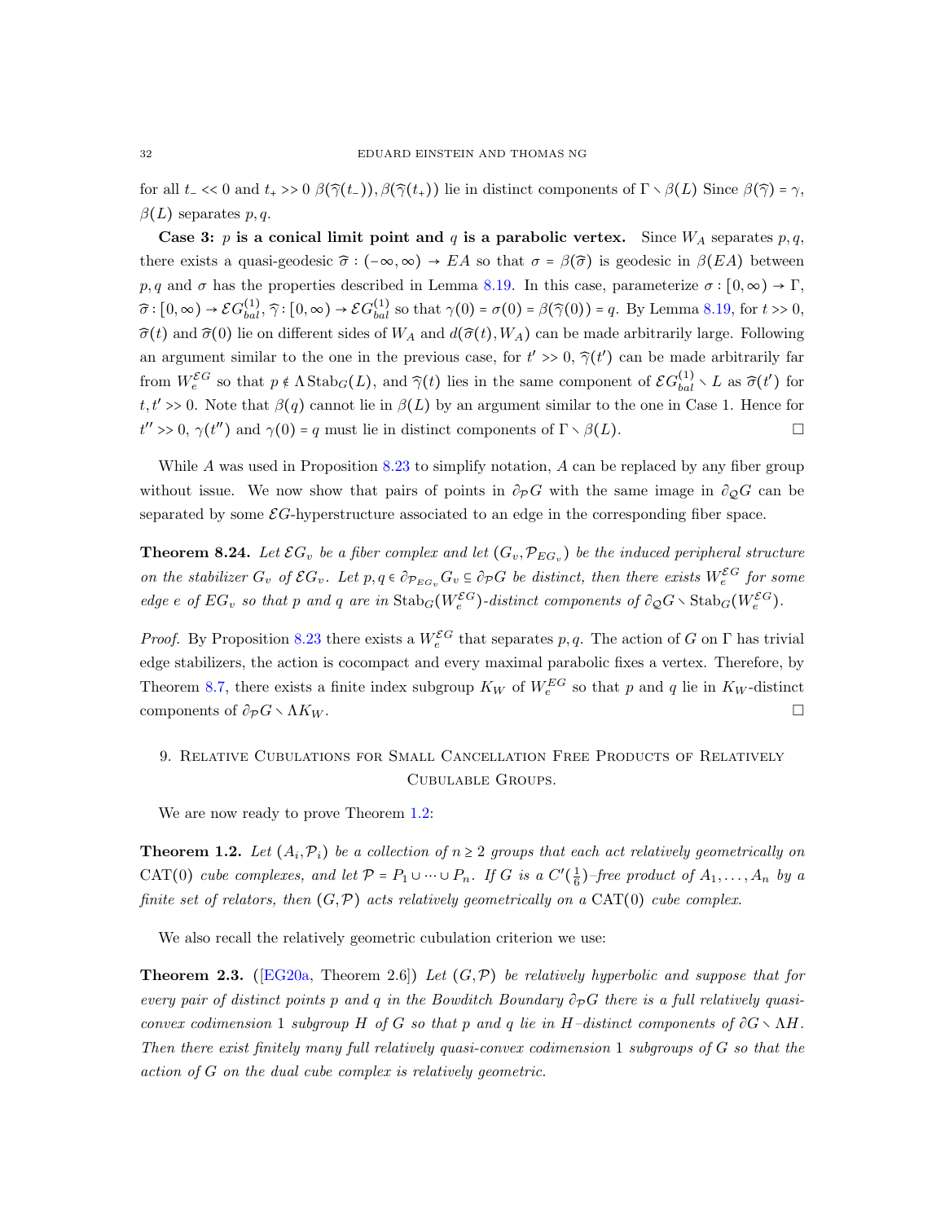for all $t_- << 0$ and $t_+ >> 0$ $\beta(\widehat{\gamma}(t_-)), \beta(\widehat{\gamma}(t_+))$ lie in distinct components of $\Gamma \setminus \beta(L)$ Since $\beta(\widehat{\gamma}) = \gamma$, $\beta(L)$ separates $p, q$.

**Case 3: $p$ is a conical limit point and $q$ is a parabolic vertex.** Since $W_A$ separates $p, q$, there exists a quasi-geodesic $\widehat{\sigma} : (-\infty, \infty) \to EA$ so that $\sigma = \beta(\widehat{\sigma})$ is geodesic in $\beta(EA)$ between $p, q$ and $\sigma$ has the properties described in Lemma 8.19. In this case, parameterize $\sigma : [0, \infty) \to \Gamma$, $\widehat{\sigma} : [0, \infty) \to \mathcal{E}G^{(1)}_{bal}$, $\widehat{\gamma} : [0, \infty) \to \mathcal{E}G^{(1)}_{bal}$ so that $\gamma(0) = \sigma(0) = \beta(\widehat{\gamma}(0)) = q$. By Lemma 8.19, for $t >> 0$, $\widehat{\sigma}(t)$ and $\widehat{\sigma}(0)$ lie on different sides of $W_A$ and $d(\widehat{\sigma}(t), W_A)$ can be made arbitrarily large. Following an argument similar to the one in the previous case, for $t' >> 0$, $\widehat{\gamma}(t')$ can be made arbitrarily far from $W^{\mathcal{E}G}_e$ so that $p \notin \Lambda \operatorname{Stab}_G(L)$, and $\widehat{\gamma}(t)$ lies in the same component of $\mathcal{E}G^{(1)}_{bal} \setminus L$ as $\widehat{\sigma}(t')$ for $t, t' >> 0$. Note that $\beta(q)$ cannot lie in $\beta(L)$ by an argument similar to the one in Case 1. Hence for $t'' >> 0$, $\gamma(t'')$ and $\gamma(0) = q$ must lie in distinct components of $\Gamma \setminus \beta(L)$. □

While $A$ was used in Proposition 8.23 to simplify notation, $A$ can be replaced by any fiber group without issue. We now show that pairs of points in $\partial_{\mathcal{P}} G$ with the same image in $\partial_{\mathcal{Q}} G$ can be separated by some $\mathcal{E}G$-hyperstructure associated to an edge in the corresponding fiber space.

**Theorem 8.24.** *Let $\mathcal{E}G_v$ be a fiber complex and let $(G_v, \mathcal{P}_{EG_v})$ be the induced peripheral structure on the stabilizer $G_v$ of $\mathcal{E}G_v$. Let $p, q \in \partial_{\mathcal{P}_{EG_v}} G_v \subseteq \partial_{\mathcal{P}} G$ be distinct, then there exists $W^{\mathcal{E}G}_e$ for some edge $e$ of $EG_v$ so that $p$ and $q$ are in $\operatorname{Stab}_G(W^{\mathcal{E}G}_e)$-distinct components of $\partial_{\mathcal{Q}} G \setminus \operatorname{Stab}_G(W^{\mathcal{E}G}_e)$.*

*Proof.* By Proposition 8.23 there exists a $W^{\mathcal{E}G}_e$ that separates $p, q$. The action of $G$ on $\Gamma$ has trivial edge stabilizers, the action is cocompact and every maximal parabolic fixes a vertex. Therefore, by Theorem 8.7, there exists a finite index subgroup $K_W$ of $W^{EG}_e$ so that $p$ and $q$ lie in $K_W$-distinct components of $\partial_{\mathcal{P}} G \setminus \Lambda K_W$. □

## 9. Relative Cubulations for Small Cancellation Free Products of Relatively Cubulable Groups.

We are now ready to prove Theorem 1.2:

**Theorem 1.2.** *Let $(A_i, \mathcal{P}_i)$ be a collection of $n \geq 2$ groups that each act relatively geometrically on $\operatorname{CAT}(0)$ cube complexes, and let $\mathcal{P} = P_1 \cup \cdots \cup P_n$. If $G$ is a $C'(\frac{1}{6})$–free product of $A_1, \ldots, A_n$ by a finite set of relators, then $(G, \mathcal{P})$ acts relatively geometrically on a $\operatorname{CAT}(0)$ cube complex.*

We also recall the relatively geometric cubulation criterion we use:

**Theorem 2.3.** ([EG20a, Theorem 2.6]) *Let $(G, \mathcal{P})$ be relatively hyperbolic and suppose that for every pair of distinct points $p$ and $q$ in the Bowditch Boundary $\partial_{\mathcal{P}} G$ there is a full relatively quasi-convex codimension 1 subgroup $H$ of $G$ so that $p$ and $q$ lie in $H$–distinct components of $\partial G \setminus \Lambda H$. Then there exist finitely many full relatively quasi-convex codimension 1 subgroups of $G$ so that the action of $G$ on the dual cube complex is relatively geometric.*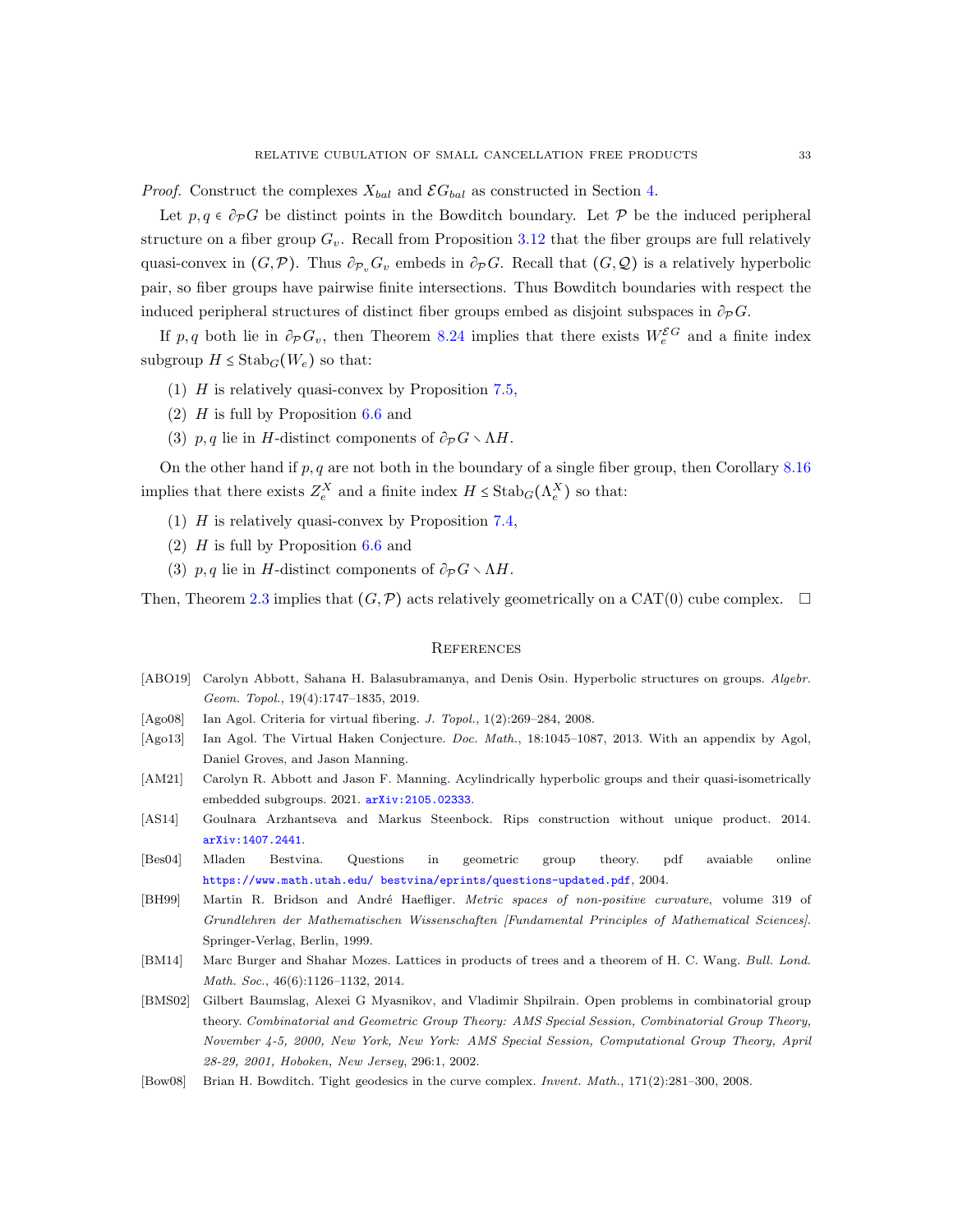*Proof.* Construct the complexes $X_{bal}$ and $\mathcal{E}G_{bal}$ as constructed in Section 4.

Let $p, q \in \partial_{\mathcal{P}} G$ be distinct points in the Bowditch boundary. Let $\mathcal{P}$ be the induced peripheral structure on a fiber group $G_v$. Recall from Proposition 3.12 that the fiber groups are full relatively quasi-convex in $(G, \mathcal{P})$. Thus $\partial_{\mathcal{P}_v} G_v$ embeds in $\partial_{\mathcal{P}} G$. Recall that $(G, \mathcal{Q})$ is a relatively hyperbolic pair, so fiber groups have pairwise finite intersections. Thus Bowditch boundaries with respect the induced peripheral structures of distinct fiber groups embed as disjoint subspaces in $\partial_{\mathcal{P}} G$.

If $p, q$ both lie in $\partial_{\mathcal{P}} G_v$, then Theorem 8.24 implies that there exists $W_e^{\mathcal{E}G}$ and a finite index subgroup $H \leq \mathrm{Stab}_G(W_e)$ so that:

(1) $H$ is relatively quasi-convex by Proposition 7.5,
(2) $H$ is full by Proposition 6.6 and
(3) $p, q$ lie in $H$-distinct components of $\partial_{\mathcal{P}} G \smallsetminus \Lambda H$.

On the other hand if $p, q$ are not both in the boundary of a single fiber group, then Corollary 8.16 implies that there exists $Z_e^X$ and a finite index $H \leq \mathrm{Stab}_G(\Lambda_e^X)$ so that:

(1) $H$ is relatively quasi-convex by Proposition 7.4,
(2) $H$ is full by Proposition 6.6 and
(3) $p, q$ lie in $H$-distinct components of $\partial_{\mathcal{P}} G \smallsetminus \Lambda H$.

Then, Theorem 2.3 implies that $(G, \mathcal{P})$ acts relatively geometrically on a CAT(0) cube complex. $\square$

## References

[ABO19] Carolyn Abbott, Sahana H. Balasubramanya, and Denis Osin. Hyperbolic structures on groups. *Algebr. Geom. Topol.*, 19(4):1747–1835, 2019.

[Ago08] Ian Agol. Criteria for virtual fibering. *J. Topol.*, 1(2):269–284, 2008.

[Ago13] Ian Agol. The Virtual Haken Conjecture. *Doc. Math.*, 18:1045–1087, 2013. With an appendix by Agol, Daniel Groves, and Jason Manning.

[AM21] Carolyn R. Abbott and Jason F. Manning. Acylindrically hyperbolic groups and their quasi-isometrically embedded subgroups. 2021. arXiv:2105.02333.

[AS14] Goulnara Arzhantseva and Markus Steenbock. Rips construction without unique product. 2014. arXiv:1407.2441.

[Bes04] Mladen Bestvina. Questions in geometric group theory. pdf avaiable online https://www.math.utah.edu/ bestvina/eprints/questions-updated.pdf, 2004.

[BH99] Martin R. Bridson and André Haefliger. *Metric spaces of non-positive curvature*, volume 319 of *Grundlehren der Mathematischen Wissenschaften [Fundamental Principles of Mathematical Sciences]*. Springer-Verlag, Berlin, 1999.

[BM14] Marc Burger and Shahar Mozes. Lattices in products of trees and a theorem of H. C. Wang. *Bull. Lond. Math. Soc.*, 46(6):1126–1132, 2014.

[BMS02] Gilbert Baumslag, Alexei G Myasnikov, and Vladimir Shpilrain. Open problems in combinatorial group theory. *Combinatorial and Geometric Group Theory: AMS Special Session, Combinatorial Group Theory, November 4-5, 2000, New York, New York: AMS Special Session, Computational Group Theory, April 28-29, 2001, Hoboken, New Jersey*, 296:1, 2002.

[Bow08] Brian H. Bowditch. Tight geodesics in the curve complex. *Invent. Math.*, 171(2):281–300, 2008.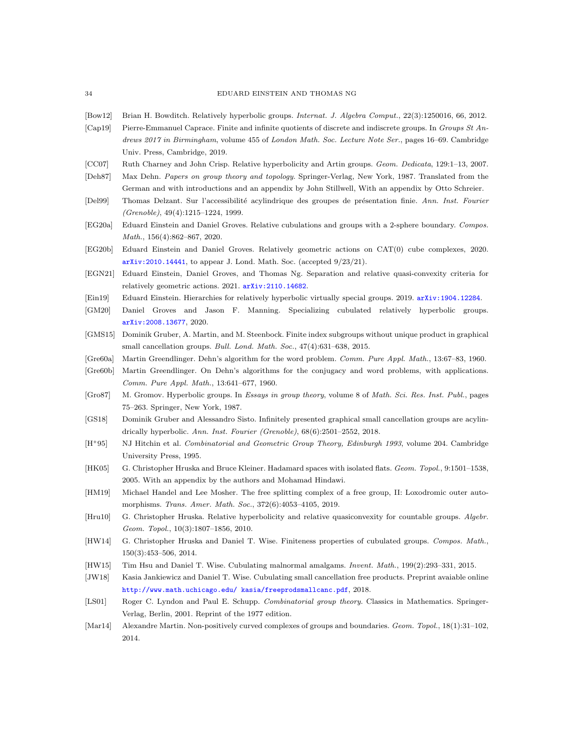[Bow12] Brian H. Bowditch. Relatively hyperbolic groups. *Internat. J. Algebra Comput.*, 22(3):1250016, 66, 2012.

[Cap19] Pierre-Emmanuel Caprace. Finite and infinite quotients of discrete and indiscrete groups. In *Groups St Andrews 2017 in Birmingham*, volume 455 of *London Math. Soc. Lecture Note Ser.*, pages 16–69. Cambridge Univ. Press, Cambridge, 2019.

[CC07] Ruth Charney and John Crisp. Relative hyperbolicity and Artin groups. *Geom. Dedicata*, 129:1–13, 2007.

[Deh87] Max Dehn. *Papers on group theory and topology*. Springer-Verlag, New York, 1987. Translated from the German and with introductions and an appendix by John Stillwell, With an appendix by Otto Schreier.

[Del99] Thomas Delzant. Sur l'accessibilité acylindrique des groupes de présentation finie. *Ann. Inst. Fourier (Grenoble)*, 49(4):1215–1224, 1999.

[EG20a] Eduard Einstein and Daniel Groves. Relative cubulations and groups with a 2-sphere boundary. *Compos. Math.*, 156(4):862–867, 2020.

[EG20b] Eduard Einstein and Daniel Groves. Relatively geometric actions on CAT(0) cube complexes, 2020. arXiv:2010.14441, to appear J. Lond. Math. Soc. (accepted 9/23/21).

[EGN21] Eduard Einstein, Daniel Groves, and Thomas Ng. Separation and relative quasi-convexity criteria for relatively geometric actions. 2021. arXiv:2110.14682.

[Ein19] Eduard Einstein. Hierarchies for relatively hyperbolic virtually special groups. 2019. arXiv:1904.12284.

[GM20] Daniel Groves and Jason F. Manning. Specializing cubulated relatively hyperbolic groups. arXiv:2008.13677, 2020.

[GMS15] Dominik Gruber, A. Martin, and M. Steenbock. Finite index subgroups without unique product in graphical small cancellation groups. *Bull. Lond. Math. Soc.*, 47(4):631–638, 2015.

[Gre60a] Martin Greendlinger. Dehn's algorithm for the word problem. *Comm. Pure Appl. Math.*, 13:67–83, 1960.

[Gre60b] Martin Greendlinger. On Dehn's algorithms for the conjugacy and word problems, with applications. *Comm. Pure Appl. Math.*, 13:641–677, 1960.

[Gro87] M. Gromov. Hyperbolic groups. In *Essays in group theory*, volume 8 of *Math. Sci. Res. Inst. Publ.*, pages 75–263. Springer, New York, 1987.

[GS18] Dominik Gruber and Alessandro Sisto. Infinitely presented graphical small cancellation groups are acylindrically hyperbolic. *Ann. Inst. Fourier (Grenoble)*, 68(6):2501–2552, 2018.

[H+95] NJ Hitchin et al. *Combinatorial and Geometric Group Theory, Edinburgh 1993*, volume 204. Cambridge University Press, 1995.

[HK05] G. Christopher Hruska and Bruce Kleiner. Hadamard spaces with isolated flats. *Geom. Topol.*, 9:1501–1538, 2005. With an appendix by the authors and Mohamad Hindawi.

[HM19] Michael Handel and Lee Mosher. The free splitting complex of a free group, II: Loxodromic outer automorphisms. *Trans. Amer. Math. Soc.*, 372(6):4053–4105, 2019.

[Hru10] G. Christopher Hruska. Relative hyperbolicity and relative quasiconvexity for countable groups. *Algebr. Geom. Topol.*, 10(3):1807–1856, 2010.

[HW14] G. Christopher Hruska and Daniel T. Wise. Finiteness properties of cubulated groups. *Compos. Math.*, 150(3):453–506, 2014.

[HW15] Tim Hsu and Daniel T. Wise. Cubulating malnormal amalgams. *Invent. Math.*, 199(2):293–331, 2015.

[JW18] Kasia Jankiewicz and Daniel T. Wise. Cubulating small cancellation free products. Preprint avaiable online http://www.math.uchicago.edu/ kasia/freeprodsmallcanc.pdf, 2018.

[LS01] Roger C. Lyndon and Paul E. Schupp. *Combinatorial group theory*. Classics in Mathematics. Springer-Verlag, Berlin, 2001. Reprint of the 1977 edition.

[Mar14] Alexandre Martin. Non-positively curved complexes of groups and boundaries. *Geom. Topol.*, 18(1):31–102, 2014.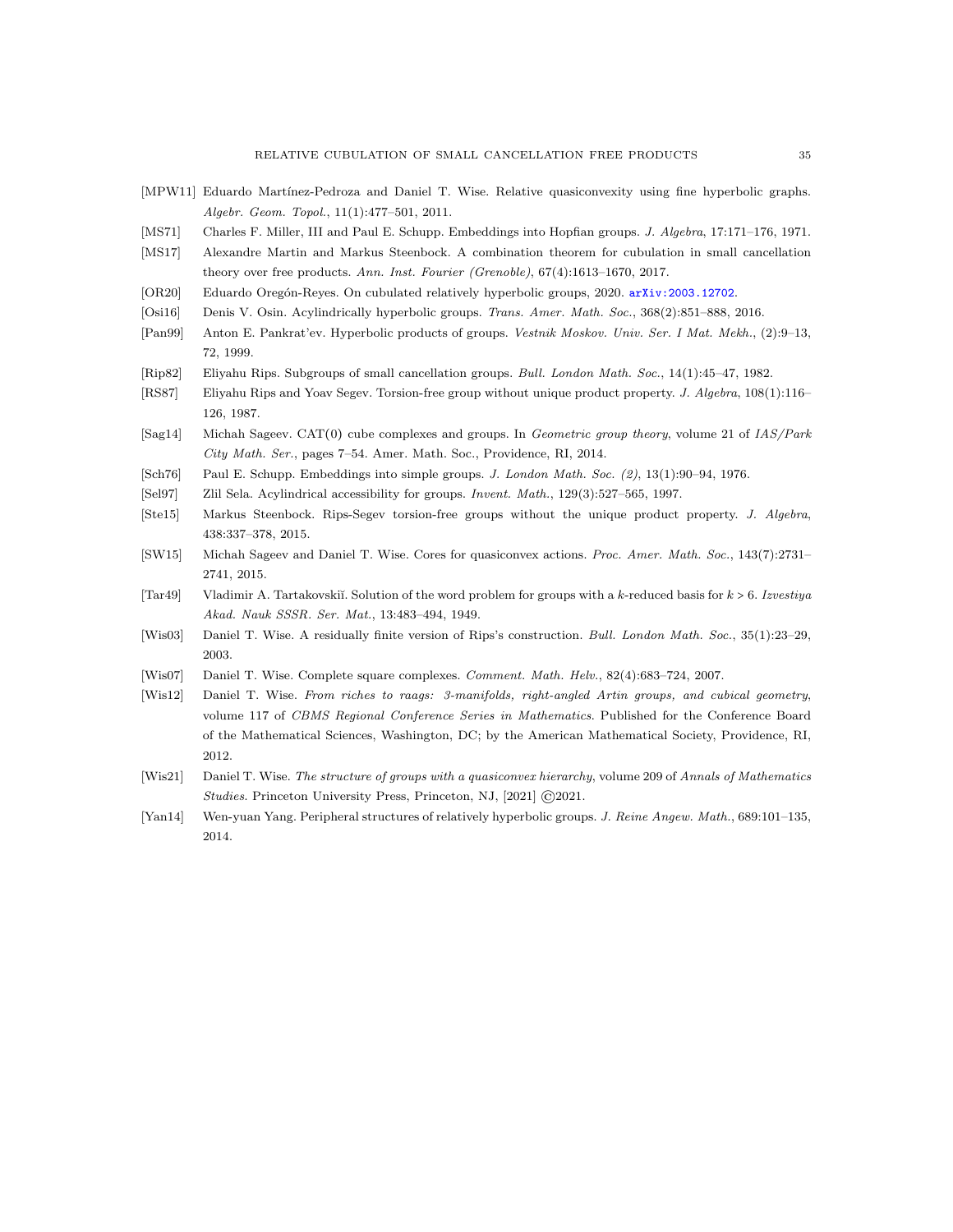[MPW11] Eduardo Martínez-Pedroza and Daniel T. Wise. Relative quasiconvexity using fine hyperbolic graphs. *Algebr. Geom. Topol.*, 11(1):477–501, 2011.

[MS71] Charles F. Miller, III and Paul E. Schupp. Embeddings into Hopfian groups. *J. Algebra*, 17:171–176, 1971.

[MS17] Alexandre Martin and Markus Steenbock. A combination theorem for cubulation in small cancellation theory over free products. *Ann. Inst. Fourier (Grenoble)*, 67(4):1613–1670, 2017.

[OR20] Eduardo Oregón-Reyes. On cubulated relatively hyperbolic groups, 2020. arXiv:2003.12702.

[Osi16] Denis V. Osin. Acylindrically hyperbolic groups. *Trans. Amer. Math. Soc.*, 368(2):851–888, 2016.

[Pan99] Anton E. Pankrat'ev. Hyperbolic products of groups. *Vestnik Moskov. Univ. Ser. I Mat. Mekh.*, (2):9–13, 72, 1999.

[Rip82] Eliyahu Rips. Subgroups of small cancellation groups. *Bull. London Math. Soc.*, 14(1):45–47, 1982.

[RS87] Eliyahu Rips and Yoav Segev. Torsion-free group without unique product property. *J. Algebra*, 108(1):116–126, 1987.

[Sag14] Michah Sageev. CAT(0) cube complexes and groups. In *Geometric group theory*, volume 21 of *IAS/Park City Math. Ser.*, pages 7–54. Amer. Math. Soc., Providence, RI, 2014.

[Sch76] Paul E. Schupp. Embeddings into simple groups. *J. London Math. Soc. (2)*, 13(1):90–94, 1976.

[Sel97] Zlil Sela. Acylindrical accessibility for groups. *Invent. Math.*, 129(3):527–565, 1997.

[Ste15] Markus Steenbock. Rips-Segev torsion-free groups without the unique product property. *J. Algebra*, 438:337–378, 2015.

[SW15] Michah Sageev and Daniel T. Wise. Cores for quasiconvex actions. *Proc. Amer. Math. Soc.*, 143(7):2731–2741, 2015.

[Tar49] Vladimir A. Tartakovskiĭ. Solution of the word problem for groups with a $k$-reduced basis for $k > 6$. *Izvestiya Akad. Nauk SSSR. Ser. Mat.*, 13:483–494, 1949.

[Wis03] Daniel T. Wise. A residually finite version of Rips's construction. *Bull. London Math. Soc.*, 35(1):23–29, 2003.

[Wis07] Daniel T. Wise. Complete square complexes. *Comment. Math. Helv.*, 82(4):683–724, 2007.

[Wis12] Daniel T. Wise. *From riches to raags: 3-manifolds, right-angled Artin groups, and cubical geometry*, volume 117 of *CBMS Regional Conference Series in Mathematics*. Published for the Conference Board of the Mathematical Sciences, Washington, DC; by the American Mathematical Society, Providence, RI, 2012.

[Wis21] Daniel T. Wise. *The structure of groups with a quasiconvex hierarchy*, volume 209 of *Annals of Mathematics Studies*. Princeton University Press, Princeton, NJ, [2021] ©2021.

[Yan14] Wen-yuan Yang. Peripheral structures of relatively hyperbolic groups. *J. Reine Angew. Math.*, 689:101–135, 2014.